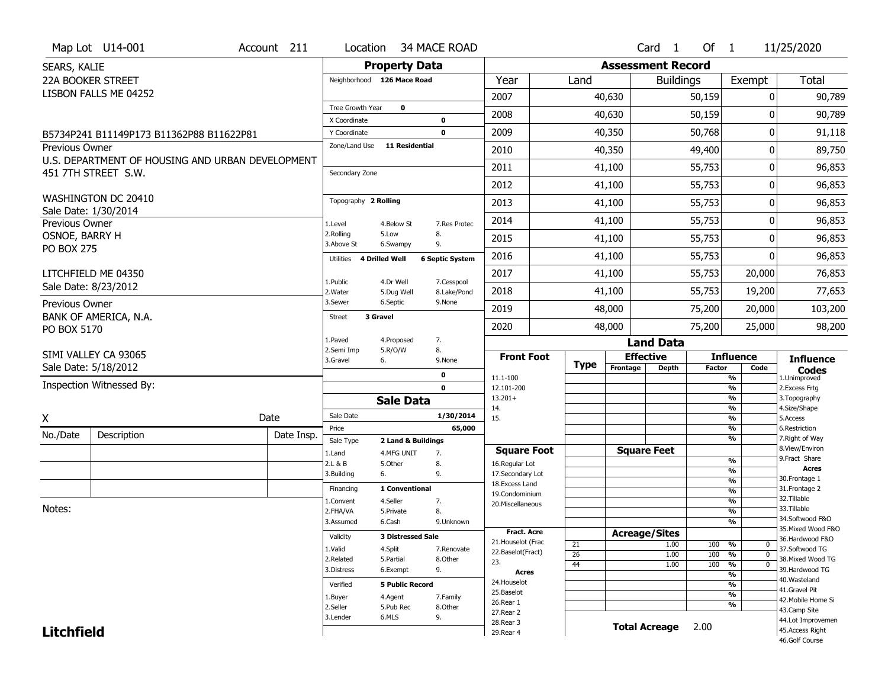Map Lot U14-001 | Account 211 | Location 34 MACE ROAD | Card 1 Of 1 | 11/25/2020

SEARS, KALIE
22A BOOKER STREET
LISBON FALLS ME 04252

B5734P241 B11149P173 B11362P88 B11622P81

Previous Owner
U.S. DEPARTMENT OF HOUSING AND URBAN DEVELOPMENT
451 7TH STREET S.W.

WASHINGTON DC 20410
Sale Date: 1/30/2014

Previous Owner
OSNOE, BARRY H
PO BOX 275

LITCHFIELD ME 04350
Sale Date: 8/23/2012

Previous Owner
BANK OF AMERICA, N.A.
PO BOX 5170

SIMI VALLEY CA 93065
Sale Date: 5/18/2012

Inspection Witnessed By:

X _______________ Date

| No./Date | Description | Date Insp. |
|---|---|---|
| | | |
| | | |
| | | |

Notes:

## Property Data

Neighborhood **126 Mace Road**

Tree Growth Year **0**
X Coordinate **0**
Y Coordinate **0**
Zone/Land Use **11 Residential**

Secondary Zone

Topography **2 Rolling**

1.Level 4.Below St 7.Res Protec
2.Rolling 5.Low 8.
3.Above St 6.Swampy 9.

Utilities **4 Drilled Well** **6 Septic System**

1.Public 4.Dr Well 7.Cesspool
2.Water 5.Dug Well 8.Lake/Pond
3.Sewer 6.Septic 9.None

Street **3 Gravel**

1.Paved 4.Proposed 7.
2.Semi Imp 5.R/O/W 8.
3.Gravel 6. 9.None

0
0

## Sale Data

Sale Date **1/30/2014**
Price **65,000**
Sale Type **2 Land & Buildings**

1.Land 4.MFG UNIT 7.
2.L & B 5.Other 8.
3.Building 6. 9.

Financing **1 Conventional**

1.Convent 4.Seller 7.
2.FHA/VA 5.Private 8.
3.Assumed 6.Cash 9.Unknown

Validity **3 Distressed Sale**

1.Valid 4.Split 7.Renovate
2.Related 5.Partial 8.Other
3.Distress 6.Exempt 9.

Verified **5 Public Record**

1.Buyer 4.Agent 7.Family
2.Seller 5.Pub Rec 8.Other
3.Lender 6.MLS 9.

## Assessment Record

| Year | Land | Buildings | Exempt | Total |
|---|---|---|---|---|
| 2007 | 40,630 | 50,159 | 0 | 90,789 |
| 2008 | 40,630 | 50,159 | 0 | 90,789 |
| 2009 | 40,350 | 50,768 | 0 | 91,118 |
| 2010 | 40,350 | 49,400 | 0 | 89,750 |
| 2011 | 41,100 | 55,753 | 0 | 96,853 |
| 2012 | 41,100 | 55,753 | 0 | 96,853 |
| 2013 | 41,100 | 55,753 | 0 | 96,853 |
| 2014 | 41,100 | 55,753 | 0 | 96,853 |
| 2015 | 41,100 | 55,753 | 0 | 96,853 |
| 2016 | 41,100 | 55,753 | 0 | 96,853 |
| 2017 | 41,100 | 55,753 | 20,000 | 76,853 |
| 2018 | 41,100 | 55,753 | 19,200 | 77,653 |
| 2019 | 48,000 | 75,200 | 20,000 | 103,200 |
| 2020 | 48,000 | 75,200 | 25,000 | 98,200 |

## Land Data

| Front Foot | Type | Effective Frontage | Effective Depth | Influence Factor | Influence Code |
|---|---|---|---|---|---|
| 11.1-100 | | | | % | |
| 12.101-200 | | | | % | |
| 13.201+ | | | | % | |
| 14. | | | | % | |
| 15. | | | | % | |
| | | | | % | |
| | | | | % | |

| Square Foot | Square Feet | Influence Factor | Influence Code |
|---|---|---|---|
| 16.Regular Lot | | % | |
| 17.Secondary Lot | | % | |
| 18.Excess Land | | % | |
| 19.Condominium | | % | |
| 20.Miscellaneous | | % | |
| | | % | |
| | | % | |

| Fract. Acre | Type | Acreage/Sites | Influence Factor | Influence Code |
|---|---|---|---|---|
| 21.Houselot (Frac | 21 | 1.00 | 100 % | 0 |
| 22.Baselot(Fract) | 26 | 1.00 | 100 % | 0 |
| 23. | 44 | 1.00 | 100 % | 0 |
| **Acres** | | | % | |
| 24.Houselot | | | % | |
| 25.Baselot | | | % | |
| 26.Rear 1 | | | % | |
| 27.Rear 2 | | | | |
| 28.Rear 3 | | | | |
| 29.Rear 4 | | | | |

**Total Acreage** 2.00

**Influence Codes**
1.Unimproved
2.Excess Frtg
3.Topography
4.Size/Shape
5.Access
6.Restriction
7.Right of Way
8.View/Environ
9.Fract Share

**Acres**
30.Frontage 1
31.Frontage 2
32.Tillable
33.Tillable
34.Softwood F&O
35.Mixed Wood F&O
36.Hardwood F&O
37.Softwood TG
38.Mixed Wood TG
39.Hardwood TG
40.Wasteland
41.Gravel Pit
42.Mobile Home Si
43.Camp Site
44.Lot Improvemen
45.Access Right
46.Golf Course

**Litchfield**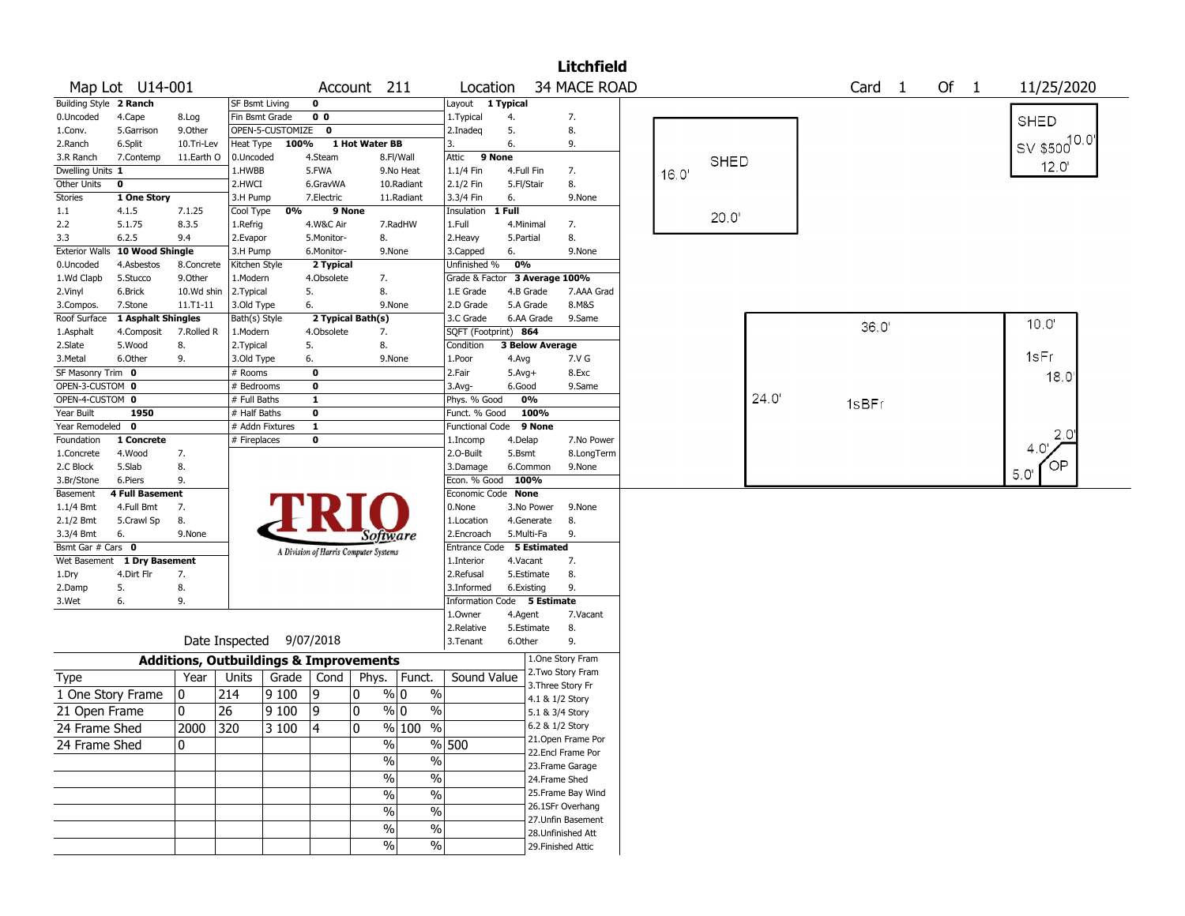# Litchfield

**Map Lot** U14-001 **Account** 211 **Location** 34 MACE ROAD **Card** 1 **Of** 1 11/25/2020

| Building Style | 2 Ranch | | SF Bsmt Living | 0 | | Layout | 1 Typical | |
|---|---|---|---|---|---|---|---|---|
| 0.Uncoded | 4.Cape | 8.Log | Fin Bsmt Grade | 0 0 | | 1.Typical | 4. | 7. |
| 1.Conv. | 5.Garrison | 9.Other | OPEN-5-CUSTOMIZE | 0 | | 2.Inadeq | 5. | 8. |
| 2.Ranch | 6.Split | 10.Tri-Lev | Heat Type 100% | 1 Hot Water BB | | 3. | 6. | 9. |
| 3.R Ranch | 7.Contemp | 11.Earth O | 0.Uncoded | 4.Steam | 8.Fl/Wall | Attic | 9 None | |
| Dwelling Units | 1 | | 1.HWBB | 5.FWA | 9.No Heat | 1.1/4 Fin | 4.Full Fin | 7. |
| Other Units | 0 | | 2.HWCI | 6.GravWA | 10.Radiant | 2.1/2 Fin | 5.Fl/Stair | 8. |
| Stories | 1 One Story | | 3.H Pump | 7.Electric | 11.Radiant | 3.3/4 Fin | 6. | 9.None |
| 1.1 | 4.1.5 | 7.1.25 | Cool Type 0% | 9 None | | Insulation | 1 Full | |
| 2.2 | 5.1.75 | 8.3.5 | 1.Refrig | 4.W&C Air | 7.RadHW | 1.Full | 4.Minimal | 7. |
| 3.3 | 6.2.5 | 9.4 | 2.Evapor | 5.Monitor- | 8. | 2.Heavy | 5.Partial | 8. |
| Exterior Walls | 10 Wood Shingle | | 3.H Pump | 6.Monitor- | 9.None | 3.Capped | 6. | 9.None |
| 0.Uncoded | 4.Asbestos | 8.Concrete | Kitchen Style | 2 Typical | | Unfinished % | 0% | |
| 1.Wd Clapb | 5.Stucco | 9.Other | 1.Modern | 4.Obsolete | 7. | Grade & Factor | 3 Average 100% | |
| 2.Vinyl | 6.Brick | 10.Wd shin | 2.Typical | 5. | 8. | 1.E Grade | 4.B Grade | 7.AAA Grad |
| 3.Compos. | 7.Stone | 11.T1-11 | 3.Old Type | 6. | 9.None | 2.D Grade | 5.A Grade | 8.M&S |
| Roof Surface | 1 Asphalt Shingles | | Bath(s) Style | 2 Typical Bath(s) | | 3.C Grade | 6.AA Grade | 9.Same |
| 1.Asphalt | 4.Composit | 7.Rolled R | 1.Modern | 4.Obsolete | 7. | SQFT (Footprint) | 864 | |
| 2.Slate | 5.Wood | 8. | 2.Typical | 5. | 8. | Condition | 3 Below Average | |
| 3.Metal | 6.Other | 9. | 3.Old Type | 6. | 9.None | 1.Poor | 4.Avg | 7.V G |
| SF Masonry Trim | 0 | | # Rooms | 0 | | 2.Fair | 5.Avg+ | 8.Exc |
| OPEN-3-CUSTOM | 0 | | # Bedrooms | 0 | | 3.Avg- | 6.Good | 9.Same |
| OPEN-4-CUSTOM | 0 | | # Full Baths | 1 | | Phys. % Good | 0% | |
| Year Built | 1950 | | # Half Baths | 0 | | Funct. % Good | 100% | |
| Year Remodeled | 0 | | # Addn Fixtures | 1 | | Functional Code | 9 None | |
| Foundation | 1 Concrete | | # Fireplaces | 0 | | 1.Incomp | 4.Delap | 7.No Power |
| 1.Concrete | 4.Wood | 7. | | | | 2.O-Built | 5.Bsmt | 8.LongTerm |
| 2.C Block | 5.Slab | 8. | | | | 3.Damage | 6.Common | 9.None |
| 3.Br/Stone | 6.Piers | 9. | | | | Econ. % Good | 100% | |
| Basement | 4 Full Basement | | | | | Economic Code | None | |
| 1.1/4 Bmt | 4.Full Bmt | 7. | | | | 0.None | 3.No Power | 9.None |
| 2.1/2 Bmt | 5.Crawl Sp | 8. | | | | 1.Location | 4.Generate | 8. |
| 3.3/4 Bmt | 6. | 9.None | | | | 2.Encroach | 5.Multi-Fa | 9. |
| Bsmt Gar # Cars | 0 | | | | | Entrance Code | 5 Estimated | |
| Wet Basement | 1 Dry Basement | | | | | 1.Interior | 4.Vacant | 7. |
| 1.Dry | 4.Dirt Flr | 7. | | | | 2.Refusal | 5.Estimate | 8. |
| 2.Damp | 5. | 8. | | | | 3.Informed | 6.Existing | 9. |
| 3.Wet | 6. | 9. | | | | Information Code | 5 Estimate | |
| | | | | | | 1.Owner | 4.Agent | 7.Vacant |
| | | | | | | 2.Relative | 5.Estimate | 8. |
| | Date Inspected | 9/07/2018 | | | | 3.Tenant | 6.Other | 9. |

TRIO Software — A Division of Harris Computer Systems

## Additions, Outbuildings & Improvements

| Type | Year | Units | Grade | Cond | Phys. | Funct. | Sound Value |
|---|---|---|---|---|---|---|---|
| 1 One Story Frame | 0 | 214 | 9 100 | 9 | 0 % | 0 % | |
| 21 Open Frame | 0 | 26 | 9 100 | 9 | 0 % | 0 % | |
| 24 Frame Shed | 2000 | 320 | 3 100 | 4 | 0 % | 100 % | |
| 24 Frame Shed | 0 | | | | % | % | 500 |
| | | | | | % | % | |
| | | | | | % | % | |
| | | | | | % | % | |
| | | | | | % | % | |
| | | | | | % | % | |
| | | | | | % | % | |

1.One Story Fram
2.Two Story Fram
3.Three Story Fr
4.1 & 1/2 Story
5.1 & 3/4 Story
6.2 & 1/2 Story
21.Open Frame Por
22.Encl Frame Por
23.Frame Garage
24.Frame Shed
25.Frame Bay Wind
26.1SFr Overhang
27.Unfin Basement
28.Unfinished Att
29.Finished Attic

SHED 16.0' 20.0'

SHED SV $500 10.0' 12.0'

36.0' 24.0' 1sBFr

10.0' 1sFr 18.0'

2.0' 4.0' OP 5.0'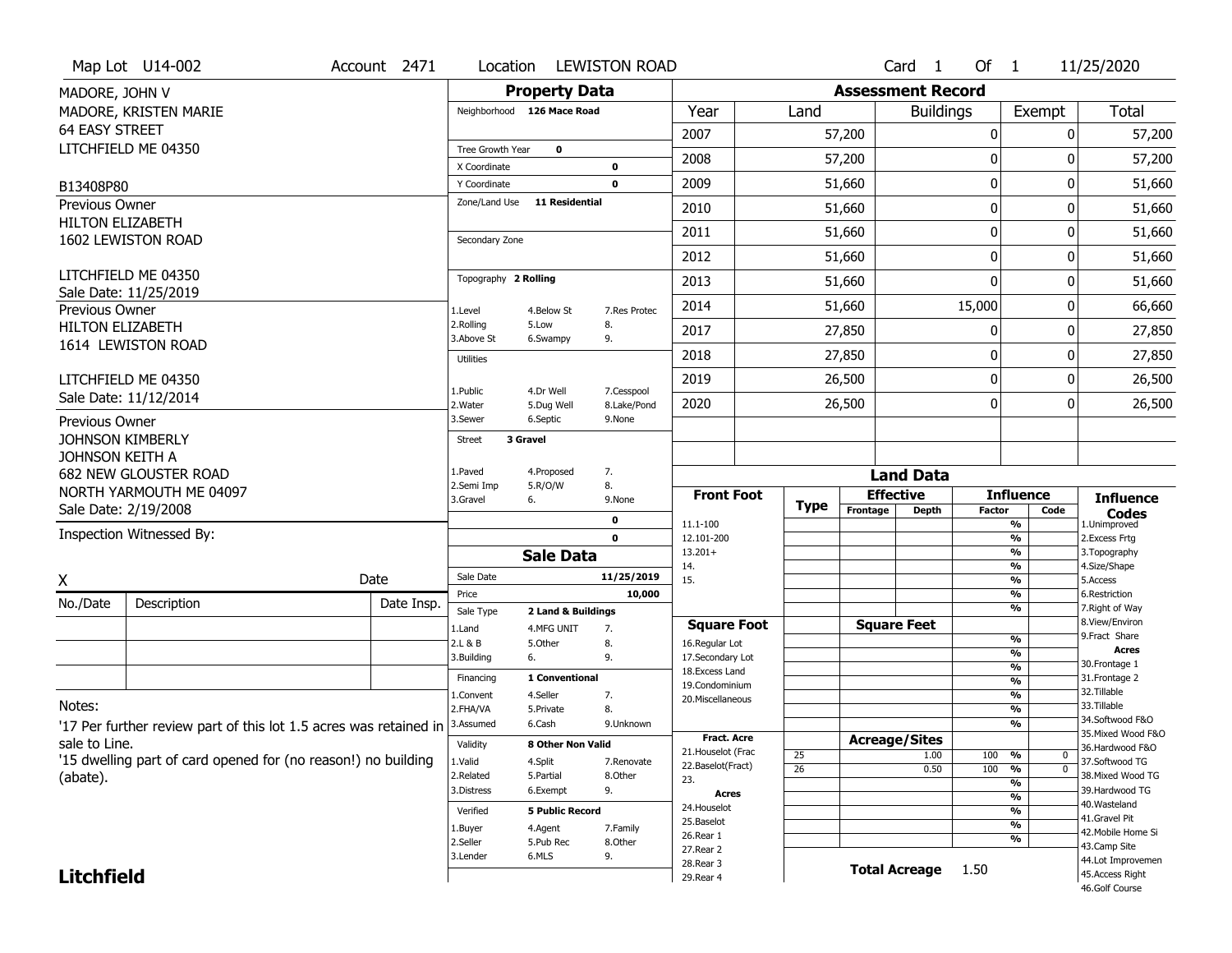Map Lot U14-002 | Account 2471 | Location LEWISTON ROAD | Card 1 Of 1 | 11/25/2020

MADORE, JOHN V
MADORE, KRISTEN MARIE
64 EASY STREET
LITCHFIELD ME 04350

B13408P80

Previous Owner
HILTON ELIZABETH
1602 LEWISTON ROAD

LITCHFIELD ME 04350
Sale Date: 11/25/2019

Previous Owner
HILTON ELIZABETH
1614 LEWISTON ROAD

LITCHFIELD ME 04350
Sale Date: 11/12/2014

Previous Owner
JOHNSON KIMBERLY
JOHNSON KEITH A
682 NEW GLOUSTER ROAD
NORTH YARMOUTH ME 04097
Sale Date: 2/19/2008

Inspection Witnessed By:

X ______________________ Date

| No./Date | Description | Date Insp. |
|---|---|---|
| | | |
| | | |
| | | |

Notes:
'17 Per further review part of this lot 1.5 acres was retained in sale to Line.
'15 dwelling part of card opened for (no reason!) no building (abate).

**Litchfield**

## Property Data

Neighborhood 126 Mace Road

Tree Growth Year 0
X Coordinate 0
Y Coordinate 0
Zone/Land Use 11 Residential

Secondary Zone

Topography 2 Rolling
1.Level 4.Below St 7.Res Protec
2.Rolling 5.Low 8.
3.Above St 6.Swampy 9.

Utilities
1.Public 4.Dr Well 7.Cesspool
2.Water 5.Dug Well 8.Lake/Pond
3.Sewer 6.Septic 9.None

Street 3 Gravel
1.Paved 4.Proposed 7.
2.Semi Imp 5.R/O/W 8.
3.Gravel 6. 9.None

0
0

## Sale Data

Sale Date 11/25/2019
Price 10,000
Sale Type 2 Land & Buildings
1.Land 4.MFG UNIT 7.
2.L & B 5.Other 8.
3.Building 6. 9.

Financing 1 Conventional
1.Convent 4.Seller 7.
2.FHA/VA 5.Private 8.
3.Assumed 6.Cash 9.Unknown

Validity 8 Other Non Valid
1.Valid 4.Split 7.Renovate
2.Related 5.Partial 8.Other
3.Distress 6.Exempt 9.

Verified 5 Public Record
1.Buyer 4.Agent 7.Family
2.Seller 5.Pub Rec 8.Other
3.Lender 6.MLS 9.

## Assessment Record

| Year | Land | Buildings | Exempt | Total |
|---|---|---|---|---|
| 2007 | 57,200 | 0 | 0 | 57,200 |
| 2008 | 57,200 | 0 | 0 | 57,200 |
| 2009 | 51,660 | 0 | 0 | 51,660 |
| 2010 | 51,660 | 0 | 0 | 51,660 |
| 2011 | 51,660 | 0 | 0 | 51,660 |
| 2012 | 51,660 | 0 | 0 | 51,660 |
| 2013 | 51,660 | 0 | 0 | 51,660 |
| 2014 | 51,660 | 15,000 | 0 | 66,660 |
| 2017 | 27,850 | 0 | 0 | 27,850 |
| 2018 | 27,850 | 0 | 0 | 27,850 |
| 2019 | 26,500 | 0 | 0 | 26,500 |
| 2020 | 26,500 | 0 | 0 | 26,500 |

## Land Data

| Front Foot | Type | Effective Frontage | Effective Depth | Influence Factor | Influence Code |
|---|---|---|---|---|---|
| 11.1-100 | | | | % | |
| 12.101-200 | | | | % | |
| 13.201+ | | | | % | |
| 14. | | | | % | |
| 15. | | | | % | |

| Square Foot | Type | Square Feet | Influence Factor | Influence Code |
|---|---|---|---|---|
| 16.Regular Lot | | | % | |
| 17.Secondary Lot | | | % | |
| 18.Excess Land | | | % | |
| 19.Condominium | | | % | |
| 20.Miscellaneous | | | % | |

| Fract. Acre / Acres | Type | Acreage/Sites | Influence Factor | Influence Code |
|---|---|---|---|---|
| 21.Houselot (Frac | 25 | 1.00 | 100 % | 0 |
| 22.Baselot(Fract) | 26 | 0.50 | 100 % | 0 |
| 23. | | | % | |
| 24.Houselot | | | % | |
| 25.Baselot | | | % | |
| 26.Rear 1 | | | % | |
| 27.Rear 2 | | | % | |
| 28.Rear 3 | | | | |
| 29.Rear 4 | | | | |

Total Acreage 1.50

**Influence Codes**
1.Unimproved
2.Excess Frtg
3.Topography
4.Size/Shape
5.Access
6.Restriction
7.Right of Way
8.View/Environ
9.Fract Share

**Acres**
30.Frontage 1
31.Frontage 2
32.Tillable
33.Tillable
34.Softwood F&O
35.Mixed Wood F&O
36.Hardwood F&O
37.Softwood TG
38.Mixed Wood TG
39.Hardwood TG
40.Wasteland
41.Gravel Pit
42.Mobile Home Si
43.Camp Site
44.Lot Improvemen
45.Access Right
46.Golf Course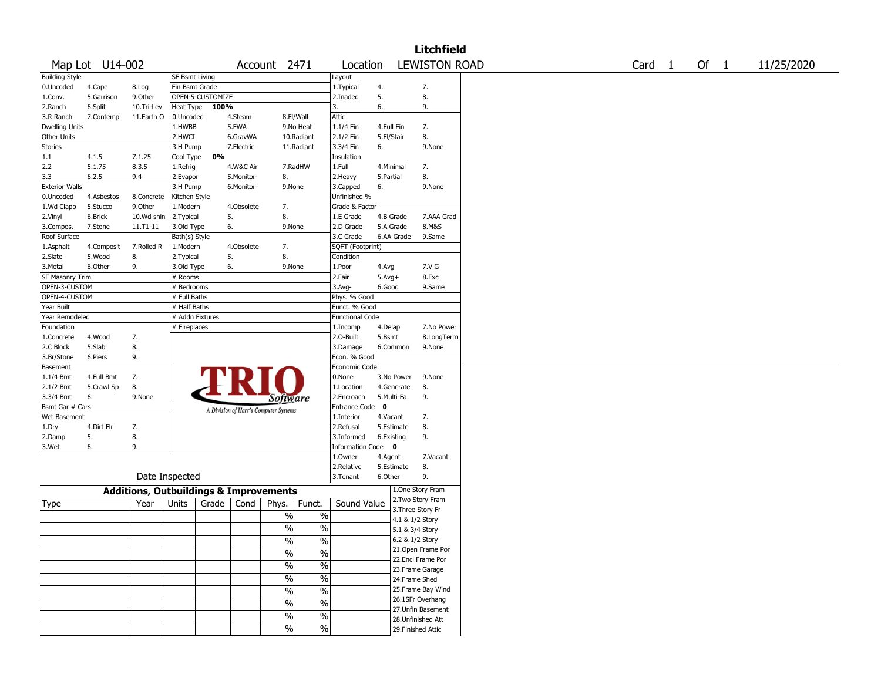# Litchfield

Map Lot U14-002 | Account 2471 | Location LEWISTON ROAD | Card 1 Of 1 | 11/25/2020

| Building Style | | | SF Bsmt Living | | | Layout | | |
|---|---|---|---|---|---|---|---|---|
| 0.Uncoded | 4.Cape | 8.Log | Fin Bsmt Grade | | | 1.Typical | 4. | 7. |
| 1.Conv. | 5.Garrison | 9.Other | OPEN-5-CUSTOMIZE | | | 2.Inadeq | 5. | 8. |
| 2.Ranch | 6.Split | 10.Tri-Lev | Heat Type 100% | | | 3. | 6. | 9. |
| 3.R Ranch | 7.Contemp | 11.Earth O | 0.Uncoded | 4.Steam | 8.Fl/Wall | Attic | | |
| Dwelling Units | | | 1.HWBB | 5.FWA | 9.No Heat | 1.1/4 Fin | 4.Full Fin | 7. |
| Other Units | | | 2.HWCI | 6.GravWA | 10.Radiant | 2.1/2 Fin | 5.Fl/Stair | 8. |
| Stories | | | 3.H Pump | 7.Electric | 11.Radiant | 3.3/4 Fin | 6. | 9.None |
| 1.1 | 4.1.5 | 7.1.25 | Cool Type 0% | | | Insulation | | |
| 2.2 | 5.1.75 | 8.3.5 | 1.Refrig | 4.W&C Air | 7.RadHW | 1.Full | 4.Minimal | 7. |
| 3.3 | 6.2.5 | 9.4 | 2.Evapor | 5.Monitor- | 8. | 2.Heavy | 5.Partial | 8. |
| Exterior Walls | | | 3.H Pump | 6.Monitor- | 9.None | 3.Capped | 6. | 9.None |
| 0.Uncoded | 4.Asbestos | 8.Concrete | Kitchen Style | | | Unfinished % | | |
| 1.Wd Clapb | 5.Stucco | 9.Other | 1.Modern | 4.Obsolete | 7. | Grade & Factor | | |
| 2.Vinyl | 6.Brick | 10.Wd shin | 2.Typical | 5. | 8. | 1.E Grade | 4.B Grade | 7.AAA Grad |
| 3.Compos. | 7.Stone | 11.T1-11 | 3.Old Type | 6. | 9.None | 2.D Grade | 5.A Grade | 8.M&S |
| Roof Surface | | | Bath(s) Style | | | 3.C Grade | 6.AA Grade | 9.Same |
| 1.Asphalt | 4.Composit | 7.Rolled R | 1.Modern | 4.Obsolete | 7. | SQFT (Footprint) | | |
| 2.Slate | 5.Wood | 8. | 2.Typical | 5. | 8. | Condition | | |
| 3.Metal | 6.Other | 9. | 3.Old Type | 6. | 9.None | 1.Poor | 4.Avg | 7.V G |
| SF Masonry Trim | | | # Rooms | | | 2.Fair | 5.Avg+ | 8.Exc |
| OPEN-3-CUSTOM | | | # Bedrooms | | | 3.Avg- | 6.Good | 9.Same |
| OPEN-4-CUSTOM | | | # Full Baths | | | Phys. % Good | | |
| Year Built | | | # Half Baths | | | Funct. % Good | | |
| Year Remodeled | | | # Addn Fixtures | | | Functional Code | | |
| Foundation | | | # Fireplaces | | | 1.Incomp | 4.Delap | 7.No Power |
| 1.Concrete | 4.Wood | 7. | | | | 2.O-Built | 5.Bsmt | 8.LongTerm |
| 2.C Block | 5.Slab | 8. | | | | 3.Damage | 6.Common | 9.None |
| 3.Br/Stone | 6.Piers | 9. | | | | Econ. % Good | | |
| Basement | | | | | | Economic Code | | |
| 1.1/4 Bmt | 4.Full Bmt | 7. | | | | 0.None | 3.No Power | 9.None |
| 2.1/2 Bmt | 5.Crawl Sp | 8. | | | | 1.Location | 4.Generate | 8. |
| 3.3/4 Bmt | 6. | 9.None | | | | 2.Encroach | 5.Multi-Fa | 9. |
| Bsmt Gar # Cars | | | | | | Entrance Code 0 | | |
| Wet Basement | | | | | | 1.Interior | 4.Vacant | 7. |
| 1.Dry | 4.Dirt Flr | 7. | | | | 2.Refusal | 5.Estimate | 8. |
| 2.Damp | 5. | 8. | | | | 3.Informed | 6.Existing | 9. |
| 3.Wet | 6. | 9. | | | | Information Code 0 | | |
| | | | | | | 1.Owner | 4.Agent | 7.Vacant |
| | | | | | | 2.Relative | 5.Estimate | 8. |
| | Date Inspected | | | | | 3.Tenant | 6.Other | 9. |

TRIO Software — A Division of Harris Computer Systems

## Additions, Outbuildings & Improvements

| Type | Year | Units | Grade | Cond | Phys. | Funct. | Sound Value |
|---|---|---|---|---|---|---|---|
| | | | | | % | % | |
| | | | | | % | % | |
| | | | | | % | % | |
| | | | | | % | % | |
| | | | | | % | % | |
| | | | | | % | % | |
| | | | | | % | % | |
| | | | | | % | % | |
| | | | | | % | % | |
| | | | | | % | % | |

1.One Story Fram
2.Two Story Fram
3.Three Story Fr
4.1 & 1/2 Story
5.1 & 3/4 Story
6.2 & 1/2 Story
21.Open Frame Por
22.Encl Frame Por
23.Frame Garage
24.Frame Shed
25.Frame Bay Wind
26.1SFr Overhang
27.Unfin Basement
28.Unfinished Att
29.Finished Attic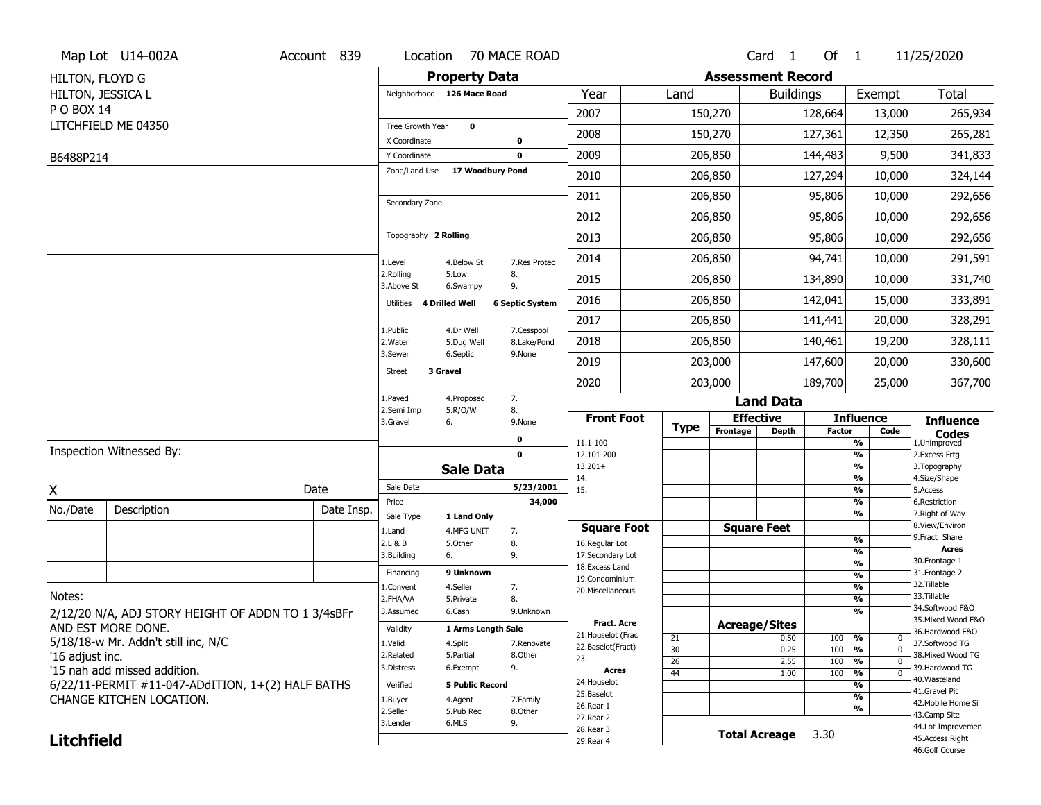Map Lot U14-002A | Account 839 | Location 70 MACE ROAD | Card 1 Of 1 | 11/25/2020

HILTON, FLOYD G
HILTON, JESSICA L
P O BOX 14
LITCHFIELD ME 04350

B6488P214

## Property Data

Neighborhood **126 Mace Road**

Tree Growth Year **0**
X Coordinate **0**
Y Coordinate **0**
Zone/Land Use **17 Woodbury Pond**

Secondary Zone

Topography **2 Rolling**

1.Level 4.Below St 7.Res Protec
2.Rolling 5.Low 8.
3.Above St 6.Swampy 9.

Utilities **4 Drilled Well** **6 Septic System**

1.Public 4.Dr Well 7.Cesspool
2.Water 5.Dug Well 8.Lake/Pond
3.Sewer 6.Septic 9.None

Street **3 Gravel**

1.Paved 4.Proposed 7.
2.Semi Imp 5.R/O/W 8.
3.Gravel 6. 9.None

**0**
**0**

## Sale Data

Sale Date **5/23/2001**
Price **34,000**
Sale Type **1 Land Only**

1.Land 4.MFG UNIT 7.
2.L & B 5.Other 8.
3.Building 6. 9.

Financing **9 Unknown**

1.Convent 4.Seller 7.
2.FHA/VA 5.Private 8.
3.Assumed 6.Cash 9.Unknown

Validity **1 Arms Length Sale**

1.Valid 4.Split 7.Renovate
2.Related 5.Partial 8.Other
3.Distress 6.Exempt 9.

Verified **5 Public Record**

1.Buyer 4.Agent 7.Family
2.Seller 5.Pub Rec 8.Other
3.Lender 6.MLS 9.

## Assessment Record

| Year | Land | Buildings | Exempt | Total |
|---|---|---|---|---|
| 2007 | 150,270 | 128,664 | 13,000 | 265,934 |
| 2008 | 150,270 | 127,361 | 12,350 | 265,281 |
| 2009 | 206,850 | 144,483 | 9,500 | 341,833 |
| 2010 | 206,850 | 127,294 | 10,000 | 324,144 |
| 2011 | 206,850 | 95,806 | 10,000 | 292,656 |
| 2012 | 206,850 | 95,806 | 10,000 | 292,656 |
| 2013 | 206,850 | 95,806 | 10,000 | 292,656 |
| 2014 | 206,850 | 94,741 | 10,000 | 291,591 |
| 2015 | 206,850 | 134,890 | 10,000 | 331,740 |
| 2016 | 206,850 | 142,041 | 15,000 | 333,891 |
| 2017 | 206,850 | 141,441 | 20,000 | 328,291 |
| 2018 | 206,850 | 140,461 | 19,200 | 328,111 |
| 2019 | 203,000 | 147,600 | 20,000 | 330,600 |
| 2020 | 203,000 | 189,700 | 25,000 | 367,700 |

## Land Data

| Front Foot | Type | Effective Frontage | Effective Depth | Influence Factor | Influence Code |
|---|---|---|---|---|---|
| 11.1-100 | | | | % | |
| 12.101-200 | | | | % | |
| 13.201+ | | | | % | |
| 14. | | | | % | |
| 15. | | | | % | |
| | | | | % | |
| | | | | % | |

| Square Foot | Square Feet | Influence Factor | Influence Code |
|---|---|---|---|
| 16.Regular Lot | | % | |
| 17.Secondary Lot | | % | |
| 18.Excess Land | | % | |
| 19.Condominium | | % | |
| 20.Miscellaneous | | % | |
| | | % | |
| | | % | |

| Fract. Acre / Acres | Type | Acreage/Sites | Influence Factor | Influence Code |
|---|---|---|---|---|
| 21.Houselot (Frac | 21 | 0.50 | 100 % | 0 |
| 22.Baselot(Fract) | 30 | 0.25 | 100 % | 0 |
| 23. | 26 | 2.55 | 100 % | 0 |
| Acres | 44 | 1.00 | 100 % | 0 |
| 24.Houselot | | | % | |
| 25.Baselot | | | % | |
| 26.Rear 1 | | | % | |
| 27.Rear 2 | | | | |
| 28.Rear 3 | | | | |
| 29.Rear 4 | | | | |

**Total Acreage** 3.30

**Influence Codes**
1.Unimproved
2.Excess Frtg
3.Topography
4.Size/Shape
5.Access
6.Restriction
7.Right of Way
8.View/Environ
9.Fract Share
**Acres**
30.Frontage 1
31.Frontage 2
32.Tillable
33.Tillable
34.Softwood F&O
35.Mixed Wood F&O
36.Hardwood F&O
37.Softwood TG
38.Mixed Wood TG
39.Hardwood TG
40.Wasteland
41.Gravel Pit
42.Mobile Home Si
43.Camp Site
44.Lot Improvemen
45.Access Right
46.Golf Course

Inspection Witnessed By:

X Date

| No./Date | Description | Date Insp. |
|---|---|---|
| | | |
| | | |
| | | |

Notes:
2/12/20 N/A, ADJ STORY HEIGHT OF ADDN TO 1 3/4sBFr AND EST MORE DONE.
5/18/18-w Mr. Addn't still inc, N/C
'16 adjust inc.
'15 nah add missed addition.
6/22/11-PERMIT #11-047-ADdITION, 1+(2) HALF BATHS CHANGE KITCHEN LOCATION.

**Litchfield**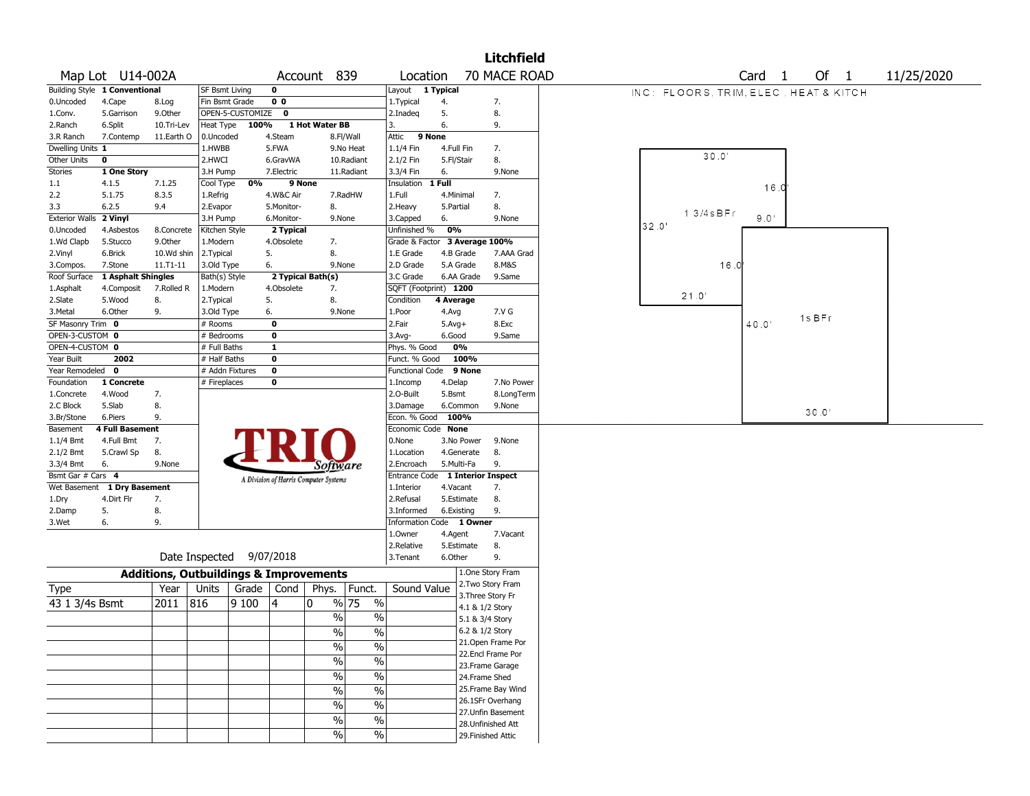# Litchfield

**Map Lot** U14-002A **Account** 839 **Location** 70 MACE ROAD **Card** 1 **Of** 1 11/25/2020

| Field | Value | Options | | |
|---|---|---|---|---|
| Building Style | 1 Conventional | | | |
| | | 0.Uncoded | 4.Cape | 8.Log |
| | | 1.Conv. | 5.Garrison | 9.Other |
| | | 2.Ranch | 6.Split | 10.Tri-Lev |
| | | 3.R Ranch | 7.Contemp | 11.Earth O |
| Dwelling Units | 1 | | | |
| Other Units | 0 | | | |
| Stories | 1 One Story | | | |
| | | 1.1 | 4.1.5 | 7.1.25 |
| | | 2.2 | 5.1.75 | 8.3.5 |
| | | 3.3 | 6.2.5 | 9.4 |
| Exterior Walls | 2 Vinyl | | | |
| | | 0.Uncoded | 4.Asbestos | 8.Concrete |
| | | 1.Wd Clapb | 5.Stucco | 9.Other |
| | | 2.Vinyl | 6.Brick | 10.Wd shin |
| | | 3.Compos. | 7.Stone | 11.T1-11 |
| Roof Surface | 1 Asphalt Shingles | | | |
| | | 1.Asphalt | 4.Composit | 7.Rolled R |
| | | 2.Slate | 5.Wood | 8. |
| | | 3.Metal | 6.Other | 9. |
| SF Masonry Trim | 0 | | | |
| OPEN-3-CUSTOM | 0 | | | |
| OPEN-4-CUSTOM | 0 | | | |
| Year Built | 2002 | | | |
| Year Remodeled | 0 | | | |
| Foundation | 1 Concrete | | | |
| | | 1.Concrete | 4.Wood | 7. |
| | | 2.C Block | 5.Slab | 8. |
| | | 3.Br/Stone | 6.Piers | 9. |
| Basement | 4 Full Basement | | | |
| | | 1.1/4 Bmt | 4.Full Bmt | 7. |
| | | 2.1/2 Bmt | 5.Crawl Sp | 8. |
| | | 3.3/4 Bmt | 6. | 9.None |
| Bsmt Gar # Cars | 4 | | | |
| Wet Basement | 1 Dry Basement | | | |
| | | 1.Dry | 4.Dirt Flr | 7. |
| | | 2.Damp | 5. | 8. |
| | | 3.Wet | 6. | 9. |

| Field | Value | Options | | |
|---|---|---|---|---|
| SF Bsmt Living | 0 | | | |
| Fin Bsmt Grade | 0 0 | | | |
| OPEN-5-CUSTOMIZE | 0 | | | |
| Heat Type | 100% 1 Hot Water BB | | | |
| | | 0.Uncoded | 4.Steam | 8.Fl/Wall |
| | | 1.HWBB | 5.FWA | 9.No Heat |
| | | 2.HWCI | 6.GravWA | 10.Radiant |
| | | 3.H Pump | 7.Electric | 11.Radiant |
| Cool Type | 0% 9 None | | | |
| | | 1.Refrig | 4.W&C Air | 7.RadHW |
| | | 2.Evapor | 5.Monitor- | 8. |
| | | 3.H Pump | 6.Monitor- | 9.None |
| Kitchen Style | 2 Typical | | | |
| | | 1.Modern | 4.Obsolete | 7. |
| | | 2.Typical | 5. | 8. |
| | | 3.Old Type | 6. | 9.None |
| Bath(s) Style | 2 Typical Bath(s) | | | |
| | | 1.Modern | 4.Obsolete | 7. |
| | | 2.Typical | 5. | 8. |
| | | 3.Old Type | 6. | 9.None |
| # Rooms | 0 | | | |
| # Bedrooms | 0 | | | |
| # Full Baths | 1 | | | |
| # Half Baths | 0 | | | |
| # Addn Fixtures | 0 | | | |
| # Fireplaces | 0 | | | |

| Field | Value | Options | | |
|---|---|---|---|---|
| Layout | 1 Typical | | | |
| | | 1.Typical | 4. | 7. |
| | | 2.Inadeq | 5. | 8. |
| | | 3. | 6. | 9. |
| Attic | 9 None | | | |
| | | 1.1/4 Fin | 4.Full Fin | 7. |
| | | 2.1/2 Fin | 5.Fl/Stair | 8. |
| | | 3.3/4 Fin | 6. | 9.None |
| Insulation | 1 Full | | | |
| | | 1.Full | 4.Minimal | 7. |
| | | 2.Heavy | 5.Partial | 8. |
| | | 3.Capped | 6. | 9.None |
| Unfinished % | 0% | | | |
| Grade & Factor | 3 Average 100% | | | |
| | | 1.E Grade | 4.B Grade | 7.AAA Grad |
| | | 2.D Grade | 5.A Grade | 8.M&S |
| | | 3.C Grade | 6.AA Grade | 9.Same |
| SQFT (Footprint) | 1200 | | | |
| Condition | 4 Average | | | |
| | | 1.Poor | 4.Avg | 7.V G |
| | | 2.Fair | 5.Avg+ | 8.Exc |
| | | 3.Avg- | 6.Good | 9.Same |
| Phys. % Good | 0% | | | |
| Funct. % Good | 100% | | | |
| Functional Code | 9 None | | | |
| | | 1.Incomp | 4.Delap | 7.No Power |
| | | 2.O-Built | 5.Bsmt | 8.LongTerm |
| | | 3.Damage | 6.Common | 9.None |
| Econ. % Good | 100% | | | |
| Economic Code | None | | | |
| | | 0.None | 3.No Power | 9.None |
| | | 1.Location | 4.Generate | 8. |
| | | 2.Encroach | 5.Multi-Fa | 9. |
| Entrance Code | 1 Interior Inspect | | | |
| | | 1.Interior | 4.Vacant | 7. |
| | | 2.Refusal | 5.Estimate | 8. |
| | | 3.Informed | 6.Existing | 9. |
| Information Code | 1 Owner | | | |
| | | 1.Owner | 4.Agent | 7.Vacant |
| | | 2.Relative | 5.Estimate | 8. |
| | | 3.Tenant | 6.Other | 9. |

TRIO Software — A Division of Harris Computer Systems

Date Inspected 9/07/2018

INC: FLOORS, TRIM, ELEC, HEAT & KITCH

Sketch: 1 3/4s BFr (30.0' x 32.0', 16.0', 9.0', 16.0', 21.0'); 1s BFr (40.0' x 30.0')

## Additions, Outbuildings & Improvements

| Type | Year | Units | Grade | Cond | Phys. | Funct. | Sound Value |
|---|---|---|---|---|---|---|---|
| 43 1 3/4s Bsmt | 2011 | 816 | 9 100 | 4 | 0 % | 75 % | |
| | | | | | % | % | |
| | | | | | % | % | |
| | | | | | % | % | |
| | | | | | % | % | |
| | | | | | % | % | |
| | | | | | % | % | |
| | | | | | % | % | |
| | | | | | % | % | |

1.One Story Fram, 2.Two Story Fram, 3.Three Story Fr, 4.1 & 1/2 Story, 5.1 & 3/4 Story, 6.2 & 1/2 Story, 21.Open Frame Por, 22.Encl Frame Por, 23.Frame Garage, 24.Frame Shed, 25.Frame Bay Wind, 26.1SFr Overhang, 27.Unfin Basement, 28.Unfinished Att, 29.Finished Attic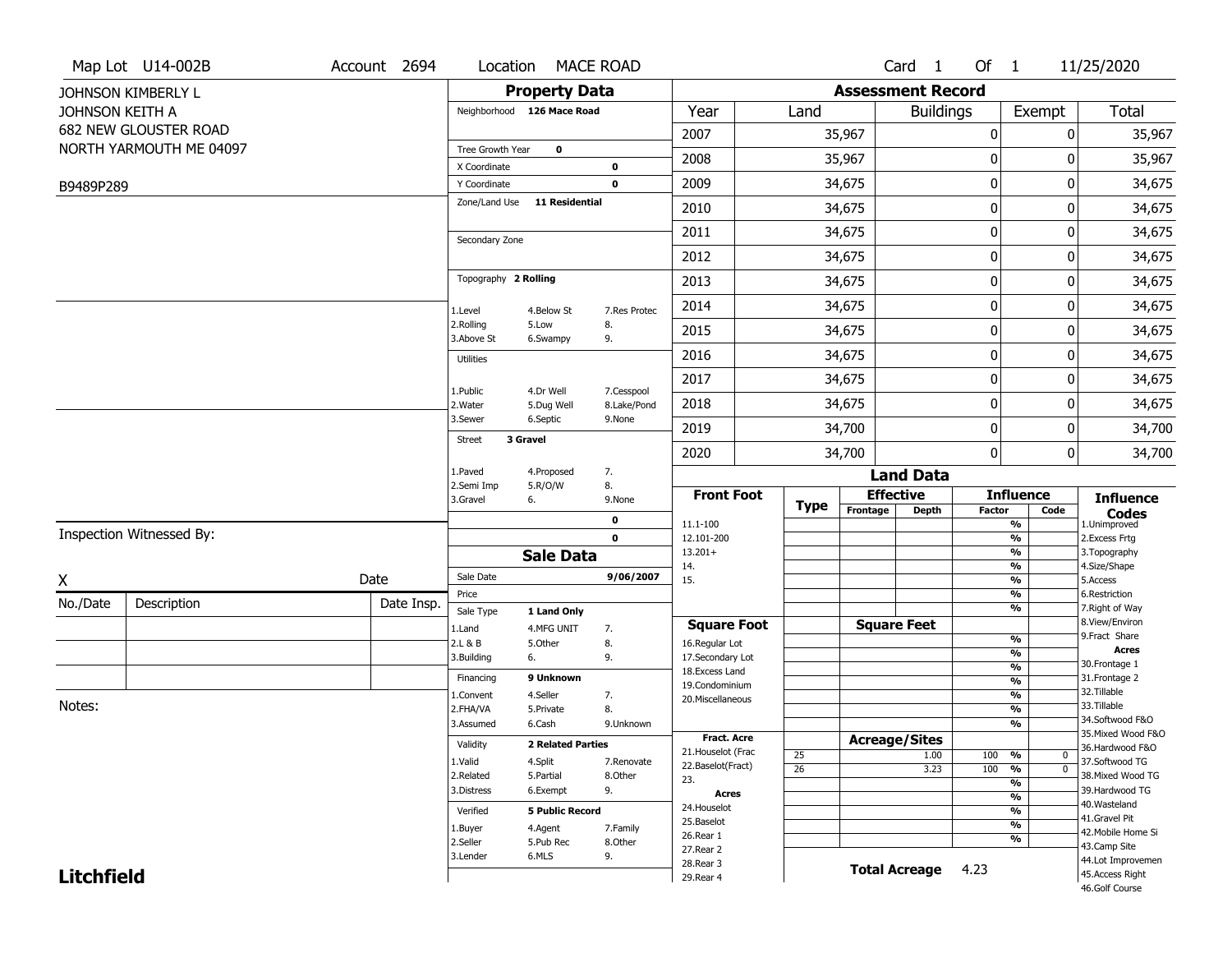Map Lot U14-002B | Account 2694 | Location MACE ROAD | Card 1 Of 1 | 11/25/2020

JOHNSON KIMBERLY L
JOHNSON KEITH A
682 NEW GLOUSTER ROAD
NORTH YARMOUTH ME 04097

B9489P289

## Property Data

| | | |
|---|---|---|
| Neighborhood | 126 Mace Road | |
| Tree Growth Year | 0 | |
| X Coordinate | | 0 |
| Y Coordinate | | 0 |
| Zone/Land Use | 11 Residential | |
| Secondary Zone | | |
| Topography | 2 Rolling | |
| 1.Level | 4.Below St | 7.Res Protec |
| 2.Rolling | 5.Low | 8. |
| 3.Above St | 6.Swampy | 9. |
| Utilities | | |
| 1.Public | 4.Dr Well | 7.Cesspool |
| 2.Water | 5.Dug Well | 8.Lake/Pond |
| 3.Sewer | 6.Septic | 9.None |
| Street | 3 Gravel | |
| 1.Paved | 4.Proposed | 7. |
| 2.Semi Imp | 5.R/O/W | 8. |
| 3.Gravel | 6. | 9.None |
| | | 0 |
| | | 0 |

## Sale Data

| | | |
|---|---|---|
| Sale Date | | 9/06/2007 |
| Price | | |
| Sale Type | 1 Land Only | |
| 1.Land | 4.MFG UNIT | 7. |
| 2.L & B | 5.Other | 8. |
| 3.Building | 6. | 9. |
| Financing | 9 Unknown | |
| 1.Convent | 4.Seller | 7. |
| 2.FHA/VA | 5.Private | 8. |
| 3.Assumed | 6.Cash | 9.Unknown |
| Validity | 2 Related Parties | |
| 1.Valid | 4.Split | 7.Renovate |
| 2.Related | 5.Partial | 8.Other |
| 3.Distress | 6.Exempt | 9. |
| Verified | 5 Public Record | |
| 1.Buyer | 4.Agent | 7.Family |
| 2.Seller | 5.Pub Rec | 8.Other |
| 3.Lender | 6.MLS | 9. |

## Assessment Record

| Year | Land | Buildings | Exempt | Total |
|---|---|---|---|---|
| 2007 | 35,967 | 0 | 0 | 35,967 |
| 2008 | 35,967 | 0 | 0 | 35,967 |
| 2009 | 34,675 | 0 | 0 | 34,675 |
| 2010 | 34,675 | 0 | 0 | 34,675 |
| 2011 | 34,675 | 0 | 0 | 34,675 |
| 2012 | 34,675 | 0 | 0 | 34,675 |
| 2013 | 34,675 | 0 | 0 | 34,675 |
| 2014 | 34,675 | 0 | 0 | 34,675 |
| 2015 | 34,675 | 0 | 0 | 34,675 |
| 2016 | 34,675 | 0 | 0 | 34,675 |
| 2017 | 34,675 | 0 | 0 | 34,675 |
| 2018 | 34,675 | 0 | 0 | 34,675 |
| 2019 | 34,700 | 0 | 0 | 34,700 |
| 2020 | 34,700 | 0 | 0 | 34,700 |

## Land Data

| Front Foot | Type | Effective Frontage | Effective Depth | Influence Factor | Influence Code |
|---|---|---|---|---|---|
| 11.1-100 | | | | % | |
| 12.101-200 | | | | % | |
| 13.201+ | | | | % | |
| 14. | | | | % | |
| 15. | | | | % | |
| | | | | % | |
| | | | | % | |
| **Square Foot** | | **Square Feet** | | | |
| 16.Regular Lot | | | | % | |
| 17.Secondary Lot | | | | % | |
| 18.Excess Land | | | | % | |
| 19.Condominium | | | | % | |
| 20.Miscellaneous | | | | % | |
| | | | | % | |
| | | | | % | |
| **Fract. Acre** | | **Acreage/Sites** | | | |
| 21.Houselot (Frac | 25 | | 1.00 | 100 % | 0 |
| 22.Baselot(Fract) | 26 | | 3.23 | 100 % | 0 |
| 23. | | | | % | |
| **Acres** | | | | % | |
| 24.Houselot | | | | % | |
| 25.Baselot | | | | % | |
| 26.Rear 1 | | | | % | |
| 27.Rear 2 | | | | | |
| 28.Rear 3 | | | | | |
| 29.Rear 4 | | | | | |

**Total Acreage** 4.23

**Influence Codes**
1.Unimproved
2.Excess Frtg
3.Topography
4.Size/Shape
5.Access
6.Restriction
7.Right of Way
8.View/Environ
9.Fract Share

**Acres**
30.Frontage 1
31.Frontage 2
32.Tillable
33.Tillable
34.Softwood F&O
35.Mixed Wood F&O
36.Hardwood F&O
37.Softwood TG
38.Mixed Wood TG
39.Hardwood TG
40.Wasteland
41.Gravel Pit
42.Mobile Home Si
43.Camp Site
44.Lot Improvemen
45.Access Right
46.Golf Course

Inspection Witnessed By:

X ______ Date

| No./Date | Description | Date Insp. |
|---|---|---|
| | | |
| | | |
| | | |

Notes:

**Litchfield**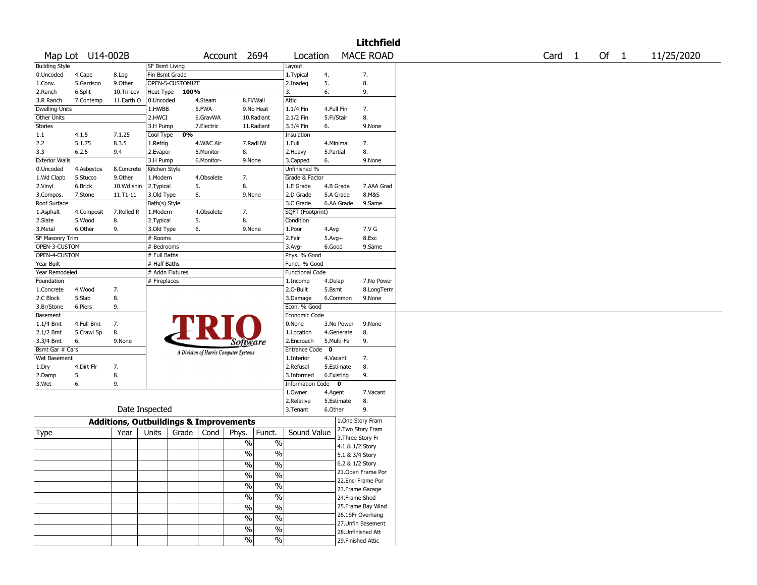# Litchfield

Map Lot U14-002B | Account 2694 | Location MACE ROAD | Card 1 Of 1 | 11/25/2020

| Building Style | | | SF Bsmt Living | | | Layout | | |
|---|---|---|---|---|---|---|---|---|
| 0.Uncoded | 4.Cape | 8.Log | Fin Bsmt Grade | | | 1.Typical | 4. | 7. |
| 1.Conv. | 5.Garrison | 9.Other | OPEN-5-CUSTOMIZE | | | 2.Inadeq | 5. | 8. |
| 2.Ranch | 6.Split | 10.Tri-Lev | Heat Type 100% | | | 3. | 6. | 9. |
| 3.R Ranch | 7.Contemp | 11.Earth O | 0.Uncoded | 4.Steam | 8.Fl/Wall | Attic | | |
| Dwelling Units | | | 1.HWBB | 5.FWA | 9.No Heat | 1.1/4 Fin | 4.Full Fin | 7. |
| Other Units | | | 2.HWCI | 6.GravWA | 10.Radiant | 2.1/2 Fin | 5.Fl/Stair | 8. |
| Stories | | | 3.H Pump | 7.Electric | 11.Radiant | 3.3/4 Fin | 6. | 9.None |
| 1.1 | 4.1.5 | 7.1.25 | Cool Type 0% | | | Insulation | | |
| 2.2 | 5.1.75 | 8.3.5 | 1.Refrig | 4.W&C Air | 7.RadHW | 1.Full | 4.Minimal | 7. |
| 3.3 | 6.2.5 | 9.4 | 2.Evapor | 5.Monitor- | 8. | 2.Heavy | 5.Partial | 8. |
| Exterior Walls | | | 3.H Pump | 6.Monitor- | 9.None | 3.Capped | 6. | 9.None |
| 0.Uncoded | 4.Asbestos | 8.Concrete | Kitchen Style | | | Unfinished % | | |
| 1.Wd Clapb | 5.Stucco | 9.Other | 1.Modern | 4.Obsolete | 7. | Grade & Factor | | |
| 2.Vinyl | 6.Brick | 10.Wd shin | 2.Typical | 5. | 8. | 1.E Grade | 4.B Grade | 7.AAA Grad |
| 3.Compos. | 7.Stone | 11.T1-11 | 3.Old Type | 6. | 9.None | 2.D Grade | 5.A Grade | 8.M&S |
| Roof Surface | | | Bath(s) Style | | | 3.C Grade | 6.AA Grade | 9.Same |
| 1.Asphalt | 4.Composit | 7.Rolled R | 1.Modern | 4.Obsolete | 7. | SQFT (Footprint) | | |
| 2.Slate | 5.Wood | 8. | 2.Typical | 5. | 8. | Condition | | |
| 3.Metal | 6.Other | 9. | 3.Old Type | 6. | 9.None | 1.Poor | 4.Avg | 7.V G |
| SF Masonry Trim | | | # Rooms | | | 2.Fair | 5.Avg+ | 8.Exc |
| OPEN-3-CUSTOM | | | # Bedrooms | | | 3.Avg- | 6.Good | 9.Same |
| OPEN-4-CUSTOM | | | # Full Baths | | | Phys. % Good | | |
| Year Built | | | # Half Baths | | | Funct. % Good | | |
| Year Remodeled | | | # Addn Fixtures | | | Functional Code | | |
| Foundation | | | # Fireplaces | | | 1.Incomp | 4.Delap | 7.No Power |
| 1.Concrete | 4.Wood | 7. | | | | 2.O-Built | 5.Bsmt | 8.LongTerm |
| 2.C Block | 5.Slab | 8. | | | | 3.Damage | 6.Common | 9.None |
| 3.Br/Stone | 6.Piers | 9. | | | | Econ. % Good | | |
| Basement | | | | | | Economic Code | | |
| 1.1/4 Bmt | 4.Full Bmt | 7. | | | | 0.None | 3.No Power | 9.None |
| 2.1/2 Bmt | 5.Crawl Sp | 8. | | | | 1.Location | 4.Generate | 8. |
| 3.3/4 Bmt | 6. | 9.None | | | | 2.Encroach | 5.Multi-Fa | 9. |
| Bsmt Gar # Cars | | | | | | Entrance Code 0 | | |
| Wet Basement | | | | | | 1.Interior | 4.Vacant | 7. |
| 1.Dry | 4.Dirt Flr | 7. | | | | 2.Refusal | 5.Estimate | 8. |
| 2.Damp | 5. | 8. | | | | 3.Informed | 6.Existing | 9. |
| 3.Wet | 6. | 9. | | | | Information Code 0 | | |
| | | | | | | 1.Owner | 4.Agent | 7.Vacant |
| | | | | | | 2.Relative | 5.Estimate | 8. |
| Date Inspected | | | | | | 3.Tenant | 6.Other | 9. |

TRIO Software — A Division of Harris Computer Systems

## Additions, Outbuildings & Improvements

| Type | Year | Units | Grade | Cond | Phys. | Funct. | Sound Value | |
|---|---|---|---|---|---|---|---|---|
| | | | | | % | % | | 1.One Story Fram |
| | | | | | % | % | | 2.Two Story Fram |
| | | | | | % | % | | 3.Three Story Fr |
| | | | | | % | % | | 4.1 & 1/2 Story |
| | | | | | % | % | | 5.1 & 3/4 Story |
| | | | | | % | % | | 6.2 & 1/2 Story |
| | | | | | % | % | | 21.Open Frame Por |
| | | | | | % | % | | 22.Encl Frame Por |
| | | | | | % | % | | 23.Frame Garage |
| | | | | | % | % | | 24.Frame Shed |
| | | | | | | | | 25.Frame Bay Wind |
| | | | | | | | | 26.1SFr Overhang |
| | | | | | | | | 27.Unfin Basement |
| | | | | | | | | 28.Unfinished Att |
| | | | | | | | | 29.Finished Attic |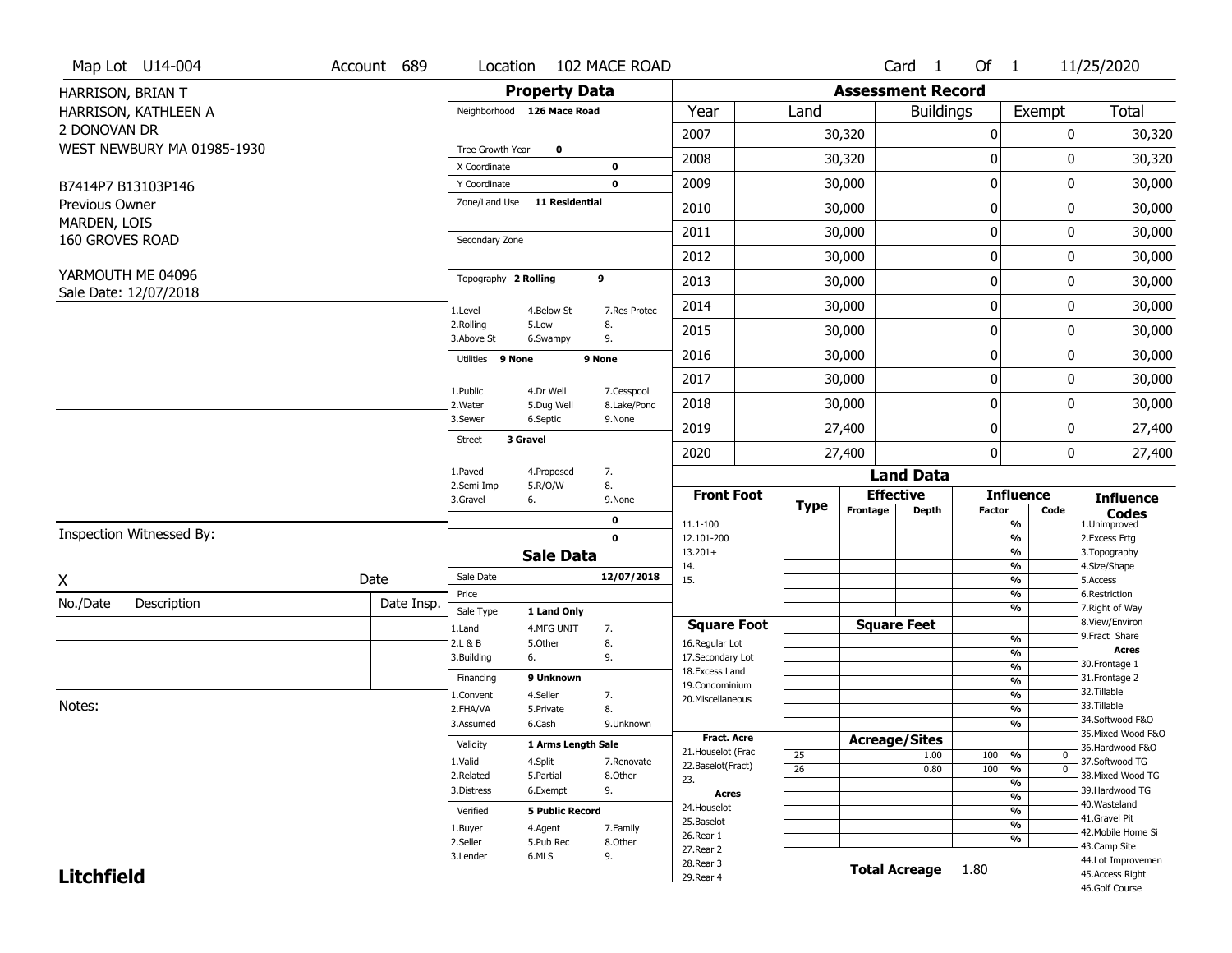Map Lot U14-004 | Account 689 | Location 102 MACE ROAD | Card 1 Of 1 | 11/25/2020

HARRISON, BRIAN T
HARRISON, KATHLEEN A
2 DONOVAN DR
WEST NEWBURY MA 01985-1930

B7414P7 B13103P146

Previous Owner
MARDEN, LOIS
160 GROVES ROAD

YARMOUTH ME 04096
Sale Date: 12/07/2018

## Property Data

| | |
|---|---|
| Neighborhood | 126 Mace Road |
| Tree Growth Year | 0 |
| X Coordinate | 0 |
| Y Coordinate | 0 |
| Zone/Land Use | 11 Residential |
| Secondary Zone | |
| Topography | 2 Rolling 9 |
| Utilities | 9 None 9 None |
| Street | 3 Gravel |
| | 0 |
| | 0 |

Topography codes: 1.Level, 2.Rolling, 3.Above St, 4.Below St, 5.Low, 6.Swampy, 7.Res Protec, 8., 9.

Utilities codes: 1.Public, 2.Water, 3.Sewer, 4.Dr Well, 5.Dug Well, 6.Septic, 7.Cesspool, 8.Lake/Pond, 9.None

Street codes: 1.Paved, 2.Semi Imp, 3.Gravel, 4.Proposed, 5.R/O/W, 6., 7., 8., 9.None

## Sale Data

| | |
|---|---|
| Sale Date | 12/07/2018 |
| Price | |
| Sale Type | 1 Land Only |
| Financing | 9 Unknown |
| Validity | 1 Arms Length Sale |
| Verified | 5 Public Record |

Sale Type codes: 1.Land, 2.L & B, 3.Building, 4.MFG UNIT, 5.Other, 6., 7., 8., 9.

Financing codes: 1.Convent, 2.FHA/VA, 3.Assumed, 4.Seller, 5.Private, 6.Cash, 7., 8., 9.Unknown

Validity codes: 1.Valid, 2.Related, 3.Distress, 4.Split, 5.Partial, 6.Exempt, 7.Renovate, 8.Other, 9.

Verified codes: 1.Buyer, 2.Seller, 3.Lender, 4.Agent, 5.Pub Rec, 6.MLS, 7.Family, 8.Other, 9.

## Assessment Record

| Year | Land | Buildings | Exempt | Total |
|---|---|---|---|---|
| 2007 | 30,320 | 0 | 0 | 30,320 |
| 2008 | 30,320 | 0 | 0 | 30,320 |
| 2009 | 30,000 | 0 | 0 | 30,000 |
| 2010 | 30,000 | 0 | 0 | 30,000 |
| 2011 | 30,000 | 0 | 0 | 30,000 |
| 2012 | 30,000 | 0 | 0 | 30,000 |
| 2013 | 30,000 | 0 | 0 | 30,000 |
| 2014 | 30,000 | 0 | 0 | 30,000 |
| 2015 | 30,000 | 0 | 0 | 30,000 |
| 2016 | 30,000 | 0 | 0 | 30,000 |
| 2017 | 30,000 | 0 | 0 | 30,000 |
| 2018 | 30,000 | 0 | 0 | 30,000 |
| 2019 | 27,400 | 0 | 0 | 27,400 |
| 2020 | 27,400 | 0 | 0 | 27,400 |

## Land Data

| Type | Effective Frontage | Effective Depth | Influence Factor | Influence Code |
|---|---|---|---|---|
| 25 | | 1.00 | 100 % | 0 |
| 26 | | 0.80 | 100 % | 0 |

Front Foot: 11.1-100, 12.101-200, 13.201+, 14., 15.

Square Foot: 16.Regular Lot, 17.Secondary Lot, 18.Excess Land, 19.Condominium, 20.Miscellaneous

Fract. Acre: 21.Houselot (Frac, 22.Baselot(Fract), 23.

Acres: 24.Houselot, 25.Baselot, 26.Rear 1, 27.Rear 2, 28.Rear 3, 29.Rear 4

**Total Acreage** 1.80

Influence Codes: 1.Unimproved, 2.Excess Frtg, 3.Topography, 4.Size/Shape, 5.Access, 6.Restriction, 7.Right of Way, 8.View/Environ, 9.Fract Share

Acres: 30.Frontage 1, 31.Frontage 2, 32.Tillable, 33.Tillable, 34.Softwood F&O, 35.Mixed Wood F&O, 36.Hardwood F&O, 37.Softwood TG, 38.Mixed Wood TG, 39.Hardwood TG, 40.Wasteland, 41.Gravel Pit, 42.Mobile Home Si, 43.Camp Site, 44.Lot Improvemen, 45.Access Right, 46.Golf Course

Inspection Witnessed By:

X ______________ Date

| No./Date | Description | Date Insp. |
|---|---|---|
| | | |
| | | |
| | | |

Notes:

**Litchfield**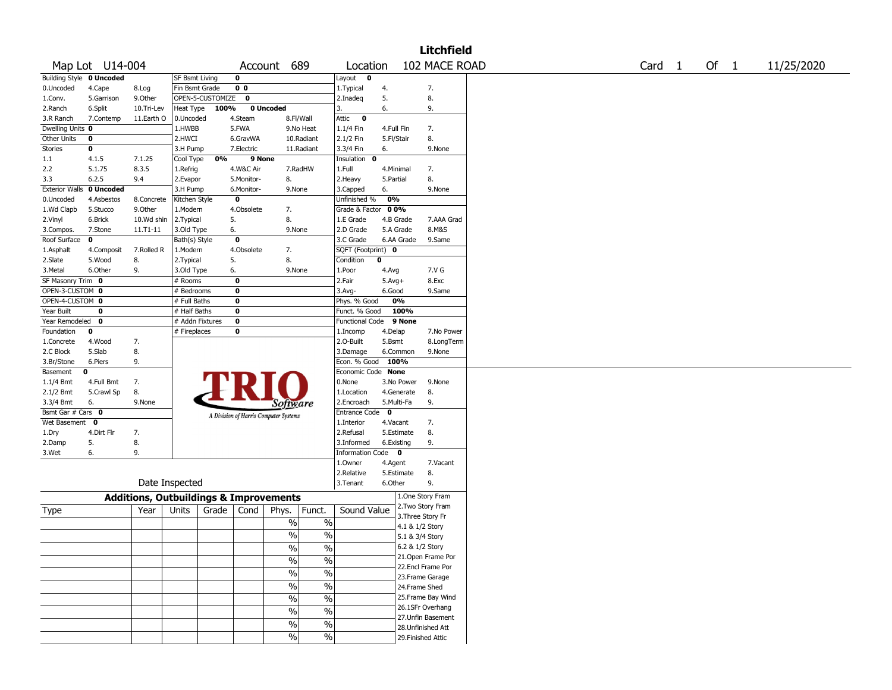# Litchfield

| Map Lot | U14-004 | Account | 689 | Location | 102 MACE ROAD | Card 1 | Of 1 | 11/25/2020 |
|---|---|---|---|---|---|---|---|---|

| Building Style **0 Uncoded** | | | SF Bsmt Living **0** | | | Layout **0** | | |
|---|---|---|---|---|---|---|---|---|
| 0.Uncoded | 4.Cape | 8.Log | Fin Bsmt Grade **0 0** | | | 1.Typical | 4. | 7. |
| 1.Conv. | 5.Garrison | 9.Other | OPEN-5-CUSTOMIZE **0** | | | 2.Inadeq | 5. | 8. |
| 2.Ranch | 6.Split | 10.Tri-Lev | Heat Type **100%** **0 Uncoded** | | | 3. | 6. | 9. |
| 3.R Ranch | 7.Contemp | 11.Earth O | 0.Uncoded | 4.Steam | 8.Fl/Wall | Attic **0** | | |
| Dwelling Units **0** | | | 1.HWBB | 5.FWA | 9.No Heat | 1.1/4 Fin | 4.Full Fin | 7. |
| Other Units **0** | | | 2.HWCI | 6.GravWA | 10.Radiant | 2.1/2 Fin | 5.Fl/Stair | 8. |
| Stories **0** | | | 3.H Pump | 7.Electric | 11.Radiant | 3.3/4 Fin | 6. | 9.None |
| 1.1 | 4.1.5 | 7.1.25 | Cool Type **0%** **9 None** | | | Insulation **0** | | |
| 2.2 | 5.1.75 | 8.3.5 | 1.Refrig | 4.W&C Air | 7.RadHW | 1.Full | 4.Minimal | 7. |
| 3.3 | 6.2.5 | 9.4 | 2.Evapor | 5.Monitor- | 8. | 2.Heavy | 5.Partial | 8. |
| Exterior Walls **0 Uncoded** | | | 3.H Pump | 6.Monitor- | 9.None | 3.Capped | 6. | 9.None |
| 0.Uncoded | 4.Asbestos | 8.Concrete | Kitchen Style **0** | | | Unfinished % **0%** | | |
| 1.Wd Clapb | 5.Stucco | 9.Other | 1.Modern | 4.Obsolete | 7. | Grade & Factor **0 0%** | | |
| 2.Vinyl | 6.Brick | 10.Wd shin | 2.Typical | 5. | 8. | 1.E Grade | 4.B Grade | 7.AAA Grad |
| 3.Compos. | 7.Stone | 11.T1-11 | 3.Old Type | 6. | 9.None | 2.D Grade | 5.A Grade | 8.M&S |
| Roof Surface **0** | | | Bath(s) Style **0** | | | 3.C Grade | 6.AA Grade | 9.Same |
| 1.Asphalt | 4.Composit | 7.Rolled R | 1.Modern | 4.Obsolete | 7. | SQFT (Footprint) **0** | | |
| 2.Slate | 5.Wood | 8. | 2.Typical | 5. | 8. | Condition **0** | | |
| 3.Metal | 6.Other | 9. | 3.Old Type | 6. | 9.None | 1.Poor | 4.Avg | 7.V G |
| SF Masonry Trim **0** | | | # Rooms **0** | | | 2.Fair | 5.Avg+ | 8.Exc |
| OPEN-3-CUSTOM **0** | | | # Bedrooms **0** | | | 3.Avg- | 6.Good | 9.Same |
| OPEN-4-CUSTOM **0** | | | # Full Baths **0** | | | Phys. % Good **0%** | | |
| Year Built **0** | | | # Half Baths **0** | | | Funct. % Good **100%** | | |
| Year Remodeled **0** | | | # Addn Fixtures **0** | | | Functional Code **9 None** | | |
| Foundation **0** | | | # Fireplaces **0** | | | 1.Incomp | 4.Delap | 7.No Power |
| 1.Concrete | 4.Wood | 7. | | | | 2.O-Built | 5.Bsmt | 8.LongTerm |
| 2.C Block | 5.Slab | 8. | | | | 3.Damage | 6.Common | 9.None |
| 3.Br/Stone | 6.Piers | 9. | | | | Econ. % Good **100%** | | |
| Basement **0** | | | | | | Economic Code **None** | | |
| 1.1/4 Bmt | 4.Full Bmt | 7. | | | | 0.None | 3.No Power | 9.None |
| 2.1/2 Bmt | 5.Crawl Sp | 8. | | | | 1.Location | 4.Generate | 8. |
| 3.3/4 Bmt | 6. | 9.None | | | | 2.Encroach | 5.Multi-Fa | 9. |
| Bsmt Gar # Cars **0** | | | | | | Entrance Code **0** | | |
| Wet Basement **0** | | | | | | 1.Interior | 4.Vacant | 7. |
| 1.Dry | 4.Dirt Flr | 7. | | | | 2.Refusal | 5.Estimate | 8. |
| 2.Damp | 5. | 8. | | | | 3.Informed | 6.Existing | 9. |
| 3.Wet | 6. | 9. | | | | Information Code **0** | | |
| | | | | | | 1.Owner | 4.Agent | 7.Vacant |
| | | | | | | 2.Relative | 5.Estimate | 8. |
| Date Inspected | | | | | | 3.Tenant | 6.Other | 9. |

TRIO Software — A Division of Harris Computer Systems

## Additions, Outbuildings & Improvements

| Type | Year | Units | Grade | Cond | Phys. | Funct. | Sound Value | |
|---|---|---|---|---|---|---|---|---|
| | | | | | % | % | | 1.One Story Fram |
| | | | | | % | % | | 2.Two Story Fram |
| | | | | | % | % | | 3.Three Story Fr |
| | | | | | % | % | | 4.1 & 1/2 Story |
| | | | | | % | % | | 5.1 & 3/4 Story |
| | | | | | % | % | | 6.2 & 1/2 Story |
| | | | | | % | % | | 21.Open Frame Por |
| | | | | | % | % | | 22.Encl Frame Por |
| | | | | | % | % | | 23.Frame Garage |
| | | | | | % | % | | 24.Frame Shed |
| | | | | | | | | 25.Frame Bay Wind |
| | | | | | | | | 26.1SFr Overhang |
| | | | | | | | | 27.Unfin Basement |
| | | | | | | | | 28.Unfinished Att |
| | | | | | | | | 29.Finished Attic |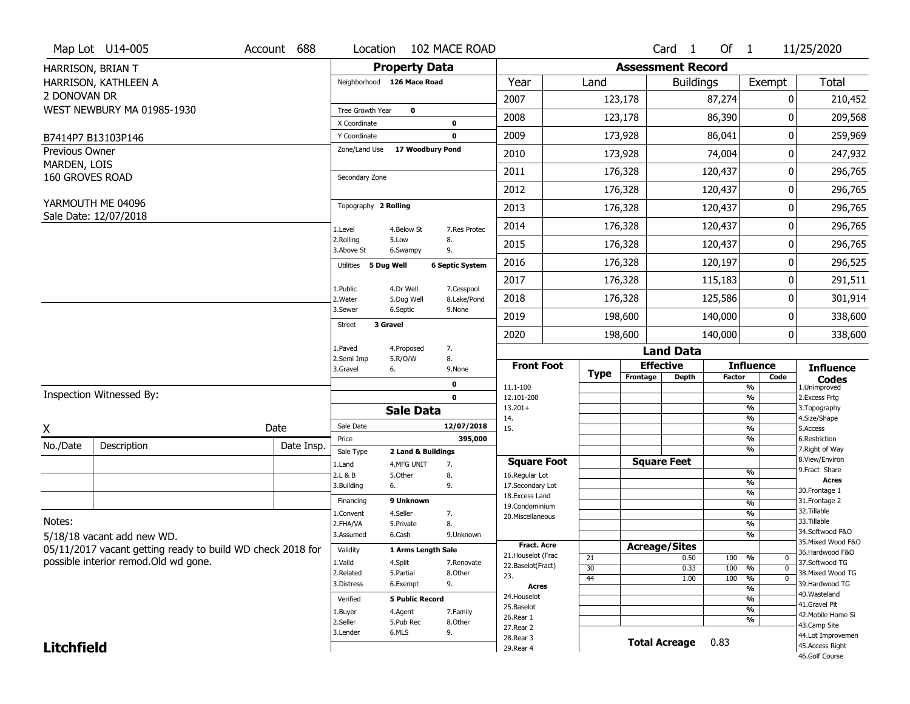Map Lot U14-005 | Account 688 | Location 102 MACE ROAD | Card 1 Of 1 | 11/25/2020

HARRISON, BRIAN T
HARRISON, KATHLEEN A
2 DONOVAN DR
WEST NEWBURY MA 01985-1930

B7414P7 B13103P146

Previous Owner
MARDEN, LOIS
160 GROVES ROAD

YARMOUTH ME 04096
Sale Date: 12/07/2018

## Property Data

Neighborhood **126 Mace Road**

Tree Growth Year **0**
X Coordinate **0**
Y Coordinate **0**
Zone/Land Use **17 Woodbury Pond**

Secondary Zone

Topography **2 Rolling**

| | | |
|---|---|---|
| 1.Level | 4.Below St | 7.Res Protec |
| 2.Rolling | 5.Low | 8. |
| 3.Above St | 6.Swampy | 9. |

Utilities **5 Dug Well** **6 Septic System**

| | | |
|---|---|---|
| 1.Public | 4.Dr Well | 7.Cesspool |
| 2.Water | 5.Dug Well | 8.Lake/Pond |
| 3.Sewer | 6.Septic | 9.None |

Street **3 Gravel**

| | | |
|---|---|---|
| 1.Paved | 4.Proposed | 7. |
| 2.Semi Imp | 5.R/O/W | 8. |
| 3.Gravel | 6. | 9.None |

**0**
**0**

## Sale Data

Sale Date **12/07/2018**
Price **395,000**
Sale Type **2 Land & Buildings**

| | | |
|---|---|---|
| 1.Land | 4.MFG UNIT | 7. |
| 2.L & B | 5.Other | 8. |
| 3.Building | 6. | 9. |

Financing **9 Unknown**

| | | |
|---|---|---|
| 1.Convent | 4.Seller | 7. |
| 2.FHA/VA | 5.Private | 8. |
| 3.Assumed | 6.Cash | 9.Unknown |

Validity **1 Arms Length Sale**

| | | |
|---|---|---|
| 1.Valid | 4.Split | 7.Renovate |
| 2.Related | 5.Partial | 8.Other |
| 3.Distress | 6.Exempt | 9. |

Verified **5 Public Record**

| | | |
|---|---|---|
| 1.Buyer | 4.Agent | 7.Family |
| 2.Seller | 5.Pub Rec | 8.Other |
| 3.Lender | 6.MLS | 9. |

## Assessment Record

| Year | Land | Buildings | Exempt | Total |
|---|---|---|---|---|
| 2007 | 123,178 | 87,274 | 0 | 210,452 |
| 2008 | 123,178 | 86,390 | 0 | 209,568 |
| 2009 | 173,928 | 86,041 | 0 | 259,969 |
| 2010 | 173,928 | 74,004 | 0 | 247,932 |
| 2011 | 176,328 | 120,437 | 0 | 296,765 |
| 2012 | 176,328 | 120,437 | 0 | 296,765 |
| 2013 | 176,328 | 120,437 | 0 | 296,765 |
| 2014 | 176,328 | 120,437 | 0 | 296,765 |
| 2015 | 176,328 | 120,437 | 0 | 296,765 |
| 2016 | 176,328 | 120,197 | 0 | 296,525 |
| 2017 | 176,328 | 115,183 | 0 | 291,511 |
| 2018 | 176,328 | 125,586 | 0 | 301,914 |
| 2019 | 198,600 | 140,000 | 0 | 338,600 |
| 2020 | 198,600 | 140,000 | 0 | 338,600 |

## Land Data

| Front Foot | Type | Effective Frontage | Effective Depth | Influence Factor | Influence Code |
|---|---|---|---|---|---|
| 11.1-100 | | | | % | |
| 12.101-200 | | | | % | |
| 13.201+ | | | | % | |
| 14. | | | | % | |
| 15. | | | | % | |
| | | | | % | |

| Square Foot | Square Feet | | |
|---|---|---|---|
| 16.Regular Lot | | % | |
| 17.Secondary Lot | | % | |
| 18.Excess Land | | % | |
| 19.Condominium | | % | |
| 20.Miscellaneous | | % | |
| | | % | |
| | | % | |

| Fract. Acre / Acres | Type | Acreage/Sites | Factor | Code |
|---|---|---|---|---|
| 21.Houselot (Frac | 21 | 0.50 | 100 % | 0 |
| 22.Baselot(Fract) | 30 | 0.33 | 100 % | 0 |
| 23. | 44 | 1.00 | 100 % | 0 |
| 24.Houselot | | | % | |
| 25.Baselot | | | % | |
| 26.Rear 1 | | | % | |
| 27.Rear 2 | | | % | |
| 28.Rear 3 | | | | |
| 29.Rear 4 | | | | |

**Total Acreage** 0.83

**Influence Codes**
1.Unimproved
2.Excess Frtg
3.Topography
4.Size/Shape
5.Access
6.Restriction
7.Right of Way
8.View/Environ
9.Fract Share

**Acres**
30.Frontage 1
31.Frontage 2
32.Tillable
33.Tillable
34.Softwood F&O
35.Mixed Wood F&O
36.Hardwood F&O
37.Softwood TG
38.Mixed Wood TG
39.Hardwood TG
40.Wasteland
41.Gravel Pit
42.Mobile Home Si
43.Camp Site
44.Lot Improvemen
45.Access Right
46.Golf Course

Inspection Witnessed By:

X ____________________ Date

| No./Date | Description | Date Insp. |
|---|---|---|
| | | |
| | | |
| | | |

Notes:
5/18/18 vacant add new WD.
05/11/2017 vacant getting ready to build WD check 2018 for possible interior remod.Old wd gone.

**Litchfield**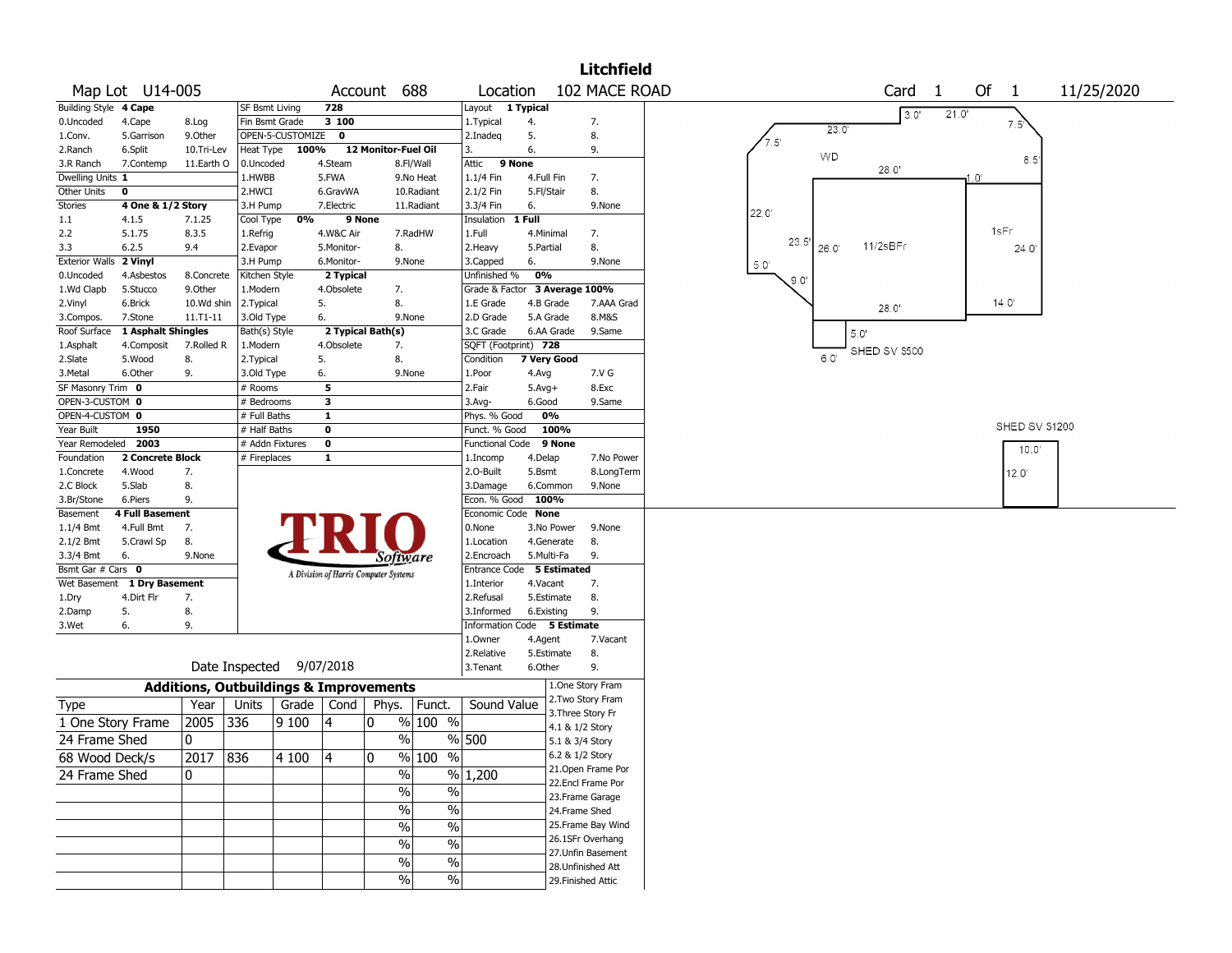# Litchfield

**Map Lot** U14-005 **Account** 688 **Location** 102 MACE ROAD **Card** 1 **Of** 1 11/25/2020

| Field | Value | Field | Value | Field | Value |
|---|---|---|---|---|---|
| Building Style | 4 Cape | SF Bsmt Living | 728 | Layout | 1 Typical |
| Dwelling Units | 1 | Fin Bsmt Grade | 3 100 | Attic | 9 None |
| Other Units | 0 | OPEN-5-CUSTOMIZE | 0 | Insulation | 1 Full |
| Stories | 4 One & 1/2 Story | Heat Type | 100% 12 Monitor-Fuel Oil | Unfinished % | 0% |
| Exterior Walls | 2 Vinyl | Cool Type | 0% 9 None | Grade & Factor | 3 Average 100% |
| Roof Surface | 1 Asphalt Shingles | Kitchen Style | 2 Typical | SQFT (Footprint) | 728 |
| SF Masonry Trim | 0 | Bath(s) Style | 2 Typical Bath(s) | Condition | 7 Very Good |
| OPEN-3-CUSTOM | 0 | # Rooms | 5 | Phys. % Good | 0% |
| OPEN-4-CUSTOM | 0 | # Bedrooms | 3 | Funct. % Good | 100% |
| Year Built | 1950 | # Full Baths | 1 | Functional Code | 9 None |
| Year Remodeled | 2003 | # Half Baths | 0 | Econ. % Good | 100% |
| Foundation | 2 Concrete Block | # Addn Fixtures | 0 | Economic Code | None |
| Basement | 4 Full Basement | # Fireplaces | 1 | Entrance Code | 5 Estimated |
| Bsmt Gar # Cars | 0 | | | Information Code | 5 Estimate |
| Wet Basement | 1 Dry Basement | | | | |

Date Inspected 9/07/2018

## Additions, Outbuildings & Improvements

| Type | Year | Units | Grade | Cond | Phys. | Funct. | Sound Value |
|---|---|---|---|---|---|---|---|
| 1 One Story Frame | 2005 | 336 | 9 100 | 4 | 0 % | 100 % | |
| 24 Frame Shed | 0 | | | | % | % | 500 |
| 68 Wood Deck/s | 2017 | 836 | 4 100 | 4 | 0 % | 100 % | |
| 24 Frame Shed | 0 | | | | % | % | 1,200 |

Sketch labels: WD; 1 1/2sBFr; 1sFr; SHED SV $500; SHED SV $1200; dimensions 3.0', 21.0', 23.0', 7.5', 8.5', 28.0', 1.0', 22.0', 23.5', 26.0', 24.0', 5.0', 9.0', 28.0', 14.0', 5.0', 6.0', 10.0', 12.0'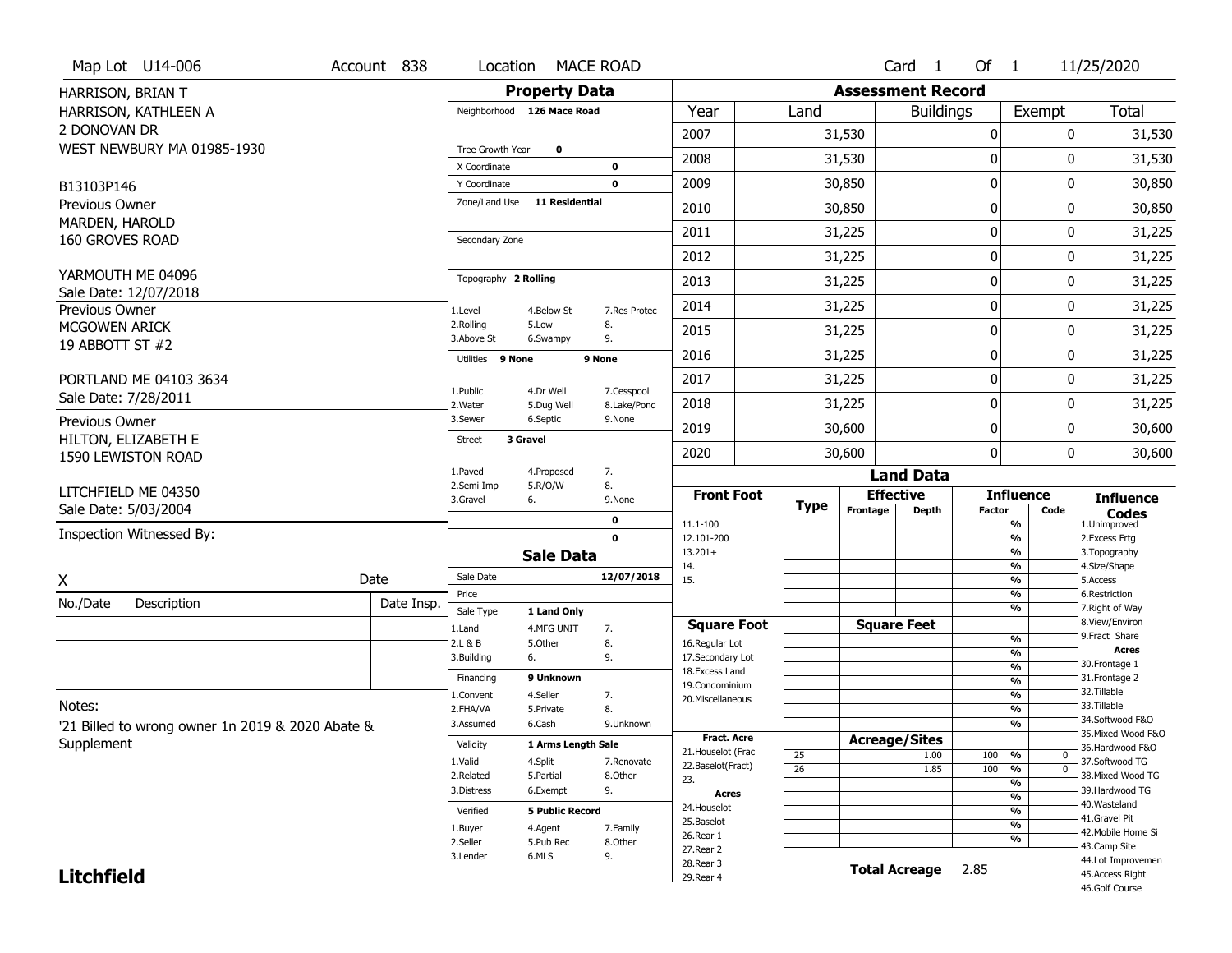Map Lot U14-006 | Account 838 | Location MACE ROAD | Card 1 Of 1 | 11/25/2020

HARRISON, BRIAN T
HARRISON, KATHLEEN A
2 DONOVAN DR
WEST NEWBURY MA 01985-1930

B13103P146

Previous Owner
MARDEN, HAROLD
160 GROVES ROAD

YARMOUTH ME 04096
Sale Date: 12/07/2018

Previous Owner
MCGOWEN ARICK
19 ABBOTT ST #2

PORTLAND ME 04103 3634
Sale Date: 7/28/2011

Previous Owner
HILTON, ELIZABETH E
1590 LEWISTON ROAD

LITCHFIELD ME 04350
Sale Date: 5/03/2004

Inspection Witnessed By:

X _______________ Date

| No./Date | Description | Date Insp. |
|---|---|---|
| | | |
| | | |
| | | |

Notes:
'21 Billed to wrong owner 1n 2019 & 2020 Abate & Supplement

## Property Data

Neighborhood 126 Mace Road

Tree Growth Year 0
X Coordinate 0
Y Coordinate 0
Zone/Land Use 11 Residential

Secondary Zone

Topography 2 Rolling
1.Level 4.Below St 7.Res Protec
2.Rolling 5.Low 8.
3.Above St 6.Swampy 9.

Utilities 9 None 9 None
1.Public 4.Dr Well 7.Cesspool
2.Water 5.Dug Well 8.Lake/Pond
3.Sewer 6.Septic 9.None

Street 3 Gravel
1.Paved 4.Proposed 7.
2.Semi Imp 5.R/O/W 8.
3.Gravel 6. 9.None

0
0

## Sale Data

Sale Date 12/07/2018
Price
Sale Type 1 Land Only
1.Land 4.MFG UNIT 7.
2.L & B 5.Other 8.
3.Building 6. 9.

Financing 9 Unknown
1.Convent 4.Seller 7.
2.FHA/VA 5.Private 8.
3.Assumed 6.Cash 9.Unknown

Validity 1 Arms Length Sale
1.Valid 4.Split 7.Renovate
2.Related 5.Partial 8.Other
3.Distress 6.Exempt 9.

Verified 5 Public Record
1.Buyer 4.Agent 7.Family
2.Seller 5.Pub Rec 8.Other
3.Lender 6.MLS 9.

## Assessment Record

| Year | Land | Buildings | Exempt | Total |
|---|---|---|---|---|
| 2007 | 31,530 | 0 | 0 | 31,530 |
| 2008 | 31,530 | 0 | 0 | 31,530 |
| 2009 | 30,850 | 0 | 0 | 30,850 |
| 2010 | 30,850 | 0 | 0 | 30,850 |
| 2011 | 31,225 | 0 | 0 | 31,225 |
| 2012 | 31,225 | 0 | 0 | 31,225 |
| 2013 | 31,225 | 0 | 0 | 31,225 |
| 2014 | 31,225 | 0 | 0 | 31,225 |
| 2015 | 31,225 | 0 | 0 | 31,225 |
| 2016 | 31,225 | 0 | 0 | 31,225 |
| 2017 | 31,225 | 0 | 0 | 31,225 |
| 2018 | 31,225 | 0 | 0 | 31,225 |
| 2019 | 30,600 | 0 | 0 | 30,600 |
| 2020 | 30,600 | 0 | 0 | 30,600 |

## Land Data

| Front Foot | Type | Effective Frontage | Effective Depth | Influence Factor | Influence Code |
|---|---|---|---|---|---|
| 11.1-100 | | | | % | |
| 12.101-200 | | | | % | |
| 13.201+ | | | | % | |
| 14. | | | | % | |
| 15. | | | | % | |
| | | | | % | |
| | | | | % | |

| Square Foot | Square Feet | | Influence Factor | Influence Code |
|---|---|---|---|---|
| 16.Regular Lot | | | % | |
| 17.Secondary Lot | | | % | |
| 18.Excess Land | | | % | |
| 19.Condominium | | | % | |
| 20.Miscellaneous | | | % | |
| | | | % | |
| | | | % | |

| Fract. Acre | Type | Acreage/Sites | Influence Factor | Influence Code |
|---|---|---|---|---|
| 21.Houselot (Frac | 25 | 1.00 | 100 % | 0 |
| 22.Baselot(Fract) | 26 | 1.85 | 100 % | 0 |
| 23. | | | % | |
| **Acres** | | | % | |
| 24.Houselot | | | % | |
| 25.Baselot | | | % | |
| 26.Rear 1 | | | % | |
| 27.Rear 2 | | | | |
| 28.Rear 3 | | | | |
| 29.Rear 4 | | | | |

**Total Acreage** 2.85

**Influence Codes**
1.Unimproved
2.Excess Frtg
3.Topography
4.Size/Shape
5.Access
6.Restriction
7.Right of Way
8.View/Environ
9.Fract Share
**Acres**
30.Frontage 1
31.Frontage 2
32.Tillable
33.Tillable
34.Softwood F&O
35.Mixed Wood F&O
36.Hardwood F&O
37.Softwood TG
38.Mixed Wood TG
39.Hardwood TG
40.Wasteland
41.Gravel Pit
42.Mobile Home Si
43.Camp Site
44.Lot Improvemen
45.Access Right
46.Golf Course

**Litchfield**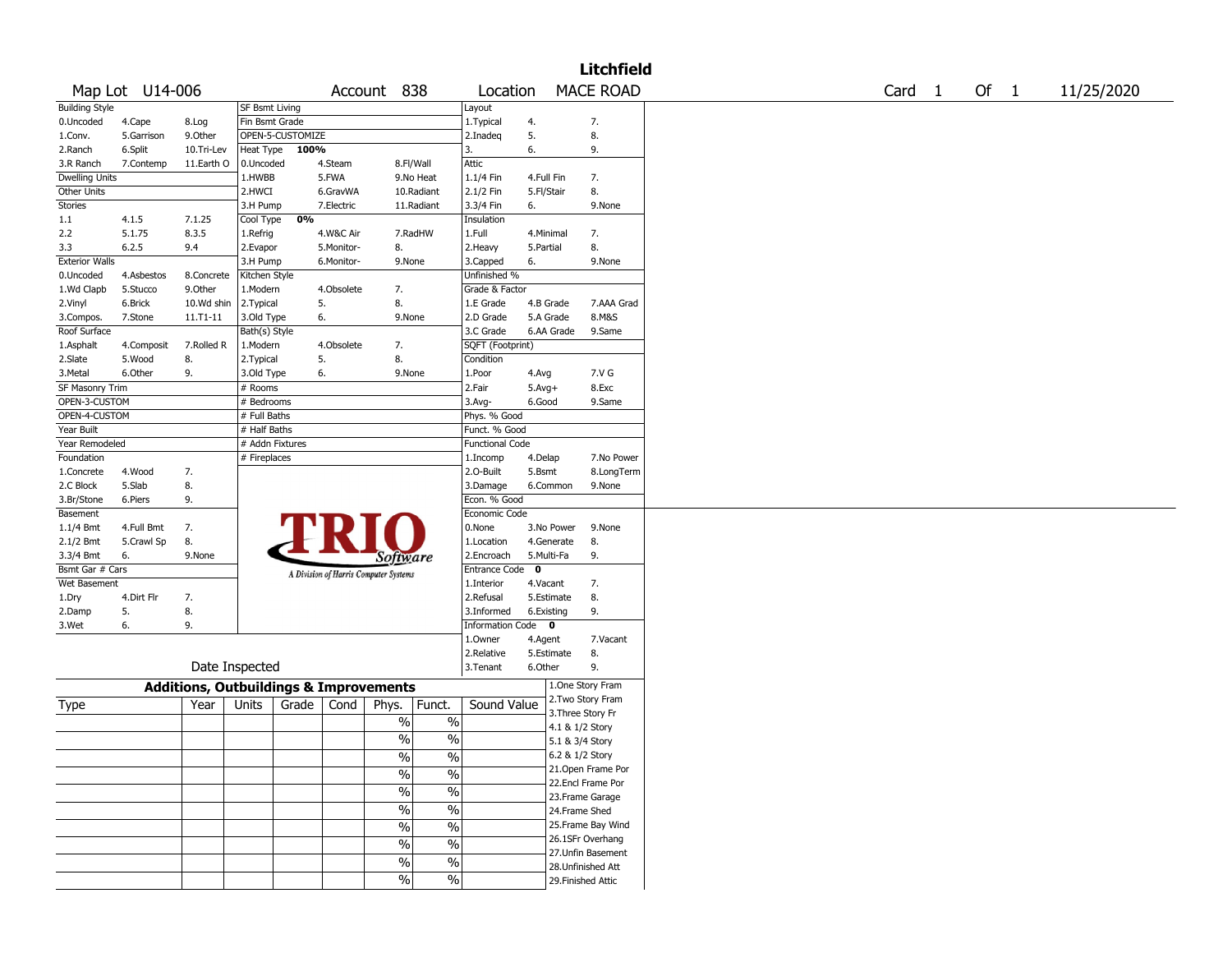# Litchfield

| Map Lot | U14-006 | Account | 838 | Location | MACE ROAD | Card | 1 | Of | 1 | 11/25/2020 |
|---|---|---|---|---|---|---|---|---|---|---|

| Building Style | | | SF Bsmt Living | | | Layout | | |
|---|---|---|---|---|---|---|---|---|
| 0.Uncoded | 4.Cape | 8.Log | Fin Bsmt Grade | | | 1.Typical | 4. | 7. |
| 1.Conv. | 5.Garrison | 9.Other | OPEN-5-CUSTOMIZE | | | 2.Inadeq | 5. | 8. |
| 2.Ranch | 6.Split | 10.Tri-Lev | Heat Type 100% | | | 3. | 6. | 9. |
| 3.R Ranch | 7.Contemp | 11.Earth O | 0.Uncoded | 4.Steam | 8.Fl/Wall | Attic | | |
| Dwelling Units | | | 1.HWBB | 5.FWA | 9.No Heat | 1.1/4 Fin | 4.Full Fin | 7. |
| Other Units | | | 2.HWCI | 6.GravWA | 10.Radiant | 2.1/2 Fin | 5.Fl/Stair | 8. |
| Stories | | | 3.H Pump | 7.Electric | 11.Radiant | 3.3/4 Fin | 6. | 9.None |
| 1.1 | 4.1.5 | 7.1.25 | Cool Type 0% | | | Insulation | | |
| 2.2 | 5.1.75 | 8.3.5 | 1.Refrig | 4.W&C Air | 7.RadHW | 1.Full | 4.Minimal | 7. |
| 3.3 | 6.2.5 | 9.4 | 2.Evapor | 5.Monitor- | 8. | 2.Heavy | 5.Partial | 8. |
| Exterior Walls | | | 3.H Pump | 6.Monitor- | 9.None | 3.Capped | 6. | 9.None |
| 0.Uncoded | 4.Asbestos | 8.Concrete | Kitchen Style | | | Unfinished % | | |
| 1.Wd Clapb | 5.Stucco | 9.Other | 1.Modern | 4.Obsolete | 7. | Grade & Factor | | |
| 2.Vinyl | 6.Brick | 10.Wd shin | 2.Typical | 5. | 8. | 1.E Grade | 4.B Grade | 7.AAA Grad |
| 3.Compos. | 7.Stone | 11.T1-11 | 3.Old Type | 6. | 9.None | 2.D Grade | 5.A Grade | 8.M&S |
| Roof Surface | | | Bath(s) Style | | | 3.C Grade | 6.AA Grade | 9.Same |
| 1.Asphalt | 4.Composit | 7.Rolled R | 1.Modern | 4.Obsolete | 7. | SQFT (Footprint) | | |
| 2.Slate | 5.Wood | 8. | 2.Typical | 5. | 8. | Condition | | |
| 3.Metal | 6.Other | 9. | 3.Old Type | 6. | 9.None | 1.Poor | 4.Avg | 7.V G |
| SF Masonry Trim | | | # Rooms | | | 2.Fair | 5.Avg+ | 8.Exc |
| OPEN-3-CUSTOM | | | # Bedrooms | | | 3.Avg- | 6.Good | 9.Same |
| OPEN-4-CUSTOM | | | # Full Baths | | | Phys. % Good | | |
| Year Built | | | # Half Baths | | | Funct. % Good | | |
| Year Remodeled | | | # Addn Fixtures | | | Functional Code | | |
| Foundation | | | # Fireplaces | | | 1.Incomp | 4.Delap | 7.No Power |
| 1.Concrete | 4.Wood | 7. | | | | 2.O-Built | 5.Bsmt | 8.LongTerm |
| 2.C Block | 5.Slab | 8. | | | | 3.Damage | 6.Common | 9.None |
| 3.Br/Stone | 6.Piers | 9. | | | | Econ. % Good | | |
| Basement | | | | | | Economic Code | | |
| 1.1/4 Bmt | 4.Full Bmt | 7. | | | | 0.None | 3.No Power | 9.None |
| 2.1/2 Bmt | 5.Crawl Sp | 8. | | | | 1.Location | 4.Generate | 8. |
| 3.3/4 Bmt | 6. | 9.None | | | | 2.Encroach | 5.Multi-Fa | 9. |
| Bsmt Gar # Cars | | | | | | Entrance Code 0 | | |
| Wet Basement | | | | | | 1.Interior | 4.Vacant | 7. |
| 1.Dry | 4.Dirt Flr | 7. | | | | 2.Refusal | 5.Estimate | 8. |
| 2.Damp | 5. | 8. | | | | 3.Informed | 6.Existing | 9. |
| 3.Wet | 6. | 9. | | | | Information Code 0 | | |
| | | | | | | 1.Owner | 4.Agent | 7.Vacant |
| | | | | | | 2.Relative | 5.Estimate | 8. |
| Date Inspected | | | | | | 3.Tenant | 6.Other | 9. |

TRIO Software — A Division of Harris Computer Systems

## Additions, Outbuildings & Improvements

| Type | Year | Units | Grade | Cond | Phys. | Funct. | Sound Value |
|---|---|---|---|---|---|---|---|
| | | | | | % | % | |
| | | | | | % | % | |
| | | | | | % | % | |
| | | | | | % | % | |
| | | | | | % | % | |
| | | | | | % | % | |
| | | | | | % | % | |
| | | | | | % | % | |
| | | | | | % | % | |
| | | | | | % | % | |

1.One Story Fram
2.Two Story Fram
3.Three Story Fr
4.1 & 1/2 Story
5.1 & 3/4 Story
6.2 & 1/2 Story
21.Open Frame Por
22.Encl Frame Por
23.Frame Garage
24.Frame Shed
25.Frame Bay Wind
26.1SFr Overhang
27.Unfin Basement
28.Unfinished Att
29.Finished Attic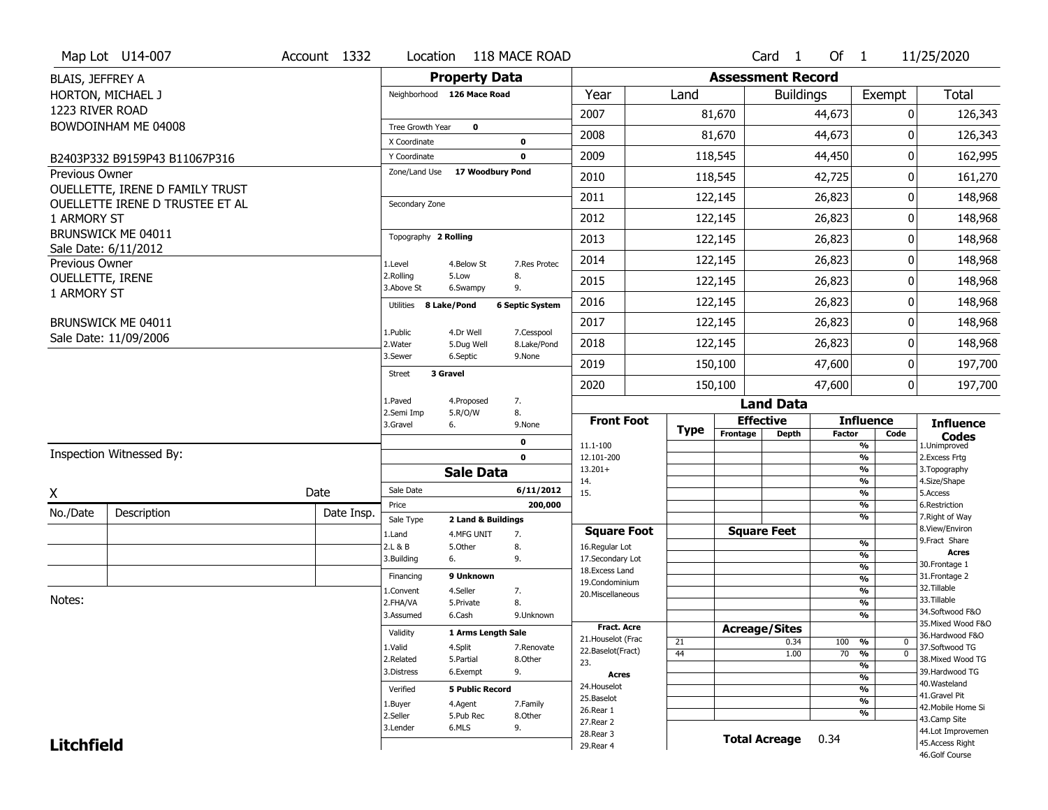Map Lot U14-007 | Account 1332 | Location 118 MACE ROAD | Card 1 Of 1 | 11/25/2020

BLAIS, JEFFREY A
HORTON, MICHAEL J
1223 RIVER ROAD
BOWDOINHAM ME 04008

B2403P332 B9159P43 B11067P316

Previous Owner
OUELLETTE, IRENE D FAMILY TRUST
OUELLETTE IRENE D TRUSTEE ET AL
1 ARMORY ST
BRUNSWICK ME 04011
Sale Date: 6/11/2012

Previous Owner
OUELLETTE, IRENE
1 ARMORY ST
BRUNSWICK ME 04011
Sale Date: 11/09/2006

## Property Data

- Neighborhood: 126 Mace Road
- Tree Growth Year: 0
- X Coordinate: 0
- Y Coordinate: 0
- Zone/Land Use: 17 Woodbury Pond
- Secondary Zone:
- Topography: 2 Rolling
  - 1.Level 2.Rolling 3.Above St 4.Below St 5.Low 6.Swampy 7.Res Protec 8. 9.
- Utilities: 8 Lake/Pond, 6 Septic System
  - 1.Public 2.Water 3.Sewer 4.Dr Well 5.Dug Well 6.Septic 7.Cesspool 8.Lake/Pond 9.None
- Street: 3 Gravel
  - 1.Paved 2.Semi Imp 3.Gravel 4.Proposed 5.R/O/W 6. 7. 8. 9.None
- 0
- 0

## Sale Data

- Sale Date: 6/11/2012
- Price: 200,000
- Sale Type: 2 Land & Buildings
  - 1.Land 2.L & B 3.Building 4.MFG UNIT 5.Other 6. 7. 8. 9.
- Financing: 9 Unknown
  - 1.Convent 2.FHA/VA 3.Assumed 4.Seller 5.Private 6.Cash 7. 8. 9.Unknown
- Validity: 1 Arms Length Sale
  - 1.Valid 2.Related 3.Distress 4.Split 5.Partial 6.Exempt 7.Renovate 8.Other 9.
- Verified: 5 Public Record
  - 1.Buyer 2.Seller 3.Lender 4.Agent 5.Pub Rec 6.MLS 7.Family 8.Other 9.

## Assessment Record

| Year | Land | Buildings | Exempt | Total |
|---|---|---|---|---|
| 2007 | 81,670 | 44,673 | 0 | 126,343 |
| 2008 | 81,670 | 44,673 | 0 | 126,343 |
| 2009 | 118,545 | 44,450 | 0 | 162,995 |
| 2010 | 118,545 | 42,725 | 0 | 161,270 |
| 2011 | 122,145 | 26,823 | 0 | 148,968 |
| 2012 | 122,145 | 26,823 | 0 | 148,968 |
| 2013 | 122,145 | 26,823 | 0 | 148,968 |
| 2014 | 122,145 | 26,823 | 0 | 148,968 |
| 2015 | 122,145 | 26,823 | 0 | 148,968 |
| 2016 | 122,145 | 26,823 | 0 | 148,968 |
| 2017 | 122,145 | 26,823 | 0 | 148,968 |
| 2018 | 122,145 | 26,823 | 0 | 148,968 |
| 2019 | 150,100 | 47,600 | 0 | 197,700 |
| 2020 | 150,100 | 47,600 | 0 | 197,700 |

## Land Data

| Front Foot | Type | Effective Frontage | Effective Depth | Influence Factor | Influence Code |
|---|---|---|---|---|---|
| 11.1-100 | | | | % | |
| 12.101-200 | | | | % | |
| 13.201+ | | | | % | |
| 14. | | | | % | |
| 15. | | | | % | |

| Square Foot | Square Feet | Influence Factor | Influence Code |
|---|---|---|---|
| 16.Regular Lot | | % | |
| 17.Secondary Lot | | % | |
| 18.Excess Land | | % | |
| 19.Condominium | | % | |
| 20.Miscellaneous | | % | |

| Fract. Acre / Acres | Type | Acreage/Sites | Influence Factor | Influence Code |
|---|---|---|---|---|
| 21.Houselot (Frac | 21 | 0.34 | 100 % | 0 |
| 22.Baselot(Fract) | 44 | 1.00 | 70 % | 0 |
| 23. | | | % | |
| 24.Houselot | | | % | |
| 25.Baselot | | | % | |
| 26.Rear 1 | | | % | |
| 27.Rear 2 | | | % | |
| 28.Rear 3 | | | | |
| 29.Rear 4 | | | | |

**Total Acreage** 0.34

**Influence Codes**
1.Unimproved
2.Excess Frtg
3.Topography
4.Size/Shape
5.Access
6.Restriction
7.Right of Way
8.View/Environ
9.Fract Share

**Acres**
30.Frontage 1
31.Frontage 2
32.Tillable
33.Tillable
34.Softwood F&O
35.Mixed Wood F&O
36.Hardwood F&O
37.Softwood TG
38.Mixed Wood TG
39.Hardwood TG
40.Wasteland
41.Gravel Pit
42.Mobile Home Si
43.Camp Site
44.Lot Improvemen
45.Access Right
46.Golf Course

Inspection Witnessed By:

X ______________________ Date

| No./Date | Description | Date Insp. |
|---|---|---|
| | | |
| | | |
| | | |

Notes:

**Litchfield**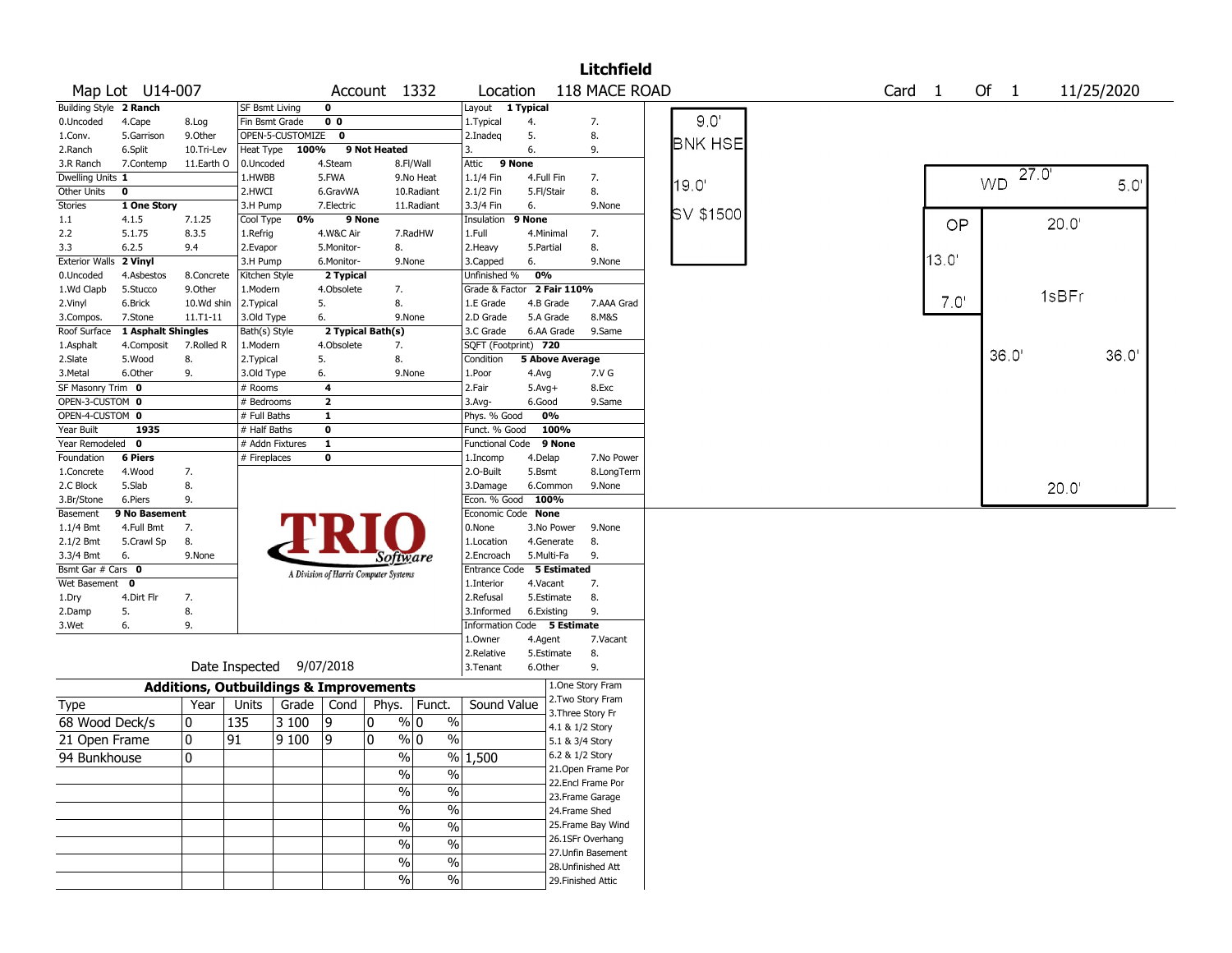# Litchfield

**Map Lot** U14-007 **Account** 1332 **Location** 118 MACE ROAD **Card** 1 **Of** 1 11/25/2020

| Field | Value | | | |
|---|---|---|---|---|
| Building Style | 2 Ranch | | | |
| 0.Uncoded | 4.Cape | 8.Log | | |
| 1.Conv. | 5.Garrison | 9.Other | | |
| 2.Ranch | 6.Split | 10.Tri-Lev | | |
| 3.R Ranch | 7.Contemp | 11.Earth O | | |
| Dwelling Units | 1 | | | |
| Other Units | 0 | | | |
| Stories | 1 One Story | | | |
| 1.1 | 4.1.5 | 7.1.25 | | |
| 2.2 | 5.1.75 | 8.3.5 | | |
| 3.3 | 6.2.5 | 9.4 | | |
| Exterior Walls | 2 Vinyl | | | |
| 0.Uncoded | 4.Asbestos | 8.Concrete | | |
| 1.Wd Clapb | 5.Stucco | 9.Other | | |
| 2.Vinyl | 6.Brick | 10.Wd shin | | |
| 3.Compos. | 7.Stone | 11.T1-11 | | |
| Roof Surface | 1 Asphalt Shingles | | | |
| 1.Asphalt | 4.Composit | 7.Rolled R | | |
| 2.Slate | 5.Wood | 8. | | |
| 3.Metal | 6.Other | 9. | | |
| SF Masonry Trim | 0 | | | |
| OPEN-3-CUSTOM | 0 | | | |
| OPEN-4-CUSTOM | 0 | | | |
| Year Built | 1935 | | | |
| Year Remodeled | 0 | | | |
| Foundation | 6 Piers | | | |
| 1.Concrete | 4.Wood | 7. | | |
| 2.C Block | 5.Slab | 8. | | |
| 3.Br/Stone | 6.Piers | 9. | | |
| Basement | 9 No Basement | | | |
| 1.1/4 Bmt | 4.Full Bmt | 7. | | |
| 2.1/2 Bmt | 5.Crawl Sp | 8. | | |
| 3.3/4 Bmt | 6. | 9.None | | |
| Bsmt Gar # Cars | 0 | | | |
| Wet Basement | 0 | | | |
| 1.Dry | 4.Dirt Flr | 7. | | |
| 2.Damp | 5. | 8. | | |
| 3.Wet | 6. | 9. | | |

| Field | Value | | |
|---|---|---|---|
| SF Bsmt Living | 0 | | |
| Fin Bsmt Grade | 0 0 | | |
| OPEN-5-CUSTOMIZE | 0 | | |
| Heat Type | 100% | 9 Not Heated | |
| 0.Uncoded | 4.Steam | 8.Fl/Wall | |
| 1.HWBB | 5.FWA | 9.No Heat | |
| 2.HWCI | 6.GravWA | 10.Radiant | |
| 3.H Pump | 7.Electric | 11.Radiant | |
| Cool Type | 0% | 9 None | |
| 1.Refrig | 4.W&C Air | 7.RadHW | |
| 2.Evapor | 5.Monitor- | 8. | |
| 3.H Pump | 6.Monitor- | 9.None | |
| Kitchen Style | 2 Typical | | |
| 1.Modern | 4.Obsolete | 7. | |
| 2.Typical | 5. | 8. | |
| 3.Old Type | 6. | 9.None | |
| Bath(s) Style | 2 Typical Bath(s) | | |
| 1.Modern | 4.Obsolete | 7. | |
| 2.Typical | 5. | 8. | |
| 3.Old Type | 6. | 9.None | |
| # Rooms | 4 | | |
| # Bedrooms | 2 | | |
| # Full Baths | 1 | | |
| # Half Baths | 0 | | |
| # Addn Fixtures | 1 | | |
| # Fireplaces | 0 | | |

| Field | Value | | |
|---|---|---|---|
| Layout | 1 Typical | | |
| 1.Typical | 4. | 7. | |
| 2.Inadeq | 5. | 8. | |
| 3. | 6. | 9. | |
| Attic | 9 None | | |
| 1.1/4 Fin | 4.Full Fin | 7. | |
| 2.1/2 Fin | 5.Fl/Stair | 8. | |
| 3.3/4 Fin | 6. | 9.None | |
| Insulation | 9 None | | |
| 1.Full | 4.Minimal | 7. | |
| 2.Heavy | 5.Partial | 8. | |
| 3.Capped | 6. | 9.None | |
| Unfinished % | 0% | | |
| Grade & Factor | 2 Fair 110% | | |
| 1.E Grade | 4.B Grade | 7.AAA Grad | |
| 2.D Grade | 5.A Grade | 8.M&S | |
| 3.C Grade | 6.AA Grade | 9.Same | |
| SQFT (Footprint) | 720 | | |
| Condition | 5 Above Average | | |
| 1.Poor | 4.Avg | 7.V G | |
| 2.Fair | 5.Avg+ | 8.Exc | |
| 3.Avg- | 6.Good | 9.Same | |
| Phys. % Good | 0% | | |
| Funct. % Good | 100% | | |
| Functional Code | 9 None | | |
| 1.Incomp | 4.Delap | 7.No Power | |
| 2.O-Built | 5.Bsmt | 8.LongTerm | |
| 3.Damage | 6.Common | 9.None | |
| Econ. % Good | 100% | | |
| Economic Code | None | | |
| 0.None | 3.No Power | 9.None | |
| 1.Location | 4.Generate | 8. | |
| 2.Encroach | 5.Multi-Fa | 9. | |
| Entrance Code | 5 Estimated | | |
| 1.Interior | 4.Vacant | 7. | |
| 2.Refusal | 5.Estimate | 8. | |
| 3.Informed | 6.Existing | 9. | |
| Information Code | 5 Estimate | | |
| 1.Owner | 4.Agent | 7.Vacant | |
| 2.Relative | 5.Estimate | 8. | |
| 3.Tenant | 6.Other | 9. | |

Date Inspected 9/07/2018

## Additions, Outbuildings & Improvements

| Type | Year | Units | Grade | Cond | Phys. | Funct. | Sound Value |
|---|---|---|---|---|---|---|---|
| 68 Wood Deck/s | 0 | 135 | 3 100 | 9 | 0 % | 0 % | |
| 21 Open Frame | 0 | 91 | 9 100 | 9 | 0 % | 0 % | |
| 94 Bunkhouse | 0 | | | | % | % | 1,500 |
| | | | | | % | % | |
| | | | | | % | % | |
| | | | | | % | % | |
| | | | | | % | % | |
| | | | | | % | % | |
| | | | | | % | % | |
| | | | | | % | % | |

1.One Story Fram
2.Two Story Fram
3.Three Story Fr
4.1 & 1/2 Story
5.1 & 3/4 Story
6.2 & 1/2 Story
21.Open Frame Por
22.Encl Frame Por
23.Frame Garage
24.Frame Shed
25.Frame Bay Wind
26.1SFr Overhang
27.Unfin Basement
28.Unfinished Att
29.Finished Attic

Sketch: BNK HSE 9.0' x 19.0', SV $1500; WD 27.0' x 5.0'; OP 13.0' x 7.0'; 1sBFr 20.0' x 36.0'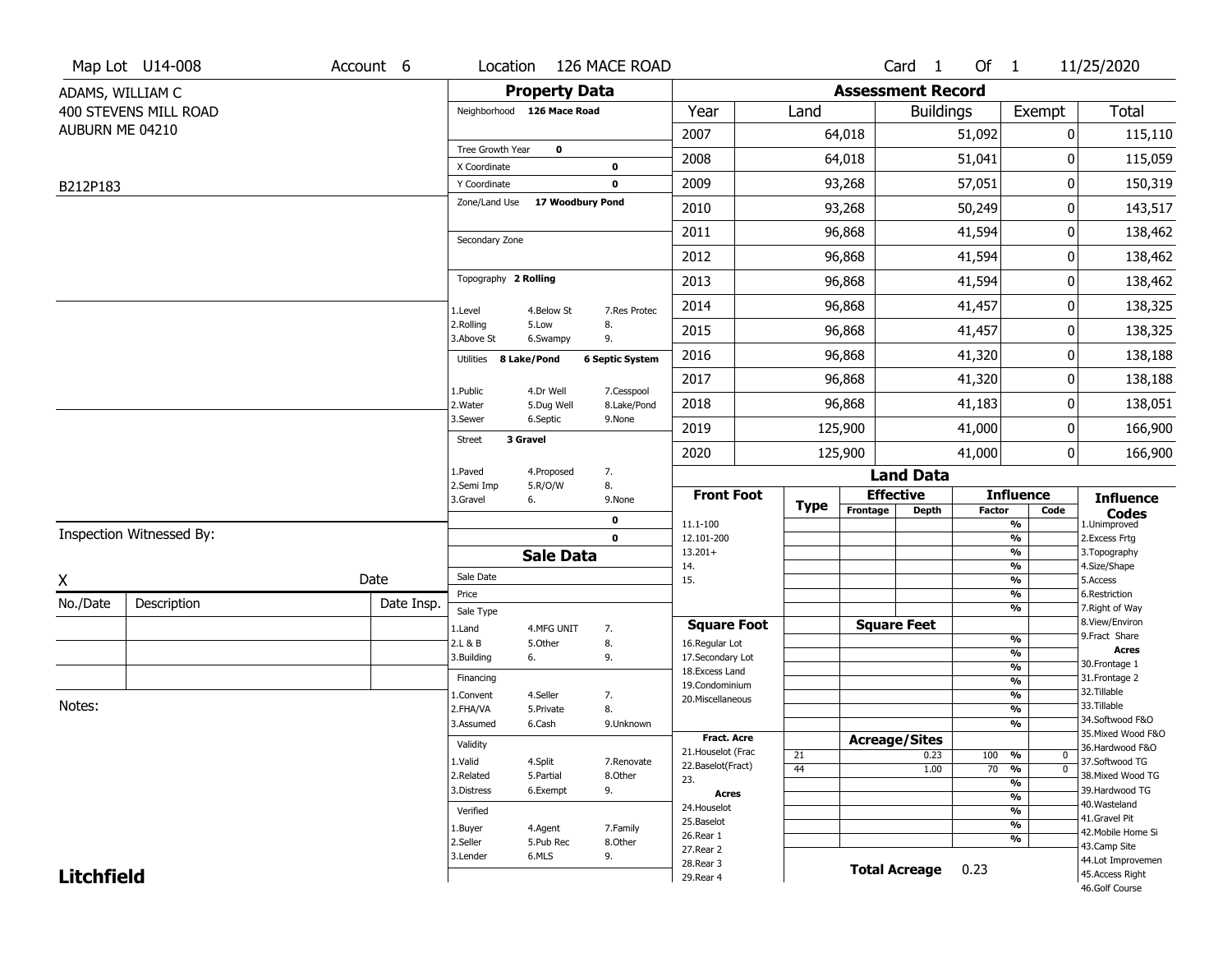Map Lot U14-008 | Account 6 | Location 126 MACE ROAD | Card 1 Of 1 | 11/25/2020

ADAMS, WILLIAM C
400 STEVENS MILL ROAD
AUBURN ME 04210

B212P183

## Property Data

Neighborhood **126 Mace Road**

Tree Growth Year **0**
X Coordinate **0**
Y Coordinate **0**
Zone/Land Use **17 Woodbury Pond**

Secondary Zone

Topography **2 Rolling**

1.Level 4.Below St 7.Res Protec
2.Rolling 5.Low 8.
3.Above St 6.Swampy 9.

Utilities **8 Lake/Pond** **6 Septic System**

1.Public 4.Dr Well 7.Cesspool
2.Water 5.Dug Well 8.Lake/Pond
3.Sewer 6.Septic 9.None

Street **3 Gravel**

1.Paved 4.Proposed 7.
2.Semi Imp 5.R/O/W 8.
3.Gravel 6. 9.None

**0**
**0**

## Assessment Record

| Year | Land | Buildings | Exempt | Total |
|---|---|---|---|---|
| 2007 | 64,018 | 51,092 | 0 | 115,110 |
| 2008 | 64,018 | 51,041 | 0 | 115,059 |
| 2009 | 93,268 | 57,051 | 0 | 150,319 |
| 2010 | 93,268 | 50,249 | 0 | 143,517 |
| 2011 | 96,868 | 41,594 | 0 | 138,462 |
| 2012 | 96,868 | 41,594 | 0 | 138,462 |
| 2013 | 96,868 | 41,594 | 0 | 138,462 |
| 2014 | 96,868 | 41,457 | 0 | 138,325 |
| 2015 | 96,868 | 41,457 | 0 | 138,325 |
| 2016 | 96,868 | 41,320 | 0 | 138,188 |
| 2017 | 96,868 | 41,320 | 0 | 138,188 |
| 2018 | 96,868 | 41,183 | 0 | 138,051 |
| 2019 | 125,900 | 41,000 | 0 | 166,900 |
| 2020 | 125,900 | 41,000 | 0 | 166,900 |

## Land Data

| | Type | Effective Frontage | Effective Depth | Influence Factor | Influence Code |
|---|---|---|---|---|---|
| **Front Foot** | | | | | |
| 11.1-100 | | | | % | |
| 12.101-200 | | | | % | |
| 13.201+ | | | | % | |
| 14. | | | | % | |
| 15. | | | | % | |
| **Square Foot** | | **Square Feet** | | | |
| 16.Regular Lot | | | | % | |
| 17.Secondary Lot | | | | % | |
| 18.Excess Land | | | | % | |
| 19.Condominium | | | | % | |
| 20.Miscellaneous | | | | % | |
| **Fract. Acre** | | **Acreage/Sites** | | | |
| 21.Houselot (Frac | 21 | | 0.23 | 100 % | 0 |
| 22.Baselot(Fract) | 44 | | 1.00 | 70 % | 0 |
| 23. | | | | % | |
| **Acres** | | | | | |
| 24.Houselot | | | | % | |
| 25.Baselot | | | | % | |
| 26.Rear 1 | | | | % | |
| 27.Rear 2 | | | | | |
| 28.Rear 3 | | | | | |
| 29.Rear 4 | | | | | |

**Total Acreage** 0.23

**Influence Codes**
1.Unimproved
2.Excess Frtg
3.Topography
4.Size/Shape
5.Access
6.Restriction
7.Right of Way
8.View/Environ
9.Fract Share
**Acres**
30.Frontage 1
31.Frontage 2
32.Tillable
33.Tillable
34.Softwood F&O
35.Mixed Wood F&O
36.Hardwood F&O
37.Softwood TG
38.Mixed Wood TG
39.Hardwood TG
40.Wasteland
41.Gravel Pit
42.Mobile Home Si
43.Camp Site
44.Lot Improvemen
45.Access Right
46.Golf Course

## Sale Data

Sale Date
Price
Sale Type
1.Land 4.MFG UNIT 7.
2.L & B 5.Other 8.
3.Building 6. 9.

Financing
1.Convent 4.Seller 7.
2.FHA/VA 5.Private 8.
3.Assumed 6.Cash 9.Unknown

Validity
1.Valid 4.Split 7.Renovate
2.Related 5.Partial 8.Other
3.Distress 6.Exempt 9.

Verified
1.Buyer 4.Agent 7.Family
2.Seller 5.Pub Rec 8.Other
3.Lender 6.MLS 9.

Inspection Witnessed By:

X Date

| No./Date | Description | Date Insp. |
|---|---|---|
| | | |
| | | |
| | | |

Notes:

**Litchfield**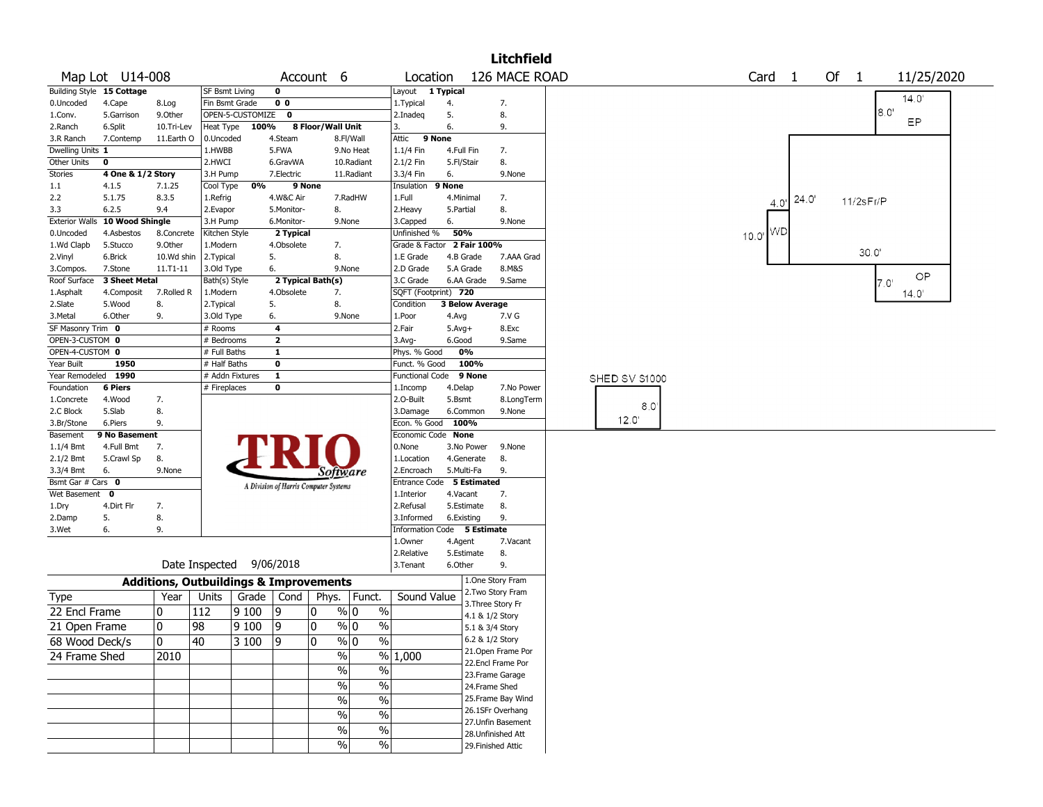# Litchfield

**Map Lot** U14-008 **Account** 6 **Location** 126 MACE ROAD **Card** 1 **Of** 1 11/25/2020

| Field | Value |
|---|---|
| Building Style | 15 Cottage |
| Dwelling Units | 1 |
| Other Units | 0 |
| Stories | 4 One & 1/2 Story |
| Exterior Walls | 10 Wood Shingle |
| Roof Surface | 3 Sheet Metal |
| SF Masonry Trim | 0 |
| OPEN-3-CUSTOM | 0 |
| OPEN-4-CUSTOM | 0 |
| Year Built | 1950 |
| Year Remodeled | 1990 |
| Foundation | 6 Piers |
| Basement | 9 No Basement |
| Bsmt Gar # Cars | 0 |
| Wet Basement | 0 |

Building Style codes: 0.Uncoded, 4.Cape, 8.Log, 1.Conv., 5.Garrison, 9.Other, 2.Ranch, 6.Split, 10.Tri-Lev, 3.R Ranch, 7.Contemp, 11.Earth O

Stories codes: 1.1, 4.1.5, 7.1.25, 2.2, 5.1.75, 8.3.5, 3.3, 6.2.5, 9.4

Exterior Walls codes: 0.Uncoded, 4.Asbestos, 8.Concrete, 1.Wd Clapb, 5.Stucco, 9.Other, 2.Vinyl, 6.Brick, 10.Wd shin, 3.Compos., 7.Stone, 11.T1-11

Roof Surface codes: 1.Asphalt, 4.Composit, 7.Rolled R, 2.Slate, 5.Wood, 8., 3.Metal, 6.Other, 9.

Foundation codes: 1.Concrete, 4.Wood, 7., 2.C Block, 5.Slab, 8., 3.Br/Stone, 6.Piers, 9.

Basement codes: 1.1/4 Bmt, 4.Full Bmt, 7., 2.1/2 Bmt, 5.Crawl Sp, 8., 3.3/4 Bmt, 6., 9.None

Wet Basement codes: 1.Dry, 4.Dirt Flr, 7., 2.Damp, 5., 8., 3.Wet, 6., 9.

| Field | Value |
|---|---|
| SF Bsmt Living | 0 |
| Fin Bsmt Grade | 0 0 |
| OPEN-5-CUSTOMIZE | 0 |
| Heat Type | 100% 8 Floor/Wall Unit |
| Cool Type | 0% 9 None |
| Kitchen Style | 2 Typical |
| Bath(s) Style | 2 Typical Bath(s) |
| # Rooms | 4 |
| # Bedrooms | 2 |
| # Full Baths | 1 |
| # Half Baths | 0 |
| # Addn Fixtures | 1 |
| # Fireplaces | 0 |

Heat Type codes: 0.Uncoded, 4.Steam, 8.Fl/Wall, 1.HWBB, 5.FWA, 9.No Heat, 2.HWCI, 6.GravWA, 10.Radiant, 3.H Pump, 7.Electric, 11.Radiant

Cool Type codes: 1.Refrig, 4.W&C Air, 7.RadHW, 2.Evapor, 5.Monitor-, 8., 3.H Pump, 6.Monitor-, 9.None

Kitchen Style codes: 1.Modern, 4.Obsolete, 7., 2.Typical, 5., 8., 3.Old Type, 6., 9.None

Bath(s) Style codes: 1.Modern, 4.Obsolete, 7., 2.Typical, 5., 8., 3.Old Type, 6., 9.None

| Field | Value |
|---|---|
| Layout | 1 Typical |
| Attic | 9 None |
| Insulation | 9 None |
| Unfinished % | 50% |
| Grade & Factor | 2 Fair 100% |
| SQFT (Footprint) | 720 |
| Condition | 3 Below Average |
| Phys. % Good | 0% |
| Funct. % Good | 100% |
| Functional Code | 9 None |
| Econ. % Good | 100% |
| Economic Code | None |
| Entrance Code | 5 Estimated |
| Information Code | 5 Estimate |

Layout codes: 1.Typical, 4., 7., 2.Inadeq, 5., 8., 3., 6., 9.

Attic codes: 1.1/4 Fin, 4.Full Fin, 7., 2.1/2 Fin, 5.Fl/Stair, 8., 3.3/4 Fin, 6., 9.None

Insulation codes: 1.Full, 4.Minimal, 7., 2.Heavy, 5.Partial, 8., 3.Capped, 6., 9.None

Grade codes: 1.E Grade, 4.B Grade, 7.AAA Grad, 2.D Grade, 5.A Grade, 8.M&S, 3.C Grade, 6.AA Grade, 9.Same

Condition codes: 1.Poor, 4.Avg, 7.V G, 2.Fair, 5.Avg+, 8.Exc, 3.Avg-, 6.Good, 9.Same

Functional codes: 1.Incomp, 4.Delap, 7.No Power, 2.O-Built, 5.Bsmt, 8.LongTerm, 3.Damage, 6.Common, 9.None

Economic codes: 0.None, 3.No Power, 9.None, 1.Location, 4.Generate, 8., 2.Encroach, 5.Multi-Fa, 9.

Entrance codes: 1.Interior, 4.Vacant, 7., 2.Refusal, 5.Estimate, 8., 3.Informed, 6.Existing, 9.

Information codes: 1.Owner, 4.Agent, 7.Vacant, 2.Relative, 5.Estimate, 8., 3.Tenant, 6.Other, 9.

Date Inspected 9/06/2018

## Additions, Outbuildings & Improvements

| Type | Year | Units | Grade | Cond | Phys. | Funct. | Sound Value |
|---|---|---|---|---|---|---|---|
| 22 Encl Frame | 0 | 112 | 9 100 | 9 | 0 % | 0 % | |
| 21 Open Frame | 0 | 98 | 9 100 | 9 | 0 % | 0 % | |
| 68 Wood Deck/s | 0 | 40 | 3 100 | 9 | 0 % | 0 % | |
| 24 Frame Shed | 2010 | | | | % | % | 1,000 |

1.One Story Fram, 2.Two Story Fram, 3.Three Story Fr, 4.1 & 1/2 Story, 5.1 & 3/4 Story, 6.2 & 1/2 Story, 21.Open Frame Por, 22.Encl Frame Por, 23.Frame Garage, 24.Frame Shed, 25.Frame Bay Wind, 26.1SFr Overhang, 27.Unfin Basement, 28.Unfinished Att, 29.Finished Attic

Sketch labels: 14.0' 8.0' EP; 4.0' 24.0' 11/2sFr/P; 10.0' WD; 30.0'; 7.0' OP 14.0'; SHED SV $1000 8.0' 12.0'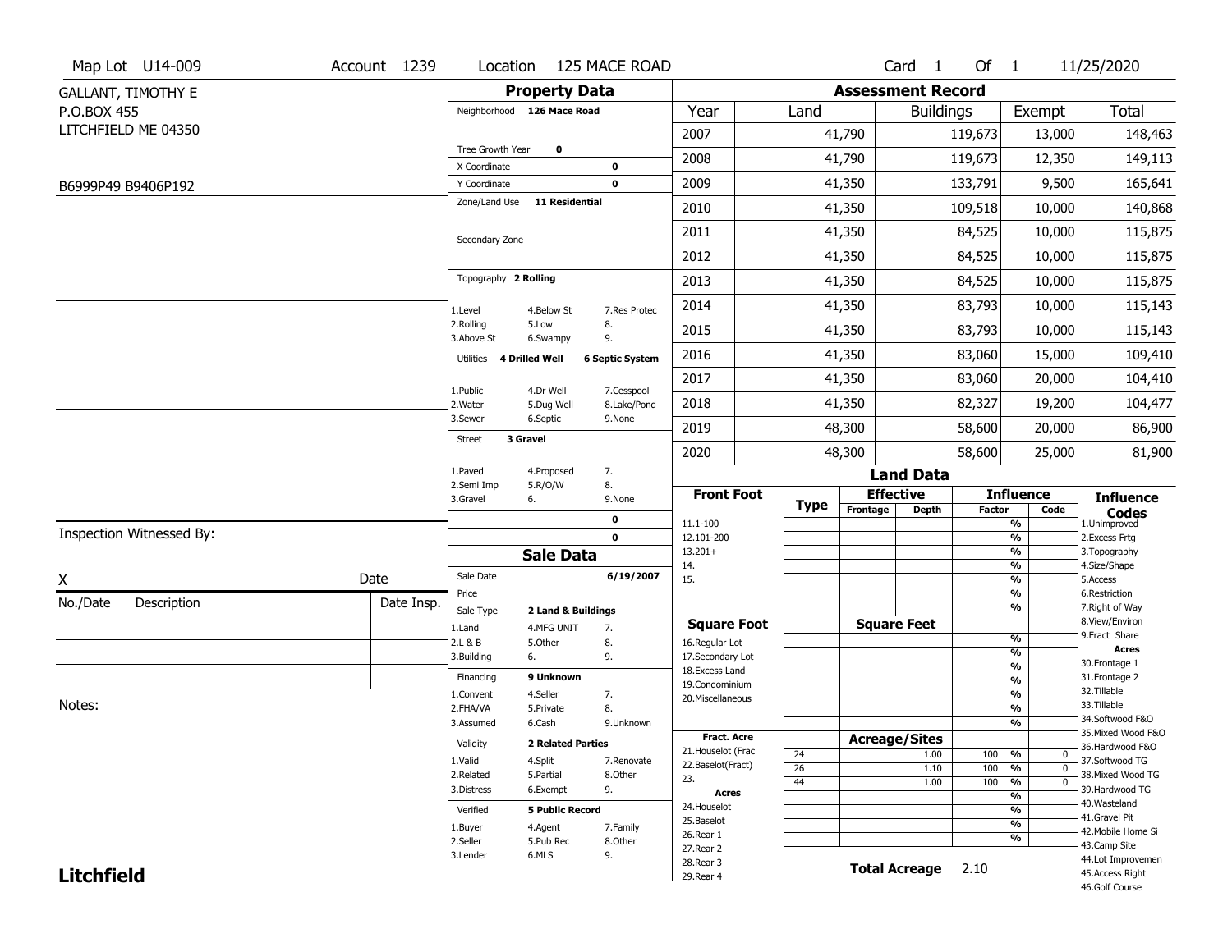Map Lot U14-009 | Account 1239 | Location 125 MACE ROAD | Card 1 Of 1 | 11/25/2020

GALLANT, TIMOTHY E
P.O.BOX 455
LITCHFIELD ME 04350

B6999P49 B9406P192

## Property Data

Neighborhood **126 Mace Road**

Tree Growth Year **0**
X Coordinate **0**
Y Coordinate **0**
Zone/Land Use **11 Residential**

Secondary Zone

Topography **2 Rolling**

1.Level 4.Below St 7.Res Protec
2.Rolling 5.Low 8.
3.Above St 6.Swampy 9.

Utilities **4 Drilled Well** **6 Septic System**

1.Public 4.Dr Well 7.Cesspool
2.Water 5.Dug Well 8.Lake/Pond
3.Sewer 6.Septic 9.None

Street **3 Gravel**

1.Paved 4.Proposed 7.
2.Semi Imp 5.R/O/W 8.
3.Gravel 6. 9.None

**0**
**0**

## Sale Data

Sale Date **6/19/2007**
Price
Sale Type **2 Land & Buildings**

1.Land 4.MFG UNIT 7.
2.L & B 5.Other 8.
3.Building 6. 9.

Financing **9 Unknown**

1.Convent 4.Seller 7.
2.FHA/VA 5.Private 8.
3.Assumed 6.Cash 9.Unknown

Validity **2 Related Parties**

1.Valid 4.Split 7.Renovate
2.Related 5.Partial 8.Other
3.Distress 6.Exempt 9.

Verified **5 Public Record**

1.Buyer 4.Agent 7.Family
2.Seller 5.Pub Rec 8.Other
3.Lender 6.MLS 9.

Inspection Witnessed By:

X Date

| No./Date | Description | Date Insp. |
|---|---|---|
| | | |
| | | |
| | | |

Notes:

## Assessment Record

| Year | Land | Buildings | Exempt | Total |
|---|---|---|---|---|
| 2007 | 41,790 | 119,673 | 13,000 | 148,463 |
| 2008 | 41,790 | 119,673 | 12,350 | 149,113 |
| 2009 | 41,350 | 133,791 | 9,500 | 165,641 |
| 2010 | 41,350 | 109,518 | 10,000 | 140,868 |
| 2011 | 41,350 | 84,525 | 10,000 | 115,875 |
| 2012 | 41,350 | 84,525 | 10,000 | 115,875 |
| 2013 | 41,350 | 84,525 | 10,000 | 115,875 |
| 2014 | 41,350 | 83,793 | 10,000 | 115,143 |
| 2015 | 41,350 | 83,793 | 10,000 | 115,143 |
| 2016 | 41,350 | 83,060 | 15,000 | 109,410 |
| 2017 | 41,350 | 83,060 | 20,000 | 104,410 |
| 2018 | 41,350 | 82,327 | 19,200 | 104,477 |
| 2019 | 48,300 | 58,600 | 20,000 | 86,900 |
| 2020 | 48,300 | 58,600 | 25,000 | 81,900 |

## Land Data

| Front Foot | Type | Effective Frontage | Effective Depth | Influence Factor | Influence Code |
|---|---|---|---|---|---|
| 11.1-100 | | | | % | |
| 12.101-200 | | | | % | |
| 13.201+ | | | | % | |
| 14. | | | | % | |
| 15. | | | | % | |
| | | | | % | |
| | | | | % | |

| Square Foot | Square Feet | | |
|---|---|---|---|
| 16.Regular Lot | | % | |
| 17.Secondary Lot | | % | |
| 18.Excess Land | | % | |
| 19.Condominium | | % | |
| 20.Miscellaneous | | % | |
| | | % | |
| | | % | |

| Fract. Acre / Acres | Type | Acreage/Sites | Factor | Code |
|---|---|---|---|---|
| 21.Houselot (Frac | 24 | 1.00 | 100 % | 0 |
| 22.Baselot(Fract) | 26 | 1.10 | 100 % | 0 |
| 23. | 44 | 1.00 | 100 % | 0 |
| 24.Houselot | | | % | |
| 25.Baselot | | | % | |
| 26.Rear 1 | | | % | |
| 27.Rear 2 | | | % | |
| 28.Rear 3 | | | | |
| 29.Rear 4 | | | | |

**Total Acreage** 2.10

**Influence Codes**
1.Unimproved
2.Excess Frtg
3.Topography
4.Size/Shape
5.Access
6.Restriction
7.Right of Way
8.View/Environ
9.Fract Share

**Acres**
30.Frontage 1
31.Frontage 2
32.Tillable
33.Tillable
34.Softwood F&O
35.Mixed Wood F&O
36.Hardwood F&O
37.Softwood TG
38.Mixed Wood TG
39.Hardwood TG
40.Wasteland
41.Gravel Pit
42.Mobile Home Si
43.Camp Site
44.Lot Improvemen
45.Access Right
46.Golf Course

**Litchfield**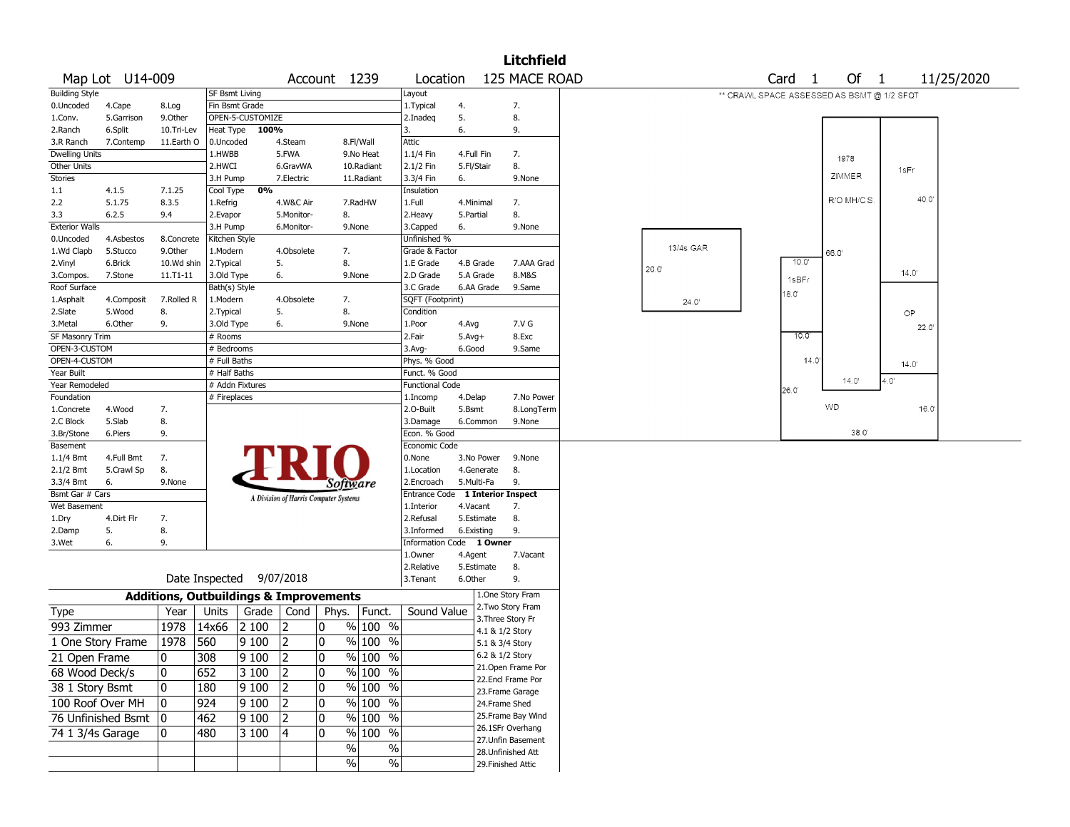# Litchfield

Map Lot U14-009 | Account 1239 | Location 125 MACE ROAD | Card 1 Of 1 | 11/25/2020

| Building Style | | | SF Bsmt Living | | | Layout | | |
|---|---|---|---|---|---|---|---|---|
| 0.Uncoded | 4.Cape | 8.Log | Fin Bsmt Grade | | | 1.Typical | 4. | 7. |
| 1.Conv. | 5.Garrison | 9.Other | OPEN-5-CUSTOMIZE | | | 2.Inadeq | 5. | 8. |
| 2.Ranch | 6.Split | 10.Tri-Lev | Heat Type 100% | | | 3. | 6. | 9. |
| 3.R Ranch | 7.Contemp | 11.Earth O | 0.Uncoded | 4.Steam | 8.Fl/Wall | Attic | | |
| Dwelling Units | | | 1.HWBB | 5.FWA | 9.No Heat | 1.1/4 Fin | 4.Full Fin | 7. |
| Other Units | | | 2.HWCI | 6.GravWA | 10.Radiant | 2.1/2 Fin | 5.Fl/Stair | 8. |
| Stories | | | 3.H Pump | 7.Electric | 11.Radiant | 3.3/4 Fin | 6. | 9.None |
| 1.1 | 4.1.5 | 7.1.25 | Cool Type 0% | | | Insulation | | |
| 2.2 | 5.1.75 | 8.3.5 | 1.Refrig | 4.W&C Air | 7.RadHW | 1.Full | 4.Minimal | 7. |
| 3.3 | 6.2.5 | 9.4 | 2.Evapor | 5.Monitor- | 8. | 2.Heavy | 5.Partial | 8. |
| Exterior Walls | | | 3.H Pump | 6.Monitor- | 9.None | 3.Capped | 6. | 9.None |
| 0.Uncoded | 4.Asbestos | 8.Concrete | Kitchen Style | | | Unfinished % | | |
| 1.Wd Clapb | 5.Stucco | 9.Other | 1.Modern | 4.Obsolete | 7. | Grade & Factor | | |
| 2.Vinyl | 6.Brick | 10.Wd shin | 2.Typical | 5. | 8. | 1.E Grade | 4.B Grade | 7.AAA Grad |
| 3.Compos. | 7.Stone | 11.T1-11 | 3.Old Type | 6. | 9.None | 2.D Grade | 5.A Grade | 8.M&S |
| Roof Surface | | | Bath(s) Style | | | 3.C Grade | 6.AA Grade | 9.Same |
| 1.Asphalt | 4.Composit | 7.Rolled R | 1.Modern | 4.Obsolete | 7. | SQFT (Footprint) | | |
| 2.Slate | 5.Wood | 8. | 2.Typical | 5. | 8. | Condition | | |
| 3.Metal | 6.Other | 9. | 3.Old Type | 6. | 9.None | 1.Poor | 4.Avg | 7.V G |
| SF Masonry Trim | | | # Rooms | | | 2.Fair | 5.Avg+ | 8.Exc |
| OPEN-3-CUSTOM | | | # Bedrooms | | | 3.Avg- | 6.Good | 9.Same |
| OPEN-4-CUSTOM | | | # Full Baths | | | Phys. % Good | | |
| Year Built | | | # Half Baths | | | Funct. % Good | | |
| Year Remodeled | | | # Addn Fixtures | | | Functional Code | | |
| Foundation | | | # Fireplaces | | | 1.Incomp | 4.Delap | 7.No Power |
| 1.Concrete | 4.Wood | 7. | | | | 2.O-Built | 5.Bsmt | 8.LongTerm |
| 2.C Block | 5.Slab | 8. | | | | 3.Damage | 6.Common | 9.None |
| 3.Br/Stone | 6.Piers | 9. | | | | Econ. % Good | | |
| Basement | | | | | | Economic Code | | |
| 1.1/4 Bmt | 4.Full Bmt | 7. | | | | 0.None | 3.No Power | 9.None |
| 2.1/2 Bmt | 5.Crawl Sp | 8. | | | | 1.Location | 4.Generate | 8. |
| 3.3/4 Bmt | 6. | 9.None | | | | 2.Encroach | 5.Multi-Fa | 9. |
| Bsmt Gar # Cars | | | | | | Entrance Code 1 Interior Inspect | | |
| Wet Basement | | | | | | 1.Interior | 4.Vacant | 7. |
| 1.Dry | 4.Dirt Flr | 7. | | | | 2.Refusal | 5.Estimate | 8. |
| 2.Damp | 5. | 8. | | | | 3.Informed | 6.Existing | 9. |
| 3.Wet | 6. | 9. | | | | Information Code 1 Owner | | |
| | | | | | | 1.Owner | 4.Agent | 7.Vacant |
| | | | | | | 2.Relative | 5.Estimate | 8. |
| | | | Date Inspected 9/07/2018 | | | 3.Tenant | 6.Other | 9. |

TRIO Software — A Division of Harris Computer Systems

## Additions, Outbuildings & Improvements

| Type | Year | Units | Grade | Cond | Phys. | Funct. | Sound Value |
|---|---|---|---|---|---|---|---|
| 993 Zimmer | 1978 | 14x66 | 2 100 | 2 | 0 % | 100 % | |
| 1 One Story Frame | 1978 | 560 | 9 100 | 2 | 0 % | 100 % | |
| 21 Open Frame | 0 | 308 | 9 100 | 2 | 0 % | 100 % | |
| 68 Wood Deck/s | 0 | 652 | 3 100 | 2 | 0 % | 100 % | |
| 38 1 Story Bsmt | 0 | 180 | 9 100 | 2 | 0 % | 100 % | |
| 100 Roof Over MH | 0 | 924 | 9 100 | 2 | 0 % | 100 % | |
| 76 Unfinished Bsmt | 0 | 462 | 9 100 | 2 | 0 % | 100 % | |
| 74 1 3/4s Garage | 0 | 480 | 3 100 | 4 | 0 % | 100 % | |
| | | | | | % | % | |
| | | | | | % | % | |

1.One Story Fram, 2.Two Story Fram, 3.Three Story Fr, 4.1 & 1/2 Story, 5.1 & 3/4 Story, 6.2 & 1/2 Story, 21.Open Frame Por, 22.Encl Frame Por, 23.Frame Garage, 24.Frame Shed, 25.Frame Bay Wind, 26.1SFr Overhang, 27.Unfin Basement, 28.Unfinished Att, 29.Finished Attic

** CRAWL SPACE ASSESSED AS BSMT @ 1/2 SFQT

Sketch labels: 1978 ZIMMER R/O MH/C.S.; 1sFr; 13/4s GAR; 1sBFr; OP; WD; 40.0'; 66.0'; 10.0'; 20.0'; 14.0'; 18.0'; 24.0'; 22.0'; 10.0'; 14.0'; 14.0'; 14.0'; 4.0'; 26.0'; 16.0'; 38.0'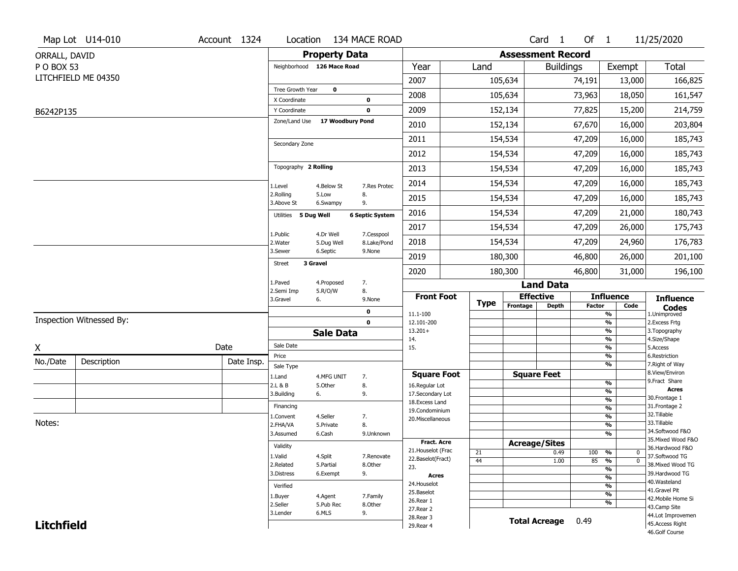Map Lot U14-010 | Account 1324 | Location 134 MACE ROAD | Card 1 Of 1 | 11/25/2020

ORRALL, DAVID
P O BOX 53
LITCHFIELD ME 04350

B6242P135

## Property Data

Neighborhood 126 Mace Road

Tree Growth Year 0
X Coordinate 0
Y Coordinate 0
Zone/Land Use 17 Woodbury Pond

Secondary Zone

Topography 2 Rolling

1.Level 4.Below St 7.Res Protec
2.Rolling 5.Low 8.
3.Above St 6.Swampy 9.

Utilities 5 Dug Well 6 Septic System

1.Public 4.Dr Well 7.Cesspool
2.Water 5.Dug Well 8.Lake/Pond
3.Sewer 6.Septic 9.None

Street 3 Gravel

1.Paved 4.Proposed 7.
2.Semi Imp 5.R/O/W 8.
3.Gravel 6. 9.None

0
0

## Sale Data

Sale Date
Price
Sale Type
1.Land 4.MFG UNIT 7.
2.L & B 5.Other 8.
3.Building 6. 9.

Financing
1.Convent 4.Seller 7.
2.FHA/VA 5.Private 8.
3.Assumed 6.Cash 9.Unknown

Validity
1.Valid 4.Split 7.Renovate
2.Related 5.Partial 8.Other
3.Distress 6.Exempt 9.

Verified
1.Buyer 4.Agent 7.Family
2.Seller 5.Pub Rec 8.Other
3.Lender 6.MLS 9.

## Assessment Record

| Year | Land | Buildings | Exempt | Total |
|---|---|---|---|---|
| 2007 | 105,634 | 74,191 | 13,000 | 166,825 |
| 2008 | 105,634 | 73,963 | 18,050 | 161,547 |
| 2009 | 152,134 | 77,825 | 15,200 | 214,759 |
| 2010 | 152,134 | 67,670 | 16,000 | 203,804 |
| 2011 | 154,534 | 47,209 | 16,000 | 185,743 |
| 2012 | 154,534 | 47,209 | 16,000 | 185,743 |
| 2013 | 154,534 | 47,209 | 16,000 | 185,743 |
| 2014 | 154,534 | 47,209 | 16,000 | 185,743 |
| 2015 | 154,534 | 47,209 | 16,000 | 185,743 |
| 2016 | 154,534 | 47,209 | 21,000 | 180,743 |
| 2017 | 154,534 | 47,209 | 26,000 | 175,743 |
| 2018 | 154,534 | 47,209 | 24,960 | 176,783 |
| 2019 | 180,300 | 46,800 | 26,000 | 201,100 |
| 2020 | 180,300 | 46,800 | 31,000 | 196,100 |

## Land Data

| Type | Effective Frontage | Effective Depth | Influence Factor | Influence Code |
|---|---|---|---|---|
| 21 | | 0.49 | 100 % | 0 |
| 44 | | 1.00 | 85 % | 0 |

Front Foot: 11.1-100, 12.101-200, 13.201+, 14., 15.

Square Foot: 16.Regular Lot, 17.Secondary Lot, 18.Excess Land, 19.Condominium, 20.Miscellaneous

Fract. Acre: 21.Houselot (Frac, 22.Baselot(Fract), 23.

Acres: 24.Houselot, 25.Baselot, 26.Rear 1, 27.Rear 2, 28.Rear 3, 29.Rear 4

**Total Acreage** 0.49

Influence Codes: 1.Unimproved, 2.Excess Frtg, 3.Topography, 4.Size/Shape, 5.Access, 6.Restriction, 7.Right of Way, 8.View/Environ, 9.Fract Share

Acres: 30.Frontage 1, 31.Frontage 2, 32.Tillable, 33.Tillable, 34.Softwood F&O, 35.Mixed Wood F&O, 36.Hardwood F&O, 37.Softwood TG, 38.Mixed Wood TG, 39.Hardwood TG, 40.Wasteland, 41.Gravel Pit, 42.Mobile Home Si, 43.Camp Site, 44.Lot Improvemen, 45.Access Right, 46.Golf Course

Inspection Witnessed By:

X Date

| No./Date | Description | Date Insp. |
|---|---|---|
| | | |
| | | |
| | | |

Notes:

**Litchfield**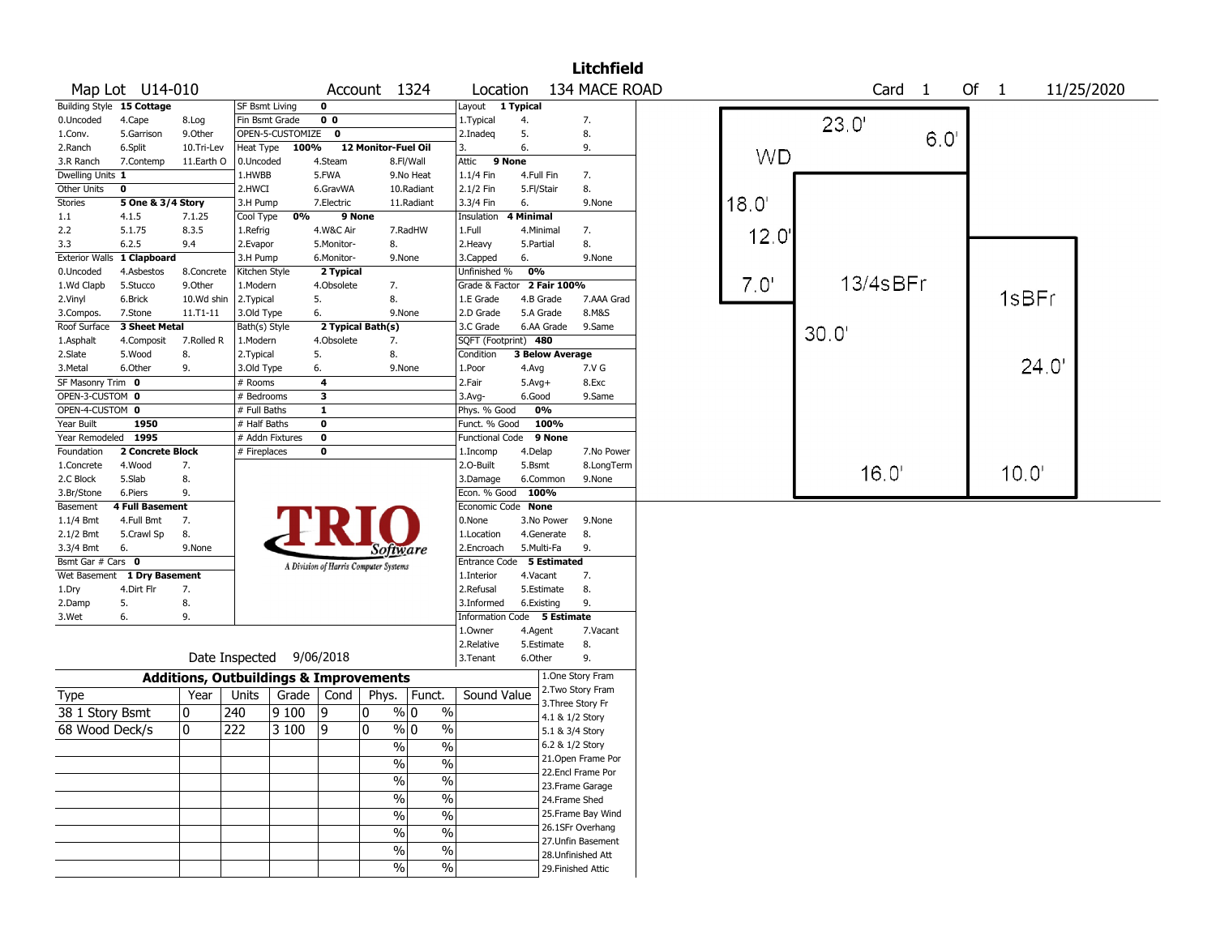# Litchfield

**Map Lot** U14-010 **Account** 1324 **Location** 134 MACE ROAD **Card** 1 **Of** 1 11/25/2020

| Building Style | 15 Cottage | | SF Bsmt Living | 0 | | Layout | 1 Typical | |
|---|---|---|---|---|---|---|---|---|
| 0.Uncoded | 4.Cape | 8.Log | Fin Bsmt Grade | 0 0 | | 1.Typical | 4. | 7. |
| 1.Conv. | 5.Garrison | 9.Other | OPEN-5-CUSTOMIZE | 0 | | 2.Inadeq | 5. | 8. |
| 2.Ranch | 6.Split | 10.Tri-Lev | Heat Type | 100% | 12 Monitor-Fuel Oil | 3. | 6. | 9. |
| 3.R Ranch | 7.Contemp | 11.Earth O | 0.Uncoded | 4.Steam | 8.Fl/Wall | Attic | 9 None | |
| Dwelling Units | 1 | | 1.HWBB | 5.FWA | 9.No Heat | 1.1/4 Fin | 4.Full Fin | 7. |
| Other Units | 0 | | 2.HWCI | 6.GravWA | 10.Radiant | 2.1/2 Fin | 5.Fl/Stair | 8. |
| Stories | 5 One & 3/4 Story | | 3.H Pump | 7.Electric | 11.Radiant | 3.3/4 Fin | 6. | 9.None |
| 1.1 | 4.1.5 | 7.1.25 | Cool Type | 0% | 9 None | Insulation | 4 Minimal | |
| 2.2 | 5.1.75 | 8.3.5 | 1.Refrig | 4.W&C Air | 7.RadHW | 1.Full | 4.Minimal | 7. |
| 3.3 | 6.2.5 | 9.4 | 2.Evapor | 5.Monitor- | 8. | 2.Heavy | 5.Partial | 8. |
| Exterior Walls | 1 Clapboard | | 3.H Pump | 6.Monitor- | 9.None | 3.Capped | 6. | 9.None |
| 0.Uncoded | 4.Asbestos | 8.Concrete | Kitchen Style | 2 Typical | | Unfinished % | 0% | |
| 1.Wd Clapb | 5.Stucco | 9.Other | 1.Modern | 4.Obsolete | 7. | Grade & Factor | 2 Fair 100% | |
| 2.Vinyl | 6.Brick | 10.Wd shin | 2.Typical | 5. | 8. | 1.E Grade | 4.B Grade | 7.AAA Grad |
| 3.Compos. | 7.Stone | 11.T1-11 | 3.Old Type | 6. | 9.None | 2.D Grade | 5.A Grade | 8.M&S |
| Roof Surface | 3 Sheet Metal | | Bath(s) Style | 2 Typical Bath(s) | | 3.C Grade | 6.AA Grade | 9.Same |
| 1.Asphalt | 4.Composit | 7.Rolled R | 1.Modern | 4.Obsolete | 7. | SQFT (Footprint) | 480 | |
| 2.Slate | 5.Wood | 8. | 2.Typical | 5. | 8. | Condition | 3 Below Average | |
| 3.Metal | 6.Other | 9. | 3.Old Type | 6. | 9.None | 1.Poor | 4.Avg | 7.V G |
| SF Masonry Trim | 0 | | # Rooms | 4 | | 2.Fair | 5.Avg+ | 8.Exc |
| OPEN-3-CUSTOM | 0 | | # Bedrooms | 3 | | 3.Avg- | 6.Good | 9.Same |
| OPEN-4-CUSTOM | 0 | | # Full Baths | 1 | | Phys. % Good | 0% | |
| Year Built | 1950 | | # Half Baths | 0 | | Funct. % Good | 100% | |
| Year Remodeled | 1995 | | # Addn Fixtures | 0 | | Functional Code | 9 None | |
| Foundation | 2 Concrete Block | | # Fireplaces | 0 | | 1.Incomp | 4.Delap | 7.No Power |
| 1.Concrete | 4.Wood | 7. | | | | 2.O-Built | 5.Bsmt | 8.LongTerm |
| 2.C Block | 5.Slab | 8. | | | | 3.Damage | 6.Common | 9.None |
| 3.Br/Stone | 6.Piers | 9. | | | | Econ. % Good | 100% | |
| Basement | 4 Full Basement | | | | | Economic Code | None | |
| 1.1/4 Bmt | 4.Full Bmt | 7. | | | | 0.None | 3.No Power | 9.None |
| 2.1/2 Bmt | 5.Crawl Sp | 8. | | | | 1.Location | 4.Generate | 8. |
| 3.3/4 Bmt | 6. | 9.None | | | | 2.Encroach | 5.Multi-Fa | 9. |
| Bsmt Gar # Cars | 0 | | | | | Entrance Code | 5 Estimated | |
| Wet Basement | 1 Dry Basement | | | | | 1.Interior | 4.Vacant | 7. |
| 1.Dry | 4.Dirt Flr | 7. | | | | 2.Refusal | 5.Estimate | 8. |
| 2.Damp | 5. | 8. | | | | 3.Informed | 6.Existing | 9. |
| 3.Wet | 6. | 9. | | | | Information Code | 5 Estimate | |
| | | | | | | 1.Owner | 4.Agent | 7.Vacant |
| | | | | | | 2.Relative | 5.Estimate | 8. |
| | | | | | | 3.Tenant | 6.Other | 9. |

TRIO Software — A Division of Harris Computer Systems

Date Inspected 9/06/2018

## Additions, Outbuildings & Improvements

| Type | Year | Units | Grade | Cond | Phys. | Funct. | Sound Value |
|---|---|---|---|---|---|---|---|
| 38 1 Story Bsmt | 0 | 240 | 9 100 | 9 | 0 % | 0 % | |
| 68 Wood Deck/s | 0 | 222 | 3 100 | 9 | 0 % | 0 % | |
| | | | | | % | % | |
| | | | | | % | % | |
| | | | | | % | % | |
| | | | | | % | % | |
| | | | | | % | % | |
| | | | | | % | % | |
| | | | | | % | % | |
| | | | | | % | % | |

1.One Story Fram
2.Two Story Fram
3.Three Story Fr
4.1 & 1/2 Story
5.1 & 3/4 Story
6.2 & 1/2 Story
21.Open Frame Por
22.Encl Frame Por
23.Frame Garage
24.Frame Shed
25.Frame Bay Wind
26.1SFr Overhang
27.Unfin Basement
28.Unfinished Att
29.Finished Attic

Sketch: WD 23.0' 6.0' 18.0' 12.0' 7.0' 13/4sBFr 30.0' 16.0' 1sBFr 24.0' 10.0'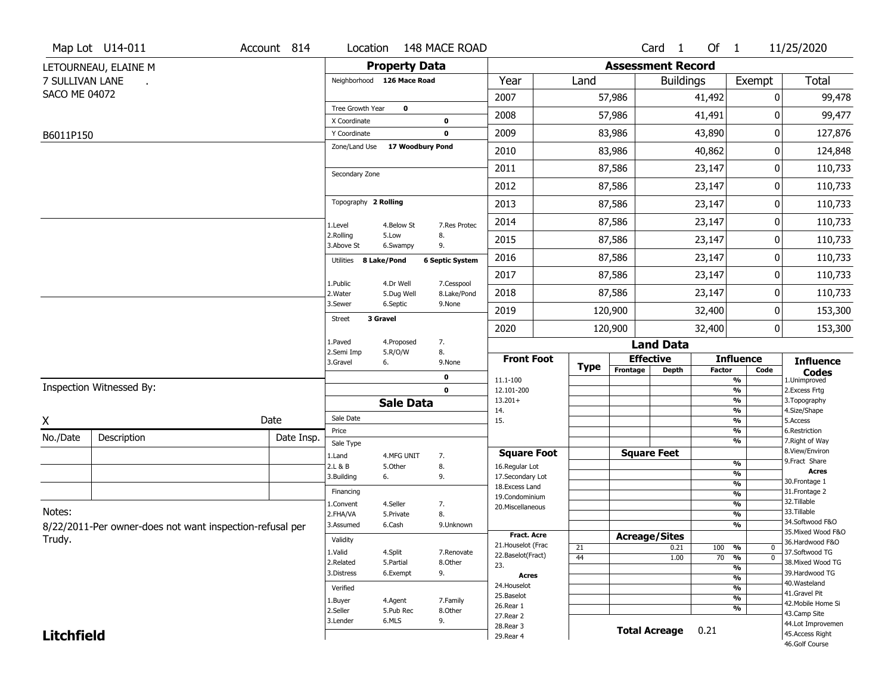Map Lot U14-011 | Account 814 | Location 148 MACE ROAD | Card 1 Of 1 | 11/25/2020

LETOURNEAU, ELAINE M
7 SULLIVAN LANE .
SACO ME 04072

B6011P150

## Property Data

| Field | Value |
|---|---|
| Neighborhood | 126 Mace Road |
| Tree Growth Year | 0 |
| X Coordinate | 0 |
| Y Coordinate | 0 |
| Zone/Land Use | 17 Woodbury Pond |
| Secondary Zone | |
| Topography | 2 Rolling |
| Utilities | 8 Lake/Pond, 6 Septic System |
| Street | 3 Gravel |

Topography: 1.Level 2.Rolling 3.Above St 4.Below St 5.Low 6.Swampy 7.Res Protec 8. 9.

Utilities: 1.Public 2.Water 3.Sewer 4.Dr Well 5.Dug Well 6.Septic 7.Cesspool 8.Lake/Pond 9.None

Street: 1.Paved 2.Semi Imp 3.Gravel 4.Proposed 5.R/O/W 6. 7. 8. 9.None

0
0

## Sale Data

Sale Date
Price
Sale Type: 1.Land 2.L & B 3.Building 4.MFG UNIT 5.Other 6. 7. 8. 9.
Financing: 1.Convent 2.FHA/VA 3.Assumed 4.Seller 5.Private 6.Cash 7. 8. 9.Unknown
Validity: 1.Valid 2.Related 3.Distress 4.Split 5.Partial 6.Exempt 7.Renovate 8.Other 9.
Verified: 1.Buyer 2.Seller 3.Lender 4.Agent 5.Pub Rec 6.MLS 7.Family 8.Other 9.

## Assessment Record

| Year | Land | Buildings | Exempt | Total |
|---|---|---|---|---|
| 2007 | 57,986 | 41,492 | 0 | 99,478 |
| 2008 | 57,986 | 41,491 | 0 | 99,477 |
| 2009 | 83,986 | 43,890 | 0 | 127,876 |
| 2010 | 83,986 | 40,862 | 0 | 124,848 |
| 2011 | 87,586 | 23,147 | 0 | 110,733 |
| 2012 | 87,586 | 23,147 | 0 | 110,733 |
| 2013 | 87,586 | 23,147 | 0 | 110,733 |
| 2014 | 87,586 | 23,147 | 0 | 110,733 |
| 2015 | 87,586 | 23,147 | 0 | 110,733 |
| 2016 | 87,586 | 23,147 | 0 | 110,733 |
| 2017 | 87,586 | 23,147 | 0 | 110,733 |
| 2018 | 87,586 | 23,147 | 0 | 110,733 |
| 2019 | 120,900 | 32,400 | 0 | 153,300 |
| 2020 | 120,900 | 32,400 | 0 | 153,300 |

## Land Data

Front Foot: 11.1-100, 12.101-200, 13.201+, 14., 15.

Square Foot: 16.Regular Lot, 17.Secondary Lot, 18.Excess Land, 19.Condominium, 20.Miscellaneous

Fract. Acre: 21.Houselot (Frac, 22.Baselot(Fract), 23.

Acres: 24.Houselot, 25.Baselot, 26.Rear 1, 27.Rear 2, 28.Rear 3, 29.Rear 4

### Acreage/Sites

| Type | Acreage/Sites | Influence Factor | Code |
|---|---|---|---|
| 21 | 0.21 | 100 % | 0 |
| 44 | 1.00 | 70 % | 0 |

**Total Acreage** 0.21

### Influence Codes
1.Unimproved, 2.Excess Frtg, 3.Topography, 4.Size/Shape, 5.Access, 6.Restriction, 7.Right of Way, 8.View/Environ, 9.Fract Share

**Acres**
30.Frontage 1, 31.Frontage 2, 32.Tillable, 33.Tillable, 34.Softwood F&O, 35.Mixed Wood F&O, 36.Hardwood F&O, 37.Softwood TG, 38.Mixed Wood TG, 39.Hardwood TG, 40.Wasteland, 41.Gravel Pit, 42.Mobile Home Si, 43.Camp Site, 44.Lot Improvemen, 45.Access Right, 46.Golf Course

Inspection Witnessed By:

X ____________ Date

| No./Date | Description | Date Insp. |
|---|---|---|
| | | |
| | | |
| | | |

Notes:
8/22/2011-Per owner-does not want inspection-refusal per Trudy.

**Litchfield**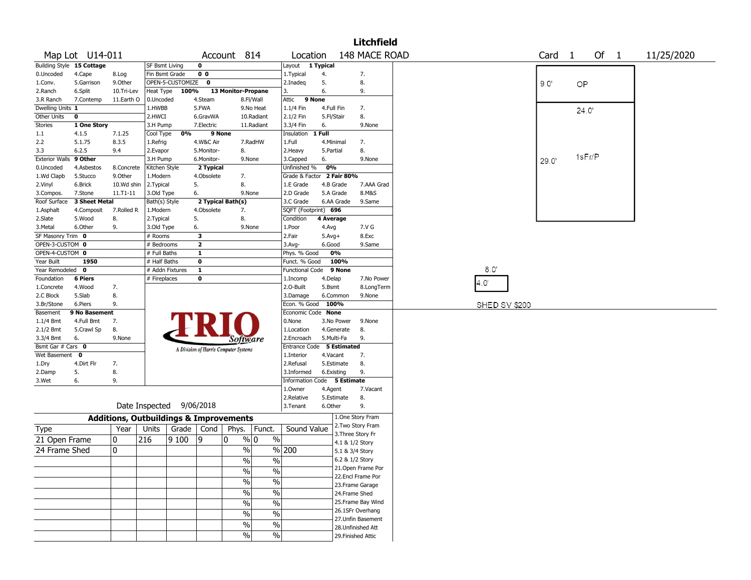# Litchfield

**Map Lot** U14-011 **Account** 814 **Location** 148 MACE ROAD **Card** 1 **Of** 1 11/25/2020

| Building Style | 15 Cottage | | SF Bsmt Living | 0 | | Layout | 1 Typical | |
|---|---|---|---|---|---|---|---|---|
| 0.Uncoded | 4.Cape | 8.Log | Fin Bsmt Grade | 0 0 | | 1.Typical | 4. | 7. |
| 1.Conv. | 5.Garrison | 9.Other | OPEN-5-CUSTOMIZE | 0 | | 2.Inadeq | 5. | 8. |
| 2.Ranch | 6.Split | 10.Tri-Lev | Heat Type | 100% | 13 Monitor-Propane | 3. | 6. | 9. |
| 3.R Ranch | 7.Contemp | 11.Earth O | 0.Uncoded | 4.Steam | 8.Fl/Wall | Attic | 9 None | |
| Dwelling Units | 1 | | 1.HWBB | 5.FWA | 9.No Heat | 1.1/4 Fin | 4.Full Fin | 7. |
| Other Units | 0 | | 2.HWCI | 6.GravWA | 10.Radiant | 2.1/2 Fin | 5.Fl/Stair | 8. |
| Stories | 1 One Story | | 3.H Pump | 7.Electric | 11.Radiant | 3.3/4 Fin | 6. | 9.None |
| 1.1 | 4.1.5 | 7.1.25 | Cool Type | 0% | 9 None | Insulation | 1 Full | |
| 2.2 | 5.1.75 | 8.3.5 | 1.Refrig | 4.W&C Air | 7.RadHW | 1.Full | 4.Minimal | 7. |
| 3.3 | 6.2.5 | 9.4 | 2.Evapor | 5.Monitor- | 8. | 2.Heavy | 5.Partial | 8. |
| Exterior Walls | 9 Other | | 3.H Pump | 6.Monitor- | 9.None | 3.Capped | 6. | 9.None |
| 0.Uncoded | 4.Asbestos | 8.Concrete | Kitchen Style | 2 Typical | | Unfinished % | 0% | |
| 1.Wd Clapb | 5.Stucco | 9.Other | 1.Modern | 4.Obsolete | 7. | Grade & Factor | 2 Fair 80% | |
| 2.Vinyl | 6.Brick | 10.Wd shin | 2.Typical | 5. | 8. | 1.E Grade | 4.B Grade | 7.AAA Grad |
| 3.Compos. | 7.Stone | 11.T1-11 | 3.Old Type | 6. | 9.None | 2.D Grade | 5.A Grade | 8.M&S |
| Roof Surface | 3 Sheet Metal | | Bath(s) Style | 2 Typical Bath(s) | | 3.C Grade | 6.AA Grade | 9.Same |
| 1.Asphalt | 4.Composit | 7.Rolled R | 1.Modern | 4.Obsolete | 7. | SQFT (Footprint) | 696 | |
| 2.Slate | 5.Wood | 8. | 2.Typical | 5. | 8. | Condition | 4 Average | |
| 3.Metal | 6.Other | 9. | 3.Old Type | 6. | 9.None | 1.Poor | 4.Avg | 7.V G |
| SF Masonry Trim | 0 | | # Rooms | 3 | | 2.Fair | 5.Avg+ | 8.Exc |
| OPEN-3-CUSTOM | 0 | | # Bedrooms | 2 | | 3.Avg- | 6.Good | 9.Same |
| OPEN-4-CUSTOM | 0 | | # Full Baths | 1 | | Phys. % Good | 0% | |
| Year Built | 1950 | | # Half Baths | 0 | | Funct. % Good | 100% | |
| Year Remodeled | 0 | | # Addn Fixtures | 1 | | Functional Code | 9 None | |
| Foundation | 6 Piers | | # Fireplaces | 0 | | 1.Incomp | 4.Delap | 7.No Power |
| 1.Concrete | 4.Wood | 7. | | | | 2.O-Built | 5.Bsmt | 8.LongTerm |
| 2.C Block | 5.Slab | 8. | | | | 3.Damage | 6.Common | 9.None |
| 3.Br/Stone | 6.Piers | 9. | | | | Econ. % Good | 100% | |
| Basement | 9 No Basement | | | | | Economic Code | None | |
| 1.1/4 Bmt | 4.Full Bmt | 7. | | | | 0.None | 3.No Power | 9.None |
| 2.1/2 Bmt | 5.Crawl Sp | 8. | | | | 1.Location | 4.Generate | 8. |
| 3.3/4 Bmt | 6. | 9.None | | | | 2.Encroach | 5.Multi-Fa | 9. |
| Bsmt Gar # Cars | 0 | | | | | Entrance Code | 5 Estimated | |
| Wet Basement | 0 | | | | | 1.Interior | 4.Vacant | 7. |
| 1.Dry | 4.Dirt Flr | 7. | | | | 2.Refusal | 5.Estimate | 8. |
| 2.Damp | 5. | 8. | | | | 3.Informed | 6.Existing | 9. |
| 3.Wet | 6. | 9. | | | | Information Code | 5 Estimate | |
| | | | | | | 1.Owner | 4.Agent | 7.Vacant |
| | | | | | | 2.Relative | 5.Estimate | 8. |
| | | | | | | 3.Tenant | 6.Other | 9. |

TRIO Software — A Division of Harris Computer Systems

Date Inspected 9/06/2018

## Additions, Outbuildings & Improvements

| Type | Year | Units | Grade | Cond | Phys. | Funct. | Sound Value |
|---|---|---|---|---|---|---|---|
| 21 Open Frame | 0 | 216 | 9 100 | 9 | 0 % | 0 % | |
| 24 Frame Shed | 0 | | | | % | % | 200 |
| | | | | | % | % | |
| | | | | | % | % | |
| | | | | | % | % | |
| | | | | | % | % | |
| | | | | | % | % | |
| | | | | | % | % | |
| | | | | | % | % | |
| | | | | | % | % | |

1.One Story Fram
2.Two Story Fram
3.Three Story Fr
4.1 & 1/2 Story
5.1 & 3/4 Story
6.2 & 1/2 Story
21.Open Frame Por
22.Encl Frame Por
23.Frame Garage
24.Frame Shed
25.Frame Bay Wind
26.1SFr Overhang
27.Unfin Basement
28.Unfinished Att
29.Finished Attic

Sketch: OP 9.0' x 24.0'; 1sFr/P 29.0' x 24.0'; 8.0' x 4.0' SHED SV $200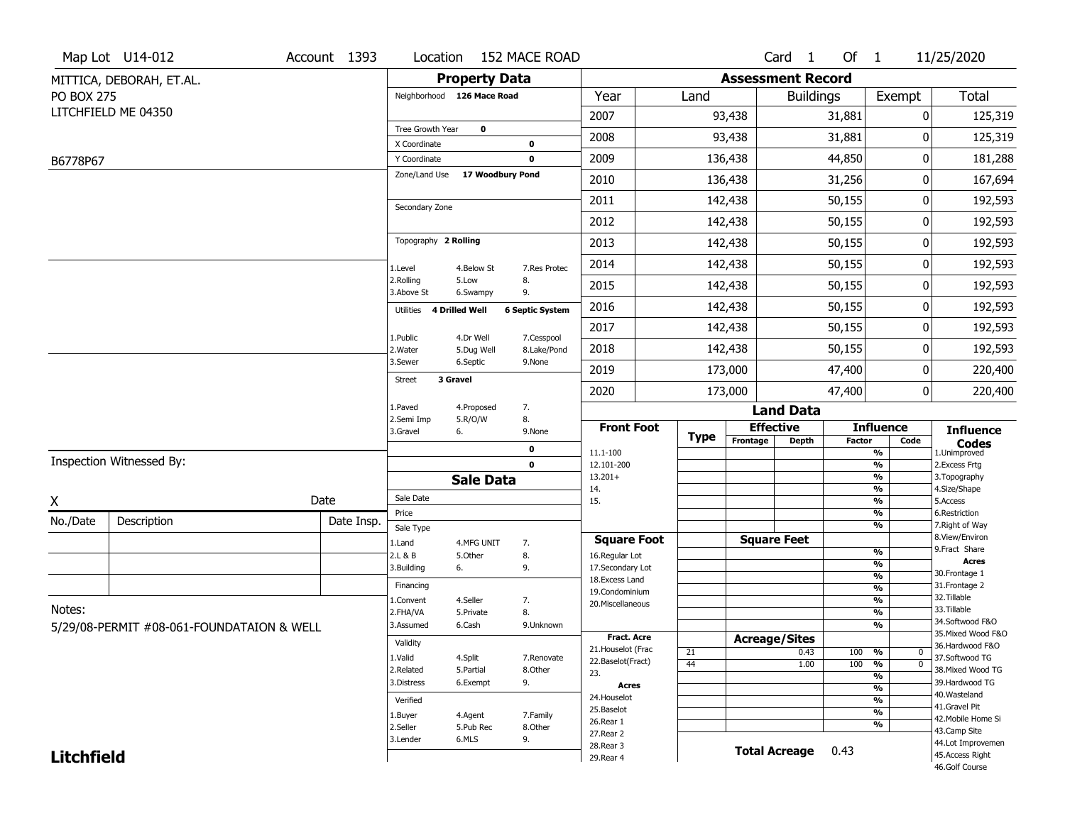Map Lot U14-012 | Account 1393 | Location 152 MACE ROAD | Card 1 Of 1 | 11/25/2020

MITTICA, DEBORAH, ET.AL.
PO BOX 275
LITCHFIELD ME 04350

B6778P67

## Property Data

| | | |
|---|---|---|
| Neighborhood | 126 Mace Road | |
| Tree Growth Year | 0 | |
| X Coordinate | | 0 |
| Y Coordinate | | 0 |
| Zone/Land Use | 17 Woodbury Pond | |
| Secondary Zone | | |
| Topography | 2 Rolling | |
| 1.Level | 4.Below St | 7.Res Protec |
| 2.Rolling | 5.Low | 8. |
| 3.Above St | 6.Swampy | 9. |
| Utilities | 4 Drilled Well | 6 Septic System |
| 1.Public | 4.Dr Well | 7.Cesspool |
| 2.Water | 5.Dug Well | 8.Lake/Pond |
| 3.Sewer | 6.Septic | 9.None |
| Street | 3 Gravel | |
| 1.Paved | 4.Proposed | 7. |
| 2.Semi Imp | 5.R/O/W | 8. |
| 3.Gravel | 6. | 9.None |
| | | 0 |
| | | 0 |

## Assessment Record

| Year | Land | Buildings | Exempt | Total |
|---|---|---|---|---|
| 2007 | 93,438 | 31,881 | 0 | 125,319 |
| 2008 | 93,438 | 31,881 | 0 | 125,319 |
| 2009 | 136,438 | 44,850 | 0 | 181,288 |
| 2010 | 136,438 | 31,256 | 0 | 167,694 |
| 2011 | 142,438 | 50,155 | 0 | 192,593 |
| 2012 | 142,438 | 50,155 | 0 | 192,593 |
| 2013 | 142,438 | 50,155 | 0 | 192,593 |
| 2014 | 142,438 | 50,155 | 0 | 192,593 |
| 2015 | 142,438 | 50,155 | 0 | 192,593 |
| 2016 | 142,438 | 50,155 | 0 | 192,593 |
| 2017 | 142,438 | 50,155 | 0 | 192,593 |
| 2018 | 142,438 | 50,155 | 0 | 192,593 |
| 2019 | 173,000 | 47,400 | 0 | 220,400 |
| 2020 | 173,000 | 47,400 | 0 | 220,400 |

Inspection Witnessed By:

X ______________________ Date

| No./Date | Description | Date Insp. |
|---|---|---|
| | | |
| | | |
| | | |

Notes:
5/29/08-PERMIT #08-061-FOUNDATAION & WELL

## Sale Data

| | | |
|---|---|---|
| Sale Date | | |
| Price | | |
| Sale Type | | |
| 1.Land | 4.MFG UNIT | 7. |
| 2.L & B | 5.Other | 8. |
| 3.Building | 6. | 9. |
| Financing | | |
| 1.Convent | 4.Seller | 7. |
| 2.FHA/VA | 5.Private | 8. |
| 3.Assumed | 6.Cash | 9.Unknown |
| Validity | | |
| 1.Valid | 4.Split | 7.Renovate |
| 2.Related | 5.Partial | 8.Other |
| 3.Distress | 6.Exempt | 9. |
| Verified | | |
| 1.Buyer | 4.Agent | 7.Family |
| 2.Seller | 5.Pub Rec | 8.Other |
| 3.Lender | 6.MLS | 9. |

## Land Data

**Front Foot:** 11.1-100, 12.101-200, 13.201+, 14., 15.

**Square Foot:** 16.Regular Lot, 17.Secondary Lot, 18.Excess Land, 19.Condominium, 20.Miscellaneous

**Fract. Acre:** 21.Houselot (Frac, 22.Baselot(Fract), 23.

**Acres:** 24.Houselot, 25.Baselot, 26.Rear 1, 27.Rear 2, 28.Rear 3, 29.Rear 4

Acreage/Sites:

| Type | Acreage/Sites | Influence Factor | Code |
|---|---|---|---|
| 21 | 0.43 | 100 % | 0 |
| 44 | 1.00 | 100 % | 0 |

**Total Acreage** 0.43

**Influence Codes:** 1.Unimproved, 2.Excess Frtg, 3.Topography, 4.Size/Shape, 5.Access, 6.Restriction, 7.Right of Way, 8.View/Environ, 9.Fract Share

**Acres:** 30.Frontage 1, 31.Frontage 2, 32.Tillable, 33.Tillable, 34.Softwood F&O, 35.Mixed Wood F&O, 36.Hardwood F&O, 37.Softwood TG, 38.Mixed Wood TG, 39.Hardwood TG, 40.Wasteland, 41.Gravel Pit, 42.Mobile Home Si, 43.Camp Site, 44.Lot Improvemen, 45.Access Right, 46.Golf Course

**Litchfield**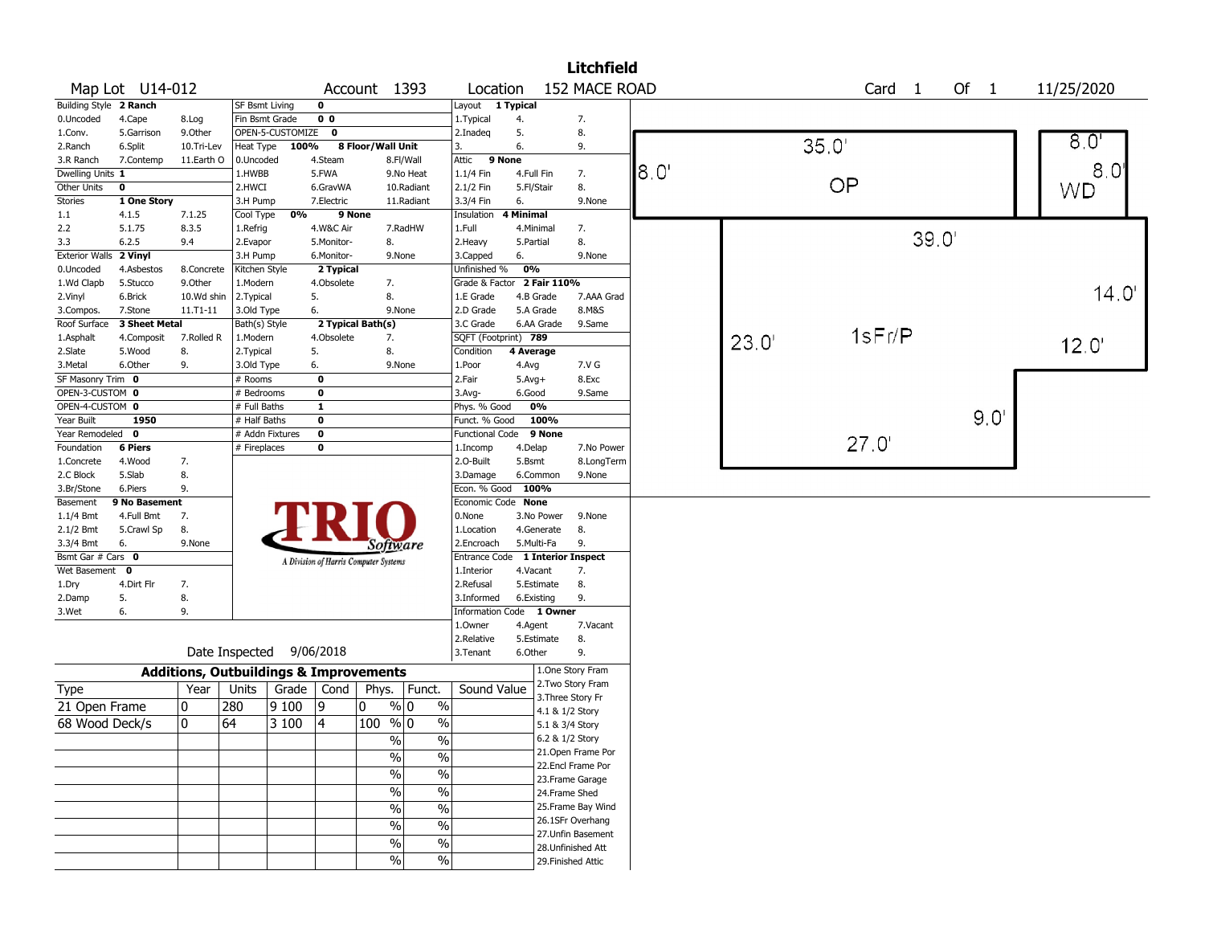# Litchfield

**Map Lot** U14-012 **Account** 1393 **Location** 152 MACE ROAD **Card** 1 **Of** 1 11/25/2020

| | | | | | | | | | | | |
|---|---|---|---|---|---|---|---|---|---|---|---|
| Building Style | 2 Ranch | | SF Bsmt Living | 0 | | | Layout | 1 Typical | | |
| 0.Uncoded | 4.Cape | 8.Log | Fin Bsmt Grade | 0 0 | | | 1.Typical | 4. | 7. | |
| 1.Conv. | 5.Garrison | 9.Other | OPEN-5-CUSTOMIZE | 0 | | | 2.Inadeq | 5. | 8. | |
| 2.Ranch | 6.Split | 10.Tri-Lev | Heat Type | 100% | 8 Floor/Wall Unit | | 3. | 6. | 9. | |
| 3.R Ranch | 7.Contemp | 11.Earth O | 0.Uncoded | 4.Steam | 8.Fl/Wall | | Attic | 9 None | | |
| Dwelling Units | 1 | | 1.HWBB | 5.FWA | 9.No Heat | | 1.1/4 Fin | 4.Full Fin | 7. | |
| Other Units | 0 | | 2.HWCI | 6.GravWA | 10.Radiant | | 2.1/2 Fin | 5.Fl/Stair | 8. | |
| Stories | 1 One Story | | 3.H Pump | 7.Electric | 11.Radiant | | 3.3/4 Fin | 6. | 9.None | |
| 1.1 | 4.1.5 | 7.1.25 | Cool Type | 0% | 9 None | | Insulation | 4 Minimal | | |
| 2.2 | 5.1.75 | 8.3.5 | 1.Refrig | 4.W&C Air | 7.RadHW | | 1.Full | 4.Minimal | 7. | |
| 3.3 | 6.2.5 | 9.4 | 2.Evapor | 5.Monitor- | 8. | | 2.Heavy | 5.Partial | 8. | |
| Exterior Walls | 2 Vinyl | | 3.H Pump | 6.Monitor- | 9.None | | 3.Capped | 6. | 9.None | |
| 0.Uncoded | 4.Asbestos | 8.Concrete | Kitchen Style | 2 Typical | | | Unfinished % | 0% | | |
| 1.Wd Clapb | 5.Stucco | 9.Other | 1.Modern | 4.Obsolete | 7. | | Grade & Factor | 2 Fair 110% | | |
| 2.Vinyl | 6.Brick | 10.Wd shin | 2.Typical | 5. | 8. | | 1.E Grade | 4.B Grade | 7.AAA Grad | |
| 3.Compos. | 7.Stone | 11.T1-11 | 3.Old Type | 6. | 9.None | | 2.D Grade | 5.A Grade | 8.M&S | |
| Roof Surface | 3 Sheet Metal | | Bath(s) Style | 2 Typical Bath(s) | | | 3.C Grade | 6.AA Grade | 9.Same | |
| 1.Asphalt | 4.Composit | 7.Rolled R | 1.Modern | 4.Obsolete | 7. | | SQFT (Footprint) | 789 | | |
| 2.Slate | 5.Wood | 8. | 2.Typical | 5. | 8. | | Condition | 4 Average | | |
| 3.Metal | 6.Other | 9. | 3.Old Type | 6. | 9.None | | 1.Poor | 4.Avg | 7.V G | |
| SF Masonry Trim | 0 | | # Rooms | 0 | | | 2.Fair | 5.Avg+ | 8.Exc | |
| OPEN-3-CUSTOM | 0 | | # Bedrooms | 0 | | | 3.Avg- | 6.Good | 9.Same | |
| OPEN-4-CUSTOM | 0 | | # Full Baths | 1 | | | Phys. % Good | 0% | | |
| Year Built | 1950 | | # Half Baths | 0 | | | Funct. % Good | 100% | | |
| Year Remodeled | 0 | | # Addn Fixtures | 0 | | | Functional Code | 9 None | | |
| Foundation | 6 Piers | | # Fireplaces | 0 | | | 1.Incomp | 4.Delap | 7.No Power | |
| 1.Concrete | 4.Wood | 7. | | | | | 2.O-Built | 5.Bsmt | 8.LongTerm | |
| 2.C Block | 5.Slab | 8. | | | | | 3.Damage | 6.Common | 9.None | |
| 3.Br/Stone | 6.Piers | 9. | | | | | Econ. % Good | 100% | | |
| Basement | 9 No Basement | | | | | | Economic Code | None | | |
| 1.1/4 Bmt | 4.Full Bmt | 7. | | | | | 0.None | 3.No Power | 9.None | |
| 2.1/2 Bmt | 5.Crawl Sp | 8. | | | | | 1.Location | 4.Generate | 8. | |
| 3.3/4 Bmt | 6. | 9.None | | | | | 2.Encroach | 5.Multi-Fa | 9. | |
| Bsmt Gar # Cars | 0 | | | | | | Entrance Code | 1 Interior Inspect | | |
| Wet Basement | 0 | | | | | | 1.Interior | 4.Vacant | 7. | |
| 1.Dry | 4.Dirt Flr | 7. | | | | | 2.Refusal | 5.Estimate | 8. | |
| 2.Damp | 5. | 8. | | | | | 3.Informed | 6.Existing | 9. | |
| 3.Wet | 6. | 9. | | | | | Information Code | 1 Owner | | |
| | | | | | | | 1.Owner | 4.Agent | 7.Vacant | |
| | | | | | | | 2.Relative | 5.Estimate | 8. | |
| | | | Date Inspected | 9/06/2018 | | | 3.Tenant | 6.Other | 9. | |

TRIO Software — A Division of Harris Computer Systems

## Additions, Outbuildings & Improvements

| Type | Year | Units | Grade | Cond | Phys. | Funct. | Sound Value |
|---|---|---|---|---|---|---|---|
| 21 Open Frame | 0 | 280 | 9 100 | 9 | 0 % | 0 % | |
| 68 Wood Deck/s | 0 | 64 | 3 100 | 4 | 100 % | 0 % | |
| | | | | | % | % | |
| | | | | | % | % | |
| | | | | | % | % | |
| | | | | | % | % | |
| | | | | | % | % | |
| | | | | | % | % | |
| | | | | | % | % | |
| | | | | | % | % | |

1.One Story Fram
2.Two Story Fram
3.Three Story Fr
4.1 & 1/2 Story
5.1 & 3/4 Story
6.2 & 1/2 Story
21.Open Frame Por
22.Encl Frame Por
23.Frame Garage
24.Frame Shed
25.Frame Bay Wind
26.1SFr Overhang
27.Unfin Basement
28.Unfinished Att
29.Finished Attic

Sketch: OP 35.0' x 8.0'; WD 8.0' x 8.0'; 1sFr/P 39.0', 14.0', 12.0', 9.0', 27.0', 23.0'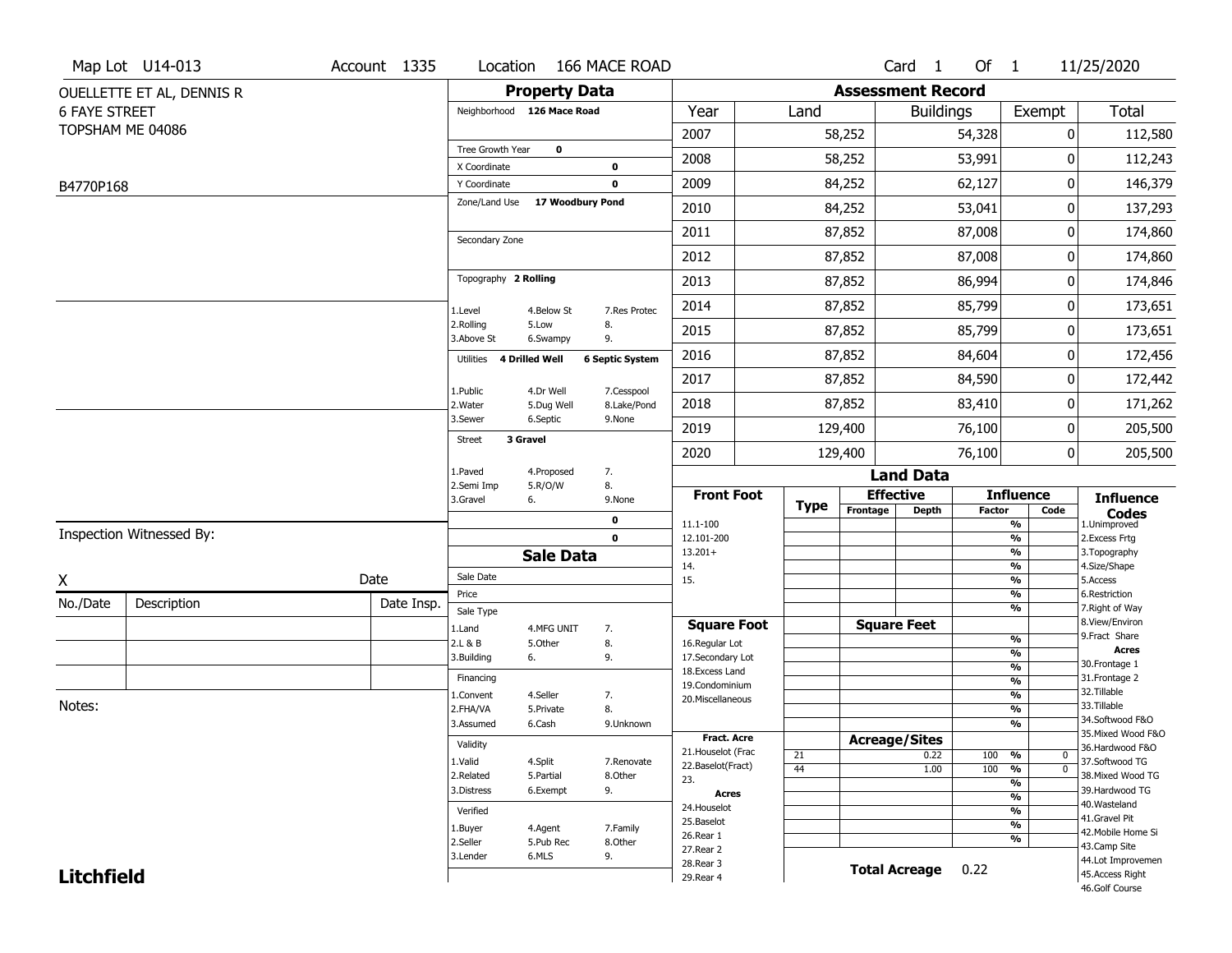Map Lot U14-013 | Account 1335 | Location 166 MACE ROAD | Card 1 Of 1 | 11/25/2020

OUELLETTE ET AL, DENNIS R
6 FAYE STREET
TOPSHAM ME 04086

B4770P168

## Property Data

Neighborhood 126 Mace Road

Tree Growth Year 0
X Coordinate 0
Y Coordinate 0
Zone/Land Use 17 Woodbury Pond

Secondary Zone

Topography 2 Rolling

| | | |
|---|---|---|
| 1.Level | 4.Below St | 7.Res Protec |
| 2.Rolling | 5.Low | 8. |
| 3.Above St | 6.Swampy | 9. |

Utilities 4 Drilled Well, 6 Septic System

| | | |
|---|---|---|
| 1.Public | 4.Dr Well | 7.Cesspool |
| 2.Water | 5.Dug Well | 8.Lake/Pond |
| 3.Sewer | 6.Septic | 9.None |

Street 3 Gravel

| | | |
|---|---|---|
| 1.Paved | 4.Proposed | 7. |
| 2.Semi Imp | 5.R/O/W | 8. |
| 3.Gravel | 6. | 9.None |

0
0

## Assessment Record

| Year | Land | Buildings | Exempt | Total |
|---|---|---|---|---|
| 2007 | 58,252 | 54,328 | 0 | 112,580 |
| 2008 | 58,252 | 53,991 | 0 | 112,243 |
| 2009 | 84,252 | 62,127 | 0 | 146,379 |
| 2010 | 84,252 | 53,041 | 0 | 137,293 |
| 2011 | 87,852 | 87,008 | 0 | 174,860 |
| 2012 | 87,852 | 87,008 | 0 | 174,860 |
| 2013 | 87,852 | 86,994 | 0 | 174,846 |
| 2014 | 87,852 | 85,799 | 0 | 173,651 |
| 2015 | 87,852 | 85,799 | 0 | 173,651 |
| 2016 | 87,852 | 84,604 | 0 | 172,456 |
| 2017 | 87,852 | 84,590 | 0 | 172,442 |
| 2018 | 87,852 | 83,410 | 0 | 171,262 |
| 2019 | 129,400 | 76,100 | 0 | 205,500 |
| 2020 | 129,400 | 76,100 | 0 | 205,500 |

Inspection Witnessed By:

X Date

| No./Date | Description | Date Insp. |
|---|---|---|
| | | |
| | | |
| | | |

Notes:

## Sale Data

Sale Date
Price
Sale Type

| | | |
|---|---|---|
| 1.Land | 4.MFG UNIT | 7. |
| 2.L & B | 5.Other | 8. |
| 3.Building | 6. | 9. |

Financing

| | | |
|---|---|---|
| 1.Convent | 4.Seller | 7. |
| 2.FHA/VA | 5.Private | 8. |
| 3.Assumed | 6.Cash | 9.Unknown |

Validity

| | | |
|---|---|---|
| 1.Valid | 4.Split | 7.Renovate |
| 2.Related | 5.Partial | 8.Other |
| 3.Distress | 6.Exempt | 9. |

Verified

| | | |
|---|---|---|
| 1.Buyer | 4.Agent | 7.Family |
| 2.Seller | 5.Pub Rec | 8.Other |
| 3.Lender | 6.MLS | 9. |

## Land Data

| Front Foot | Type | Effective Frontage | Effective Depth | Influence Factor | Influence Code |
|---|---|---|---|---|---|
| 11.1-100 | | | | % | |
| 12.101-200 | | | | % | |
| 13.201+ | | | | % | |
| 14. | | | | % | |
| 15. | | | | % | |
| | | | | % | |
| | | | | % | |

| Square Foot | Type | Square Feet | Influence Factor | Influence Code |
|---|---|---|---|---|
| 16.Regular Lot | | | % | |
| 17.Secondary Lot | | | % | |
| 18.Excess Land | | | % | |
| 19.Condominium | | | % | |
| 20.Miscellaneous | | | % | |
| | | | % | |
| | | | % | |

| Fract. Acre / Acres | Type | Acreage/Sites | Influence Factor | Influence Code |
|---|---|---|---|---|
| 21.Houselot (Frac | 21 | 0.22 | 100 % | 0 |
| 22.Baselot(Fract) | 44 | 1.00 | 100 % | 0 |
| 23. | | | % | |
| 24.Houselot | | | % | |
| 25.Baselot | | | % | |
| 26.Rear 1 | | | % | |
| 27.Rear 2 | | | % | |
| 28.Rear 3 | | | | |
| 29.Rear 4 | | | | |

Total Acreage 0.22

### Influence Codes

1.Unimproved
2.Excess Frtg
3.Topography
4.Size/Shape
5.Access
6.Restriction
7.Right of Way
8.View/Environ
9.Fract Share

**Acres**

30.Frontage 1
31.Frontage 2
32.Tillable
33.Tillable
34.Softwood F&O
35.Mixed Wood F&O
36.Hardwood F&O
37.Softwood TG
38.Mixed Wood TG
39.Hardwood TG
40.Wasteland
41.Gravel Pit
42.Mobile Home Si
43.Camp Site
44.Lot Improvemen
45.Access Right
46.Golf Course

**Litchfield**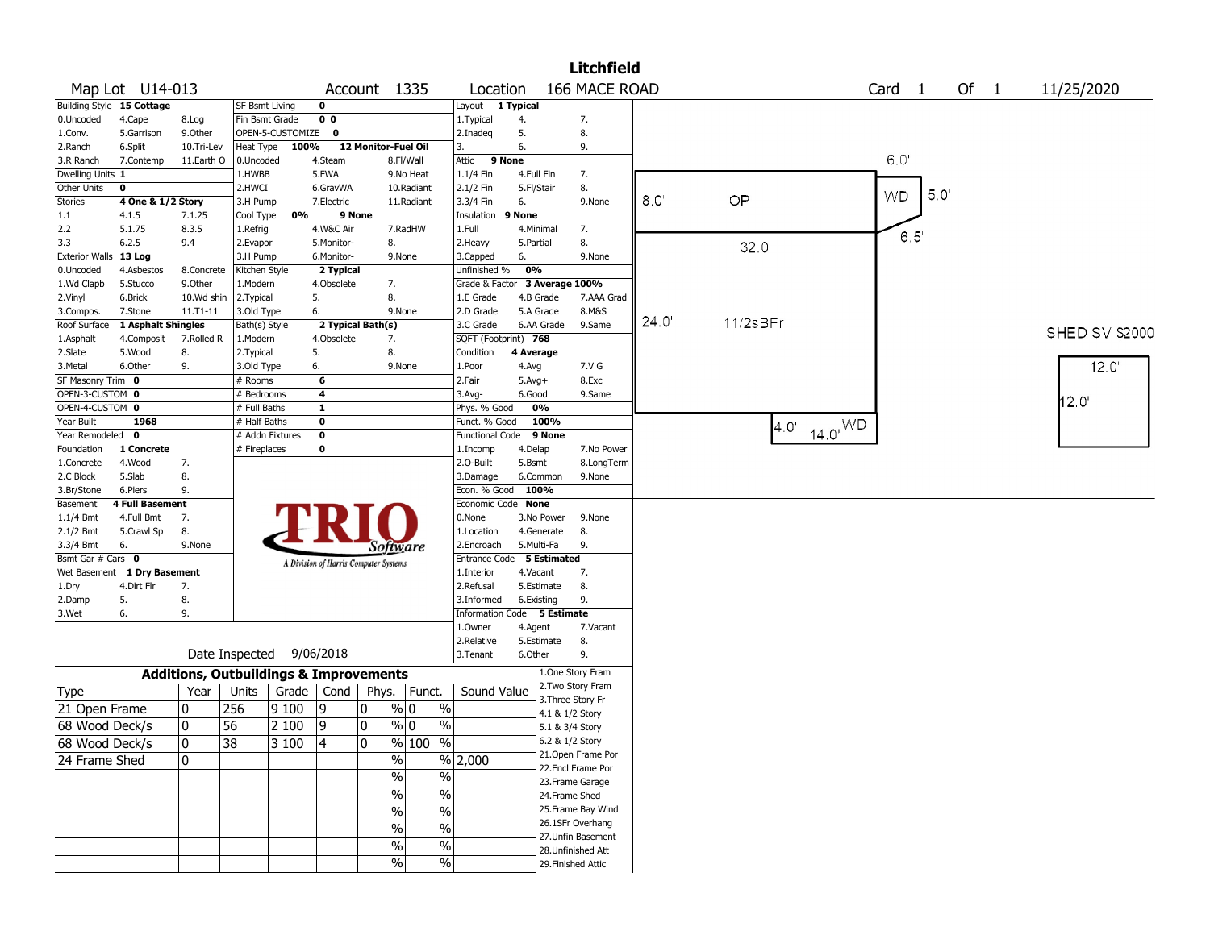# Litchfield

Map Lot U14-013 | Account 1335 | Location 166 MACE ROAD | Card 1 Of 1 | 11/25/2020

| Field | Value | Options |
|---|---|---|
| Building Style | 15 Cottage | 0.Uncoded, 4.Cape, 8.Log, 1.Conv., 5.Garrison, 9.Other, 2.Ranch, 6.Split, 10.Tri-Lev, 3.R Ranch, 7.Contemp, 11.Earth O |
| Dwelling Units | 1 | |
| Other Units | 0 | |
| Stories | 4 One & 1/2 Story | 1.1, 4.1.5, 7.1.25, 2.2, 5.1.75, 8.3.5, 3.3, 6.2.5, 9.4 |
| Exterior Walls | 13 Log | 0.Uncoded, 4.Asbestos, 8.Concrete, 1.Wd Clapb, 5.Stucco, 9.Other, 2.Vinyl, 6.Brick, 10.Wd shin, 3.Compos., 7.Stone, 11.T1-11 |
| Roof Surface | 1 Asphalt Shingles | 1.Asphalt, 4.Composit, 7.Rolled R, 2.Slate, 5.Wood, 8., 3.Metal, 6.Other, 9. |
| SF Masonry Trim | 0 | |
| OPEN-3-CUSTOM | 0 | |
| OPEN-4-CUSTOM | 0 | |
| Year Built | 1968 | |
| Year Remodeled | 0 | |
| Foundation | 1 Concrete | 1.Concrete, 4.Wood, 7., 2.C Block, 5.Slab, 8., 3.Br/Stone, 6.Piers, 9. |
| Basement | 4 Full Basement | 1.1/4 Bmt, 4.Full Bmt, 7., 2.1/2 Bmt, 5.Crawl Sp, 8., 3.3/4 Bmt, 6., 9.None |
| Bsmt Gar # Cars | 0 | |
| Wet Basement | 1 Dry Basement | 1.Dry, 4.Dirt Flr, 7., 2.Damp, 5., 8., 3.Wet, 6., 9. |

| Field | Value | Options |
|---|---|---|
| SF Bsmt Living | 0 | |
| Fin Bsmt Grade | 0 0 | |
| OPEN-5-CUSTOMIZE | 0 | |
| Heat Type | 100% 12 Monitor-Fuel Oil | 0.Uncoded, 4.Steam, 8.Fl/Wall, 1.HWBB, 5.FWA, 9.No Heat, 2.HWCI, 6.GravWA, 10.Radiant, 3.H Pump, 7.Electric, 11.Radiant |
| Cool Type | 0% 9 None | 1.Refrig, 4.W&C Air, 7.RadHW, 2.Evapor, 5.Monitor-, 8., 3.H Pump, 6.Monitor-, 9.None |
| Kitchen Style | 2 Typical | 1.Modern, 4.Obsolete, 7., 2.Typical, 5., 8., 3.Old Type, 6., 9.None |
| Bath(s) Style | 2 Typical Bath(s) | 1.Modern, 4.Obsolete, 7., 2.Typical, 5., 8., 3.Old Type, 6., 9.None |
| # Rooms | 6 | |
| # Bedrooms | 4 | |
| # Full Baths | 1 | |
| # Half Baths | 0 | |
| # Addn Fixtures | 0 | |
| # Fireplaces | 0 | |

| Field | Value | Options |
|---|---|---|
| Layout | 1 Typical | 1.Typical, 4., 7., 2.Inadeq, 5., 8., 3., 6., 9. |
| Attic | 9 None | 1.1/4 Fin, 4.Full Fin, 7., 2.1/2 Fin, 5.Fl/Stair, 8., 3.3/4 Fin, 6., 9.None |
| Insulation | 9 None | 1.Full, 4.Minimal, 7., 2.Heavy, 5.Partial, 8., 3.Capped, 6., 9.None |
| Unfinished % | 0% | |
| Grade & Factor | 3 Average 100% | 1.E Grade, 4.B Grade, 7.AAA Grad, 2.D Grade, 5.A Grade, 8.M&S, 3.C Grade, 6.AA Grade, 9.Same |
| SQFT (Footprint) | 768 | |
| Condition | 4 Average | 1.Poor, 4.Avg, 7.V G, 2.Fair, 5.Avg+, 8.Exc, 3.Avg-, 6.Good, 9.Same |
| Phys. % Good | 0% | |
| Funct. % Good | 100% | |
| Functional Code | 9 None | 1.Incomp, 4.Delap, 7.No Power, 2.O-Built, 5.Bsmt, 8.LongTerm, 3.Damage, 6.Common, 9.None |
| Econ. % Good | 100% | |
| Economic Code | None | 0.None, 3.No Power, 9.None, 1.Location, 4.Generate, 8., 2.Encroach, 5.Multi-Fa, 9. |
| Entrance Code | 5 Estimated | 1.Interior, 4.Vacant, 7., 2.Refusal, 5.Estimate, 8., 3.Informed, 6.Existing, 9. |
| Information Code | 5 Estimate | 1.Owner, 4.Agent, 7.Vacant, 2.Relative, 5.Estimate, 8., 3.Tenant, 6.Other, 9. |

Date Inspected 9/06/2018

## Additions, Outbuildings & Improvements

| Type | Year | Units | Grade | Cond | Phys. | Funct. | Sound Value |
|---|---|---|---|---|---|---|---|
| 21 Open Frame | 0 | 256 | 9 100 | 9 | 0 % | 0 % | |
| 68 Wood Deck/s | 0 | 56 | 2 100 | 9 | 0 % | 0 % | |
| 68 Wood Deck/s | 0 | 38 | 3 100 | 4 | 0 % | 100 % | |
| 24 Frame Shed | 0 | | | | % | % | 2,000 |

1.One Story Fram, 2.Two Story Fram, 3.Three Story Fr, 4.1 & 1/2 Story, 5.1 & 3/4 Story, 6.2 & 1/2 Story, 21.Open Frame Por, 22.Encl Frame Por, 23.Frame Garage, 24.Frame Shed, 25.Frame Bay Wind, 26.1SFr Overhang, 27.Unfin Basement, 28.Unfinished Att, 29.Finished Attic

Sketch: OP 8.0' x 32.0'; 11/2sBFr 24.0' x 32.0'; WD 6.0' x 5.0' / 6.5'; WD 4.0' x 14.0'; SHED SV $2000 12.0' x 12.0'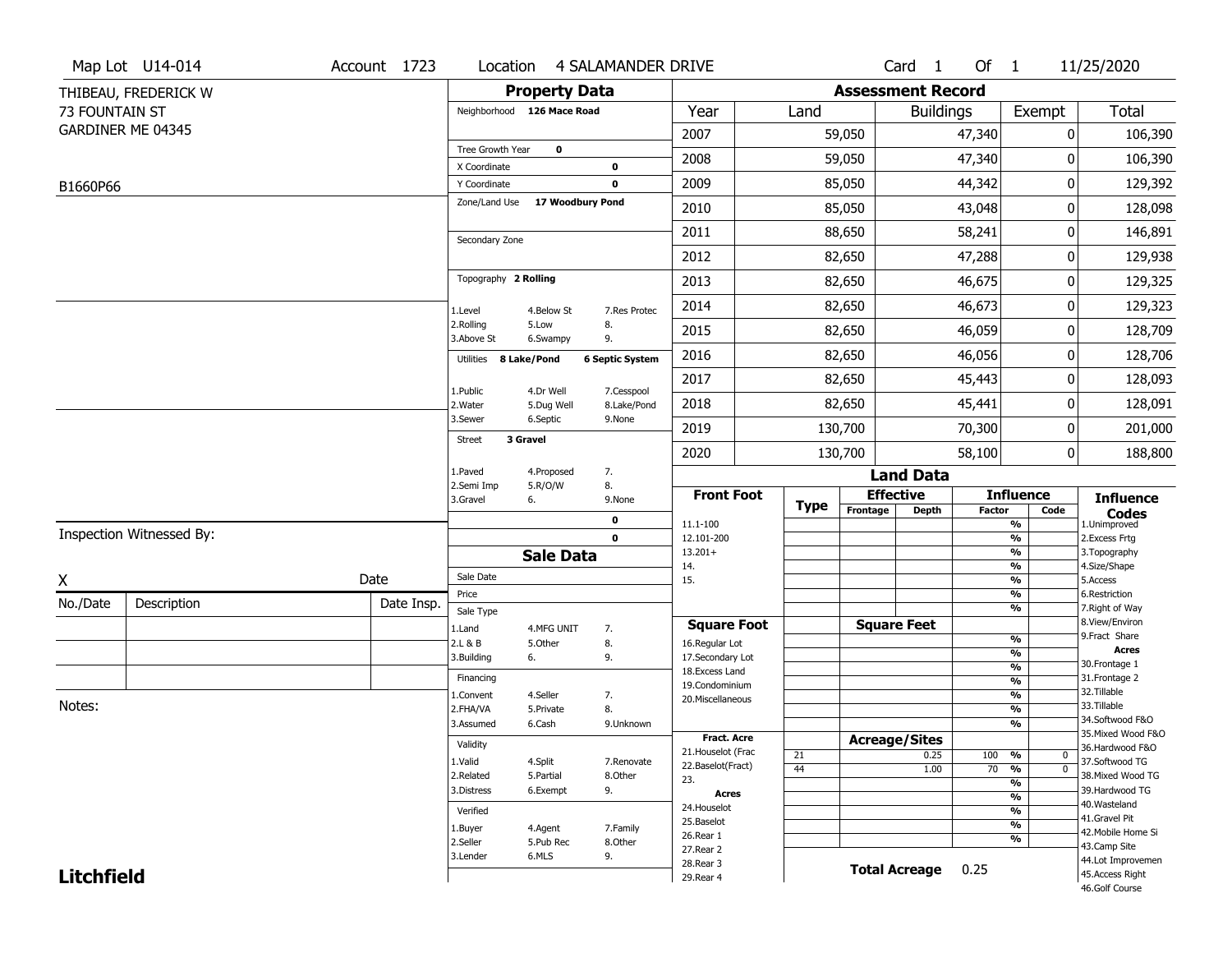Map Lot U14-014 | Account 1723 | Location 4 SALAMANDER DRIVE | Card 1 Of 1 | 11/25/2020

THIBEAU, FREDERICK W
73 FOUNTAIN ST
GARDINER ME 04345

B1660P66

## Property Data

Neighborhood 126 Mace Road

Tree Growth Year 0
X Coordinate 0
Y Coordinate 0
Zone/Land Use 17 Woodbury Pond

Secondary Zone

Topography 2 Rolling

1.Level 4.Below St 7.Res Protec
2.Rolling 5.Low 8.
3.Above St 6.Swampy 9.

Utilities 8 Lake/Pond 6 Septic System

1.Public 4.Dr Well 7.Cesspool
2.Water 5.Dug Well 8.Lake/Pond
3.Sewer 6.Septic 9.None

Street 3 Gravel

1.Paved 4.Proposed 7.
2.Semi Imp 5.R/O/W 8.
3.Gravel 6. 9.None

0
0

## Sale Data

Sale Date
Price
Sale Type
1.Land 4.MFG UNIT 7.
2.L & B 5.Other 8.
3.Building 6. 9.

Financing
1.Convent 4.Seller 7.
2.FHA/VA 5.Private 8.
3.Assumed 6.Cash 9.Unknown

Validity
1.Valid 4.Split 7.Renovate
2.Related 5.Partial 8.Other
3.Distress 6.Exempt 9.

Verified
1.Buyer 4.Agent 7.Family
2.Seller 5.Pub Rec 8.Other
3.Lender 6.MLS 9.

## Assessment Record

| Year | Land | Buildings | Exempt | Total |
|---|---|---|---|---|
| 2007 | 59,050 | 47,340 | 0 | 106,390 |
| 2008 | 59,050 | 47,340 | 0 | 106,390 |
| 2009 | 85,050 | 44,342 | 0 | 129,392 |
| 2010 | 85,050 | 43,048 | 0 | 128,098 |
| 2011 | 88,650 | 58,241 | 0 | 146,891 |
| 2012 | 82,650 | 47,288 | 0 | 129,938 |
| 2013 | 82,650 | 46,675 | 0 | 129,325 |
| 2014 | 82,650 | 46,673 | 0 | 129,323 |
| 2015 | 82,650 | 46,059 | 0 | 128,709 |
| 2016 | 82,650 | 46,056 | 0 | 128,706 |
| 2017 | 82,650 | 45,443 | 0 | 128,093 |
| 2018 | 82,650 | 45,441 | 0 | 128,091 |
| 2019 | 130,700 | 70,300 | 0 | 201,000 |
| 2020 | 130,700 | 58,100 | 0 | 188,800 |

## Land Data

| Front Foot | Type | Effective Frontage | Effective Depth | Influence Factor | Influence Code |
|---|---|---|---|---|---|
| 11.1-100 | | | | % | |
| 12.101-200 | | | | % | |
| 13.201+ | | | | % | |
| 14. | | | | % | |
| 15. | | | | % | |
| | | | | % | |
| | | | | % | |

| Square Foot | Square Feet | Influence Factor | Influence Code |
|---|---|---|---|
| 16.Regular Lot | | % | |
| 17.Secondary Lot | | % | |
| 18.Excess Land | | % | |
| 19.Condominium | | % | |
| 20.Miscellaneous | | % | |
| | | % | |
| | | % | |

| Fract. Acre | Type | Acreage/Sites | Influence Factor | Influence Code |
|---|---|---|---|---|
| 21.Houselot (Frac | 21 | 0.25 | 100 % | 0 |
| 22.Baselot(Fract) | 44 | 1.00 | 70 % | 0 |
| 23. | | | % | |
| **Acres** | | | % | |
| 24.Houselot | | | % | |
| 25.Baselot | | | % | |
| 26.Rear 1 | | | % | |
| 27.Rear 2 | | | | |
| 28.Rear 3 | | | | |
| 29.Rear 4 | | | | |

**Total Acreage** 0.25

**Influence Codes**
1.Unimproved
2.Excess Frtg
3.Topography
4.Size/Shape
5.Access
6.Restriction
7.Right of Way
8.View/Environ
9.Fract Share
**Acres**
30.Frontage 1
31.Frontage 2
32.Tillable
33.Tillable
34.Softwood F&O
35.Mixed Wood F&O
36.Hardwood F&O
37.Softwood TG
38.Mixed Wood TG
39.Hardwood TG
40.Wasteland
41.Gravel Pit
42.Mobile Home Si
43.Camp Site
44.Lot Improvemen
45.Access Right
46.Golf Course

Inspection Witnessed By:

X Date

| No./Date | Description | Date Insp. |
|---|---|---|
| | | |
| | | |
| | | |

Notes:

**Litchfield**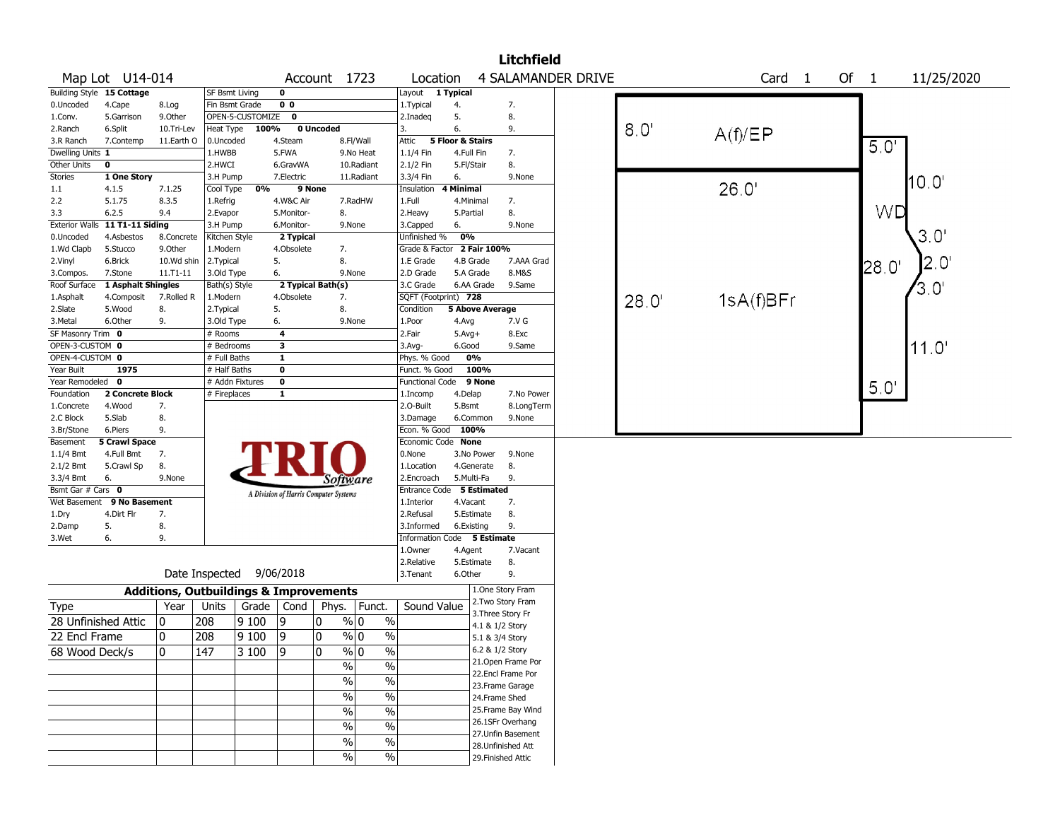# Litchfield

**Map Lot** U14-014 **Account** 1723 **Location** 4 SALAMANDER DRIVE **Card** 1 **Of** 1 11/25/2020

| Building Style | 15 Cottage | | SF Bsmt Living | 0 | | Layout | 1 Typical | |
|---|---|---|---|---|---|---|---|---|
| 0.Uncoded | 4.Cape | 8.Log | Fin Bsmt Grade | 0 0 | | 1.Typical | 4. | 7. |
| 1.Conv. | 5.Garrison | 9.Other | OPEN-5-CUSTOMIZE | 0 | | 2.Inadeq | 5. | 8. |
| 2.Ranch | 6.Split | 10.Tri-Lev | Heat Type | 100% | 0 Uncoded | 3. | 6. | 9. |
| 3.R Ranch | 7.Contemp | 11.Earth O | 0.Uncoded | 4.Steam | 8.Fl/Wall | Attic | 5 Floor & Stairs | |
| Dwelling Units | 1 | | 1.HWBB | 5.FWA | 9.No Heat | 1.1/4 Fin | 4.Full Fin | 7. |
| Other Units | 0 | | 2.HWCI | 6.GravWA | 10.Radiant | 2.1/2 Fin | 5.Fl/Stair | 8. |
| Stories | 1 One Story | | 3.H Pump | 7.Electric | 11.Radiant | 3.3/4 Fin | 6. | 9.None |
| 1.1 | 4.1.5 | 7.1.25 | Cool Type | 0% | 9 None | Insulation | 4 Minimal | |
| 2.2 | 5.1.75 | 8.3.5 | 1.Refrig | 4.W&C Air | 7.RadHW | 1.Full | 4.Minimal | 7. |
| 3.3 | 6.2.5 | 9.4 | 2.Evapor | 5.Monitor- | 8. | 2.Heavy | 5.Partial | 8. |
| Exterior Walls | 11 T1-11 Siding | | 3.H Pump | 6.Monitor- | 9.None | 3.Capped | 6. | 9.None |
| 0.Uncoded | 4.Asbestos | 8.Concrete | Kitchen Style | 2 Typical | | Unfinished % | 0% | |
| 1.Wd Clapb | 5.Stucco | 9.Other | 1.Modern | 4.Obsolete | 7. | Grade & Factor | 2 Fair 100% | |
| 2.Vinyl | 6.Brick | 10.Wd shin | 2.Typical | 5. | 8. | 1.E Grade | 4.B Grade | 7.AAA Grad |
| 3.Compos. | 7.Stone | 11.T1-11 | 3.Old Type | 6. | 9.None | 2.D Grade | 5.A Grade | 8.M&S |
| Roof Surface | 1 Asphalt Shingles | | Bath(s) Style | 2 Typical Bath(s) | | 3.C Grade | 6.AA Grade | 9.Same |
| 1.Asphalt | 4.Composit | 7.Rolled R | 1.Modern | 4.Obsolete | 7. | SQFT (Footprint) | 728 | |
| 2.Slate | 5.Wood | 8. | 2.Typical | 5. | 8. | Condition | 5 Above Average | |
| 3.Metal | 6.Other | 9. | 3.Old Type | 6. | 9.None | 1.Poor | 4.Avg | 7.V G |
| SF Masonry Trim | 0 | | # Rooms | 4 | | 2.Fair | 5.Avg+ | 8.Exc |
| OPEN-3-CUSTOM | 0 | | # Bedrooms | 3 | | 3.Avg- | 6.Good | 9.Same |
| OPEN-4-CUSTOM | 0 | | # Full Baths | 1 | | Phys. % Good | 0% | |
| Year Built | 1975 | | # Half Baths | 0 | | Funct. % Good | 100% | |
| Year Remodeled | 0 | | # Addn Fixtures | 0 | | Functional Code | 9 None | |
| Foundation | 2 Concrete Block | | # Fireplaces | 1 | | 1.Incomp | 4.Delap | 7.No Power |
| 1.Concrete | 4.Wood | 7. | | | | 2.O-Built | 5.Bsmt | 8.LongTerm |
| 2.C Block | 5.Slab | 8. | | | | 3.Damage | 6.Common | 9.None |
| 3.Br/Stone | 6.Piers | 9. | | | | Econ. % Good | 100% | |
| Basement | 5 Crawl Space | | | | | Economic Code | None | |
| 1.1/4 Bmt | 4.Full Bmt | 7. | | | | 0.None | 3.No Power | 9.None |
| 2.1/2 Bmt | 5.Crawl Sp | 8. | | | | 1.Location | 4.Generate | 8. |
| 3.3/4 Bmt | 6. | 9.None | | | | 2.Encroach | 5.Multi-Fa | 9. |
| Bsmt Gar # Cars | 0 | | | | | Entrance Code | 5 Estimated | |
| Wet Basement | 9 No Basement | | | | | 1.Interior | 4.Vacant | 7. |
| 1.Dry | 4.Dirt Flr | 7. | | | | 2.Refusal | 5.Estimate | 8. |
| 2.Damp | 5. | 8. | | | | 3.Informed | 6.Existing | 9. |
| 3.Wet | 6. | 9. | | | | Information Code | 5 Estimate | |
| | | | | | | 1.Owner | 4.Agent | 7.Vacant |
| | | | | | | 2.Relative | 5.Estimate | 8. |
| | | | Date Inspected | 9/06/2018 | | 3.Tenant | 6.Other | 9. |

TRIO Software — A Division of Harris Computer Systems

## Additions, Outbuildings & Improvements

| Type | Year | Units | Grade | Cond | Phys. | Funct. | Sound Value |
|---|---|---|---|---|---|---|---|
| 28 Unfinished Attic | 0 | 208 | 9 100 | 9 | 0 % | 0 % | |
| 22 Encl Frame | 0 | 208 | 9 100 | 9 | 0 % | 0 % | |
| 68 Wood Deck/s | 0 | 147 | 3 100 | 9 | 0 % | 0 % | |
| | | | | | % | % | |
| | | | | | % | % | |
| | | | | | % | % | |
| | | | | | % | % | |
| | | | | | % | % | |
| | | | | | % | % | |
| | | | | | % | % | |

1.One Story Fram
2.Two Story Fram
3.Three Story Fr
4.1 & 1/2 Story
5.1 & 3/4 Story
6.2 & 1/2 Story
21.Open Frame Por
22.Encl Frame Por
23.Frame Garage
24.Frame Shed
25.Frame Bay Wind
26.1SFr Overhang
27.Unfin Basement
28.Unfinished Att
29.Finished Attic

Sketch: A(f)/EP 8.0' × 26.0'; 1sA(f)BFr 28.0' × 26.0'; WD 5.0', 10.0', 3.0', 2.0', 3.0', 28.0', 11.0', 5.0'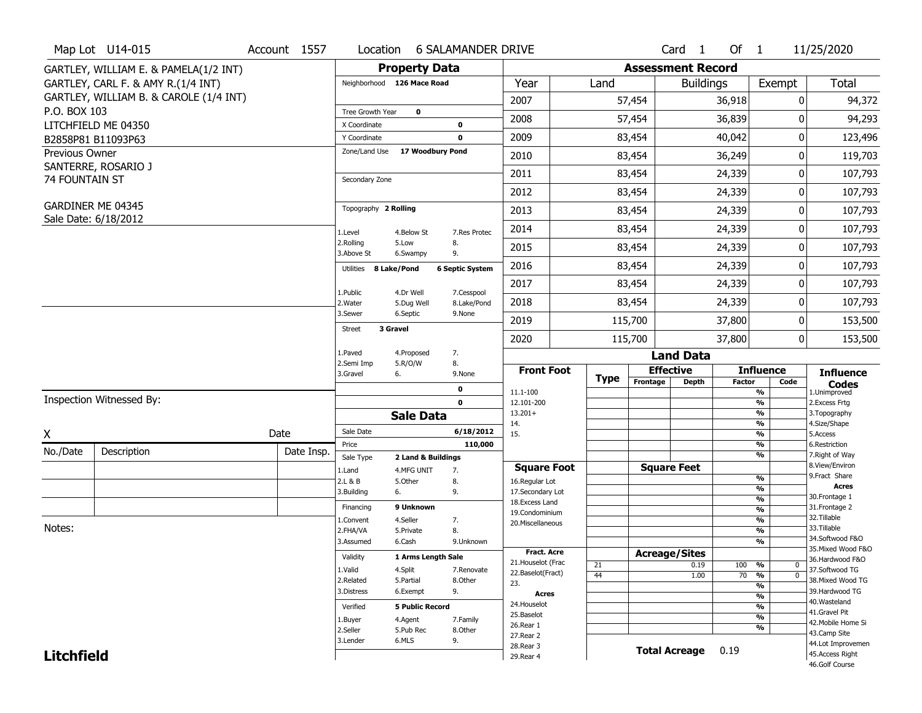Map Lot U14-015 | Account 1557 | Location 6 SALAMANDER DRIVE | Card 1 Of 1 | 11/25/2020

GARTLEY, WILLIAM E. & PAMELA(1/2 INT)
GARTLEY, CARL F. & AMY R.(1/4 INT)
GARTLEY, WILLIAM B. & CAROLE (1/4 INT)
P.O. BOX 103
LITCHFIELD ME 04350
B2858P81 B11093P63

Previous Owner
SANTERRE, ROSARIO J
74 FOUNTAIN ST

GARDINER ME 04345
Sale Date: 6/18/2012

## Property Data

Neighborhood: 126 Mace Road

Tree Growth Year: 0
X Coordinate: 0
Y Coordinate: 0
Zone/Land Use: 17 Woodbury Pond

Secondary Zone

Topography: 2 Rolling

| 1.Level | 4.Below St | 7.Res Protec |
|---|---|---|
| 2.Rolling | 5.Low | 8. |
| 3.Above St | 6.Swampy | 9. |

Utilities: 8 Lake/Pond, 6 Septic System

| 1.Public | 4.Dr Well | 7.Cesspool |
|---|---|---|
| 2.Water | 5.Dug Well | 8.Lake/Pond |
| 3.Sewer | 6.Septic | 9.None |

Street: 3 Gravel

| 1.Paved | 4.Proposed | 7. |
|---|---|---|
| 2.Semi Imp | 5.R/O/W | 8. |
| 3.Gravel | 6. | 9.None |

0
0

## Assessment Record

| Year | Land | Buildings | Exempt | Total |
|---|---|---|---|---|
| 2007 | 57,454 | 36,918 | 0 | 94,372 |
| 2008 | 57,454 | 36,839 | 0 | 94,293 |
| 2009 | 83,454 | 40,042 | 0 | 123,496 |
| 2010 | 83,454 | 36,249 | 0 | 119,703 |
| 2011 | 83,454 | 24,339 | 0 | 107,793 |
| 2012 | 83,454 | 24,339 | 0 | 107,793 |
| 2013 | 83,454 | 24,339 | 0 | 107,793 |
| 2014 | 83,454 | 24,339 | 0 | 107,793 |
| 2015 | 83,454 | 24,339 | 0 | 107,793 |
| 2016 | 83,454 | 24,339 | 0 | 107,793 |
| 2017 | 83,454 | 24,339 | 0 | 107,793 |
| 2018 | 83,454 | 24,339 | 0 | 107,793 |
| 2019 | 115,700 | 37,800 | 0 | 153,500 |
| 2020 | 115,700 | 37,800 | 0 | 153,500 |

## Land Data

| Front Foot | Type | Effective Frontage | Effective Depth | Influence Factor | Influence Code |
|---|---|---|---|---|---|
| 11.1-100 | | | | % | |
| 12.101-200 | | | | % | |
| 13.201+ | | | | % | |
| 14. | | | | % | |
| 15. | | | | % | |
| | | | | % | |
| | | | | % | |

| Square Foot | Square Feet | | |
|---|---|---|---|
| 16.Regular Lot | | % | |
| 17.Secondary Lot | | % | |
| 18.Excess Land | | % | |
| 19.Condominium | | % | |
| 20.Miscellaneous | | % | |
| | | % | |
| | | % | |

| Fract. Acre | Type | Acreage/Sites | Influence Factor | Influence Code |
|---|---|---|---|---|
| 21.Houselot (Frac | 21 | 0.19 | 100 % | 0 |
| 22.Baselot(Fract) | 44 | 1.00 | 70 % | 0 |
| 23. | | | % | |
| **Acres** | | | % | |
| 24.Houselot | | | % | |
| 25.Baselot | | | % | |
| 26.Rear 1 | | | % | |
| 27.Rear 2 | | | | |
| 28.Rear 3 | | | | |
| 29.Rear 4 | | | | |

**Total Acreage** 0.19

### Influence Codes

1.Unimproved
2.Excess Frtg
3.Topography
4.Size/Shape
5.Access
6.Restriction
7.Right of Way
8.View/Environ
9.Fract Share

**Acres**

30.Frontage 1
31.Frontage 2
32.Tillable
33.Tillable
34.Softwood F&O
35.Mixed Wood F&O
36.Hardwood F&O
37.Softwood TG
38.Mixed Wood TG
39.Hardwood TG
40.Wasteland
41.Gravel Pit
42.Mobile Home Si
43.Camp Site
44.Lot Improvemen
45.Access Right
46.Golf Course

## Sale Data

Sale Date: 6/18/2012
Price: 110,000
Sale Type: 2 Land & Buildings

| 1.Land | 4.MFG UNIT | 7. |
|---|---|---|
| 2.L & B | 5.Other | 8. |
| 3.Building | 6. | 9. |

Financing: 9 Unknown

| 1.Convent | 4.Seller | 7. |
|---|---|---|
| 2.FHA/VA | 5.Private | 8. |
| 3.Assumed | 6.Cash | 9.Unknown |

Validity: 1 Arms Length Sale

| 1.Valid | 4.Split | 7.Renovate |
|---|---|---|
| 2.Related | 5.Partial | 8.Other |
| 3.Distress | 6.Exempt | 9. |

Verified: 5 Public Record

| 1.Buyer | 4.Agent | 7.Family |
|---|---|---|
| 2.Seller | 5.Pub Rec | 8.Other |
| 3.Lender | 6.MLS | 9. |

Inspection Witnessed By:

X ______________________ Date

| No./Date | Description | Date Insp. |
|---|---|---|
| | | |
| | | |
| | | |

Notes:

**Litchfield**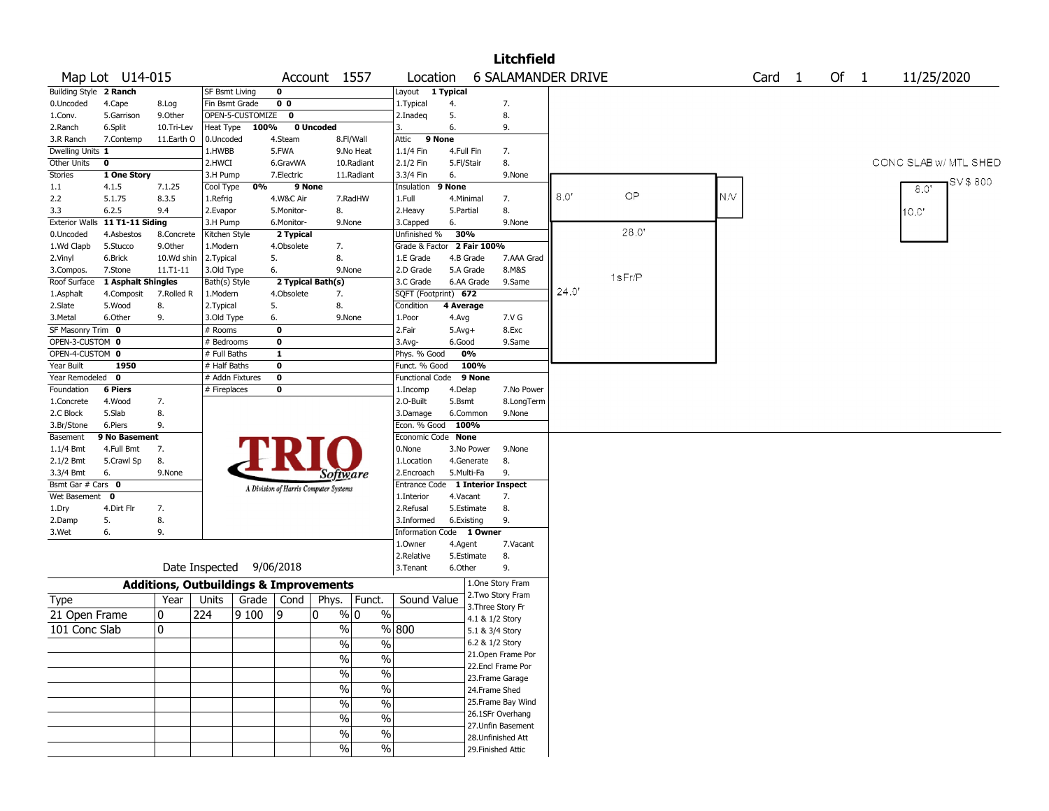# Litchfield

**Map Lot** U14-015 **Account** 1557 **Location** 6 SALAMANDER DRIVE **Card** 1 **Of** 1 11/25/2020

| | | | | | | | | | | | |
|---|---|---|---|---|---|---|---|---|---|---|---|
| Building Style | **2 Ranch** | | SF Bsmt Living | **0** | | | | Layout | **1 Typical** | | |
| 0.Uncoded | 4.Cape | 8.Log | Fin Bsmt Grade | **0 0** | | | | 1.Typical | 4. | 7. | |
| 1.Conv. | 5.Garrison | 9.Other | OPEN-5-CUSTOMIZE | **0** | | | | 2.Inadeq | 5. | 8. | |
| 2.Ranch | 6.Split | 10.Tri-Lev | Heat Type | **100%** | **0 Uncoded** | | | 3. | 6. | 9. | |
| 3.R Ranch | 7.Contemp | 11.Earth O | 0.Uncoded | 4.Steam | 8.Fl/Wall | | | Attic | **9 None** | | |
| Dwelling Units | **1** | | 1.HWBB | 5.FWA | 9.No Heat | | | 1.1/4 Fin | 4.Full Fin | 7. | |
| Other Units | **0** | | 2.HWCI | 6.GravWA | 10.Radiant | | | 2.1/2 Fin | 5.Fl/Stair | 8. | |
| Stories | **1 One Story** | | 3.H Pump | 7.Electric | 11.Radiant | | | 3.3/4 Fin | 6. | 9.None | |
| 1.1 | 4.1.5 | 7.1.25 | Cool Type | **0%** | **9 None** | | | Insulation | **9 None** | | |
| 2.2 | 5.1.75 | 8.3.5 | 1.Refrig | 4.W&C Air | 7.RadHW | | | 1.Full | 4.Minimal | 7. | |
| 3.3 | 6.2.5 | 9.4 | 2.Evapor | 5.Monitor- | 8. | | | 2.Heavy | 5.Partial | 8. | |
| Exterior Walls | **11 T1-11 Siding** | | 3.H Pump | 6.Monitor- | 9.None | | | 3.Capped | 6. | 9.None | |
| 0.Uncoded | 4.Asbestos | 8.Concrete | Kitchen Style | **2 Typical** | | | | Unfinished % | **30%** | | |
| 1.Wd Clapb | 5.Stucco | 9.Other | 1.Modern | 4.Obsolete | 7. | | | Grade & Factor | **2 Fair 100%** | | |
| 2.Vinyl | 6.Brick | 10.Wd shin | 2.Typical | 5. | 8. | | | 1.E Grade | 4.B Grade | 7.AAA Grad | |
| 3.Compos. | 7.Stone | 11.T1-11 | 3.Old Type | 6. | 9.None | | | 2.D Grade | 5.A Grade | 8.M&S | |
| Roof Surface | **1 Asphalt Shingles** | | Bath(s) Style | **2 Typical Bath(s)** | | | | 3.C Grade | 6.AA Grade | 9.Same | |
| 1.Asphalt | 4.Composit | 7.Rolled R | 1.Modern | 4.Obsolete | 7. | | | SQFT (Footprint) | **672** | | |
| 2.Slate | 5.Wood | 8. | 2.Typical | 5. | 8. | | | Condition | **4 Average** | | |
| 3.Metal | 6.Other | 9. | 3.Old Type | 6. | 9.None | | | 1.Poor | 4.Avg | 7.V G | |
| SF Masonry Trim | **0** | | # Rooms | **0** | | | | 2.Fair | 5.Avg+ | 8.Exc | |
| OPEN-3-CUSTOM | **0** | | # Bedrooms | **0** | | | | 3.Avg- | 6.Good | 9.Same | |
| OPEN-4-CUSTOM | **0** | | # Full Baths | **1** | | | | Phys. % Good | **0%** | | |
| Year Built | **1950** | | # Half Baths | **0** | | | | Funct. % Good | **100%** | | |
| Year Remodeled | **0** | | # Addn Fixtures | **0** | | | | Functional Code | **9 None** | | |
| Foundation | **6 Piers** | | # Fireplaces | **0** | | | | 1.Incomp | 4.Delap | 7.No Power | |
| 1.Concrete | 4.Wood | 7. | | | | | | 2.O-Built | 5.Bsmt | 8.LongTerm | |
| 2.C Block | 5.Slab | 8. | | | | | | 3.Damage | 6.Common | 9.None | |
| 3.Br/Stone | 6.Piers | 9. | | | | | | Econ. % Good | **100%** | | |
| Basement | **9 No Basement** | | | | | | | Economic Code | **None** | | |
| 1.1/4 Bmt | 4.Full Bmt | 7. | | | | | | 0.None | 3.No Power | 9.None | |
| 2.1/2 Bmt | 5.Crawl Sp | 8. | | | | | | 1.Location | 4.Generate | 8. | |
| 3.3/4 Bmt | 6. | 9.None | | | | | | 2.Encroach | 5.Multi-Fa | 9. | |
| Bsmt Gar # Cars | **0** | | | | | | | Entrance Code | **1 Interior Inspect** | | |
| Wet Basement | **0** | | | | | | | 1.Interior | 4.Vacant | 7. | |
| 1.Dry | 4.Dirt Flr | 7. | | | | | | 2.Refusal | 5.Estimate | 8. | |
| 2.Damp | 5. | 8. | | | | | | 3.Informed | 6.Existing | 9. | |
| 3.Wet | 6. | 9. | | | | | | Information Code | **1 Owner** | | |
| | | | | | | | | 1.Owner | 4.Agent | 7.Vacant | |
| | | | | | | | | 2.Relative | 5.Estimate | 8. | |
| | | | Date Inspected | 9/06/2018 | | | | 3.Tenant | 6.Other | 9. | |

TRIO Software — A Division of Harris Computer Systems

## Additions, Outbuildings & Improvements

| Type | Year | Units | Grade | Cond | Phys. | Funct. | Sound Value |
|---|---|---|---|---|---|---|---|
| 21 Open Frame | 0 | 224 | 9 100 | 9 | 0 % | 0 % | |
| 101 Conc Slab | 0 | | | | % | % | 800 |
| | | | | | % | % | |
| | | | | | % | % | |
| | | | | | % | % | |
| | | | | | % | % | |
| | | | | | % | % | |
| | | | | | % | % | |
| | | | | | % | % | |

1.One Story Fram
2.Two Story Fram
3.Three Story Fr
4.1 & 1/2 Story
5.1 & 3/4 Story
6.2 & 1/2 Story
21.Open Frame Por
22.Encl Frame Por
23.Frame Garage
24.Frame Shed
25.Frame Bay Wind
26.1SFr Overhang
27.Unfin Basement
28.Unfinished Att
29.Finished Attic

Sketch labels:
OP
8.0'
28.0'
N/V
1sFr/P
24.0'
CONC SLAB w/ MTL SHED
SV $ 800
8.0'
10.0'